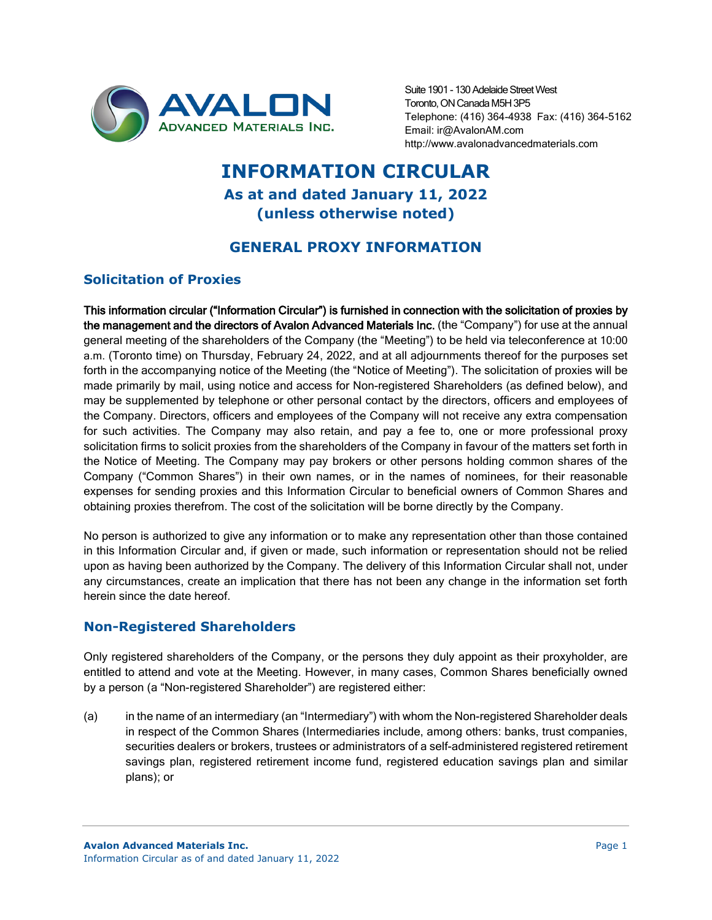Suite 1901 - 130 Adelaide Street West
Toronto, ON Canada M5H 3P5
Telephone: (416) 364-4938 Fax: (416) 364-5162
Email: ir@AvalonAM.com
http://www.avalonadvancedmaterials.com

# INFORMATION CIRCULAR
## As at and dated January 11, 2022
## (unless otherwise noted)

## GENERAL PROXY INFORMATION

### Solicitation of Proxies

**This information circular ("Information Circular") is furnished in connection with the solicitation of proxies by the management and the directors of Avalon Advanced Materials Inc.** (the "Company") for use at the annual general meeting of the shareholders of the Company (the "Meeting") to be held via teleconference at 10:00 a.m. (Toronto time) on Thursday, February 24, 2022, and at all adjournments thereof for the purposes set forth in the accompanying notice of the Meeting (the "Notice of Meeting"). The solicitation of proxies will be made primarily by mail, using notice and access for Non-registered Shareholders (as defined below), and may be supplemented by telephone or other personal contact by the directors, officers and employees of the Company. Directors, officers and employees of the Company will not receive any extra compensation for such activities. The Company may also retain, and pay a fee to, one or more professional proxy solicitation firms to solicit proxies from the shareholders of the Company in favour of the matters set forth in the Notice of Meeting. The Company may pay brokers or other persons holding common shares of the Company ("Common Shares") in their own names, or in the names of nominees, for their reasonable expenses for sending proxies and this Information Circular to beneficial owners of Common Shares and obtaining proxies therefrom. The cost of the solicitation will be borne directly by the Company.

No person is authorized to give any information or to make any representation other than those contained in this Information Circular and, if given or made, such information or representation should not be relied upon as having been authorized by the Company. The delivery of this Information Circular shall not, under any circumstances, create an implication that there has not been any change in the information set forth herein since the date hereof.

### Non-Registered Shareholders

Only registered shareholders of the Company, or the persons they duly appoint as their proxyholder, are entitled to attend and vote at the Meeting. However, in many cases, Common Shares beneficially owned by a person (a "Non-registered Shareholder") are registered either:

(a) in the name of an intermediary (an "Intermediary") with whom the Non-registered Shareholder deals in respect of the Common Shares (Intermediaries include, among others: banks, trust companies, securities dealers or brokers, trustees or administrators of a self-administered registered retirement savings plan, registered retirement income fund, registered education savings plan and similar plans); or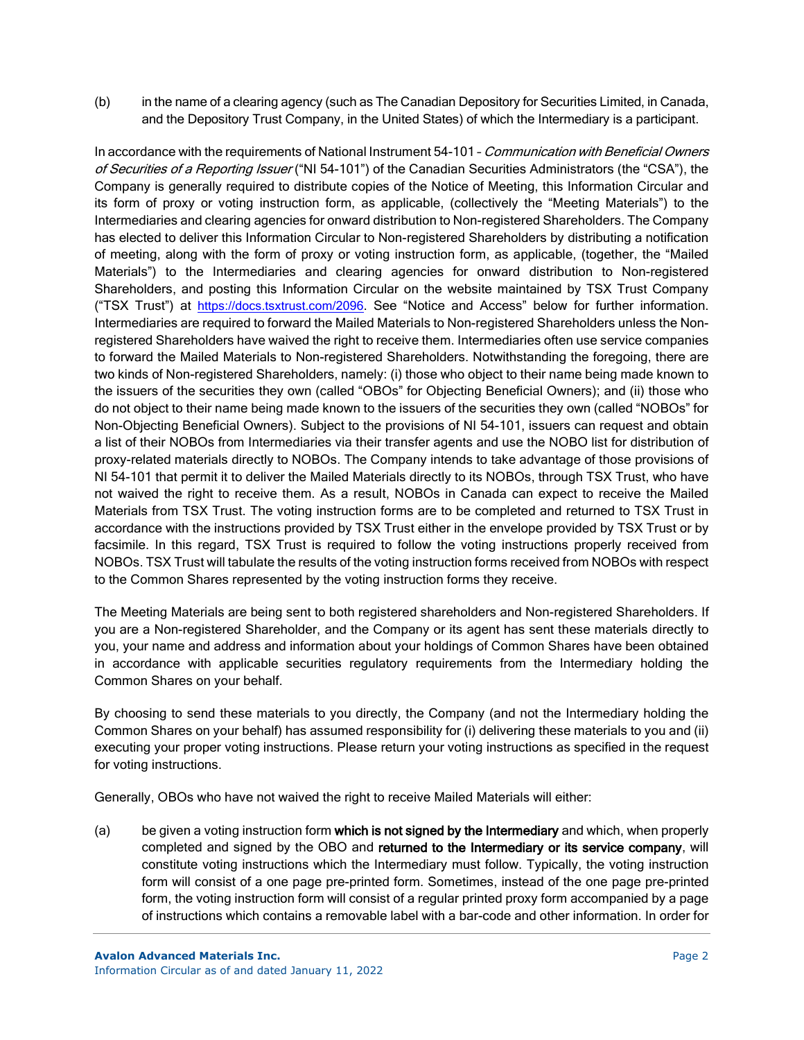(b) in the name of a clearing agency (such as The Canadian Depository for Securities Limited, in Canada, and the Depository Trust Company, in the United States) of which the Intermediary is a participant.

In accordance with the requirements of National Instrument 54-101 – *Communication with Beneficial Owners of Securities of a Reporting Issuer* ("NI 54-101") of the Canadian Securities Administrators (the "CSA"), the Company is generally required to distribute copies of the Notice of Meeting, this Information Circular and its form of proxy or voting instruction form, as applicable, (collectively the "Meeting Materials") to the Intermediaries and clearing agencies for onward distribution to Non-registered Shareholders. The Company has elected to deliver this Information Circular to Non-registered Shareholders by distributing a notification of meeting, along with the form of proxy or voting instruction form, as applicable, (together, the "Mailed Materials") to the Intermediaries and clearing agencies for onward distribution to Non-registered Shareholders, and posting this Information Circular on the website maintained by TSX Trust Company ("TSX Trust") at https://docs.tsxtrust.com/2096. See "Notice and Access" below for further information. Intermediaries are required to forward the Mailed Materials to Non-registered Shareholders unless the Non-registered Shareholders have waived the right to receive them. Intermediaries often use service companies to forward the Mailed Materials to Non-registered Shareholders. Notwithstanding the foregoing, there are two kinds of Non-registered Shareholders, namely: (i) those who object to their name being made known to the issuers of the securities they own (called "OBOs" for Objecting Beneficial Owners); and (ii) those who do not object to their name being made known to the issuers of the securities they own (called "NOBOs" for Non-Objecting Beneficial Owners). Subject to the provisions of NI 54-101, issuers can request and obtain a list of their NOBOs from Intermediaries via their transfer agents and use the NOBO list for distribution of proxy-related materials directly to NOBOs. The Company intends to take advantage of those provisions of NI 54-101 that permit it to deliver the Mailed Materials directly to its NOBOs, through TSX Trust, who have not waived the right to receive them. As a result, NOBOs in Canada can expect to receive the Mailed Materials from TSX Trust. The voting instruction forms are to be completed and returned to TSX Trust in accordance with the instructions provided by TSX Trust either in the envelope provided by TSX Trust or by facsimile. In this regard, TSX Trust is required to follow the voting instructions properly received from NOBOs. TSX Trust will tabulate the results of the voting instruction forms received from NOBOs with respect to the Common Shares represented by the voting instruction forms they receive.

The Meeting Materials are being sent to both registered shareholders and Non-registered Shareholders. If you are a Non-registered Shareholder, and the Company or its agent has sent these materials directly to you, your name and address and information about your holdings of Common Shares have been obtained in accordance with applicable securities regulatory requirements from the Intermediary holding the Common Shares on your behalf.

By choosing to send these materials to you directly, the Company (and not the Intermediary holding the Common Shares on your behalf) has assumed responsibility for (i) delivering these materials to you and (ii) executing your proper voting instructions. Please return your voting instructions as specified in the request for voting instructions.

Generally, OBOs who have not waived the right to receive Mailed Materials will either:

(a) be given a voting instruction form **which is not signed by the Intermediary** and which, when properly completed and signed by the OBO and **returned to the Intermediary or its service company**, will constitute voting instructions which the Intermediary must follow. Typically, the voting instruction form will consist of a one page pre-printed form. Sometimes, instead of the one page pre-printed form, the voting instruction form will consist of a regular printed proxy form accompanied by a page of instructions which contains a removable label with a bar-code and other information. In order for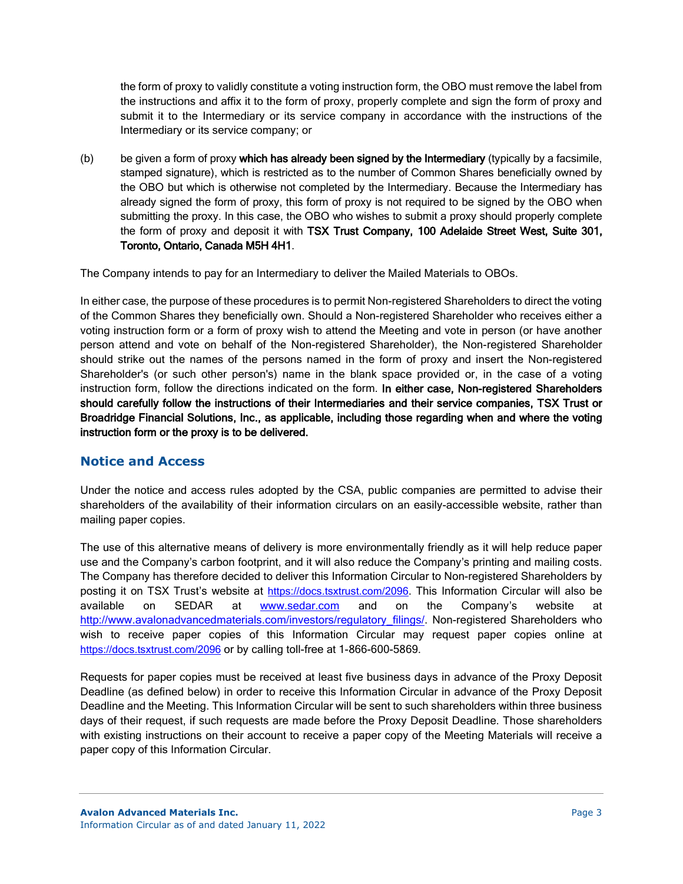the form of proxy to validly constitute a voting instruction form, the OBO must remove the label from the instructions and affix it to the form of proxy, properly complete and sign the form of proxy and submit it to the Intermediary or its service company in accordance with the instructions of the Intermediary or its service company; or

(b) be given a form of proxy **which has already been signed by the Intermediary** (typically by a facsimile, stamped signature), which is restricted as to the number of Common Shares beneficially owned by the OBO but which is otherwise not completed by the Intermediary. Because the Intermediary has already signed the form of proxy, this form of proxy is not required to be signed by the OBO when submitting the proxy. In this case, the OBO who wishes to submit a proxy should properly complete the form of proxy and deposit it with **TSX Trust Company, 100 Adelaide Street West, Suite 301, Toronto, Ontario, Canada M5H 4H1**.

The Company intends to pay for an Intermediary to deliver the Mailed Materials to OBOs.

In either case, the purpose of these procedures is to permit Non-registered Shareholders to direct the voting of the Common Shares they beneficially own. Should a Non-registered Shareholder who receives either a voting instruction form or a form of proxy wish to attend the Meeting and vote in person (or have another person attend and vote on behalf of the Non-registered Shareholder), the Non-registered Shareholder should strike out the names of the persons named in the form of proxy and insert the Non-registered Shareholder's (or such other person's) name in the blank space provided or, in the case of a voting instruction form, follow the directions indicated on the form. **In either case, Non-registered Shareholders should carefully follow the instructions of their Intermediaries and their service companies, TSX Trust or Broadridge Financial Solutions, Inc., as applicable, including those regarding when and where the voting instruction form or the proxy is to be delivered.**

## Notice and Access

Under the notice and access rules adopted by the CSA, public companies are permitted to advise their shareholders of the availability of their information circulars on an easily-accessible website, rather than mailing paper copies.

The use of this alternative means of delivery is more environmentally friendly as it will help reduce paper use and the Company's carbon footprint, and it will also reduce the Company's printing and mailing costs. The Company has therefore decided to deliver this Information Circular to Non-registered Shareholders by posting it on TSX Trust's website at https://docs.tsxtrust.com/2096. This Information Circular will also be available on SEDAR at www.sedar.com and on the Company's website at http://www.avalonadvancedmaterials.com/investors/regulatory_filings/. Non-registered Shareholders who wish to receive paper copies of this Information Circular may request paper copies online at https://docs.tsxtrust.com/2096 or by calling toll-free at 1-866-600-5869.

Requests for paper copies must be received at least five business days in advance of the Proxy Deposit Deadline (as defined below) in order to receive this Information Circular in advance of the Proxy Deposit Deadline and the Meeting. This Information Circular will be sent to such shareholders within three business days of their request, if such requests are made before the Proxy Deposit Deadline. Those shareholders with existing instructions on their account to receive a paper copy of the Meeting Materials will receive a paper copy of this Information Circular.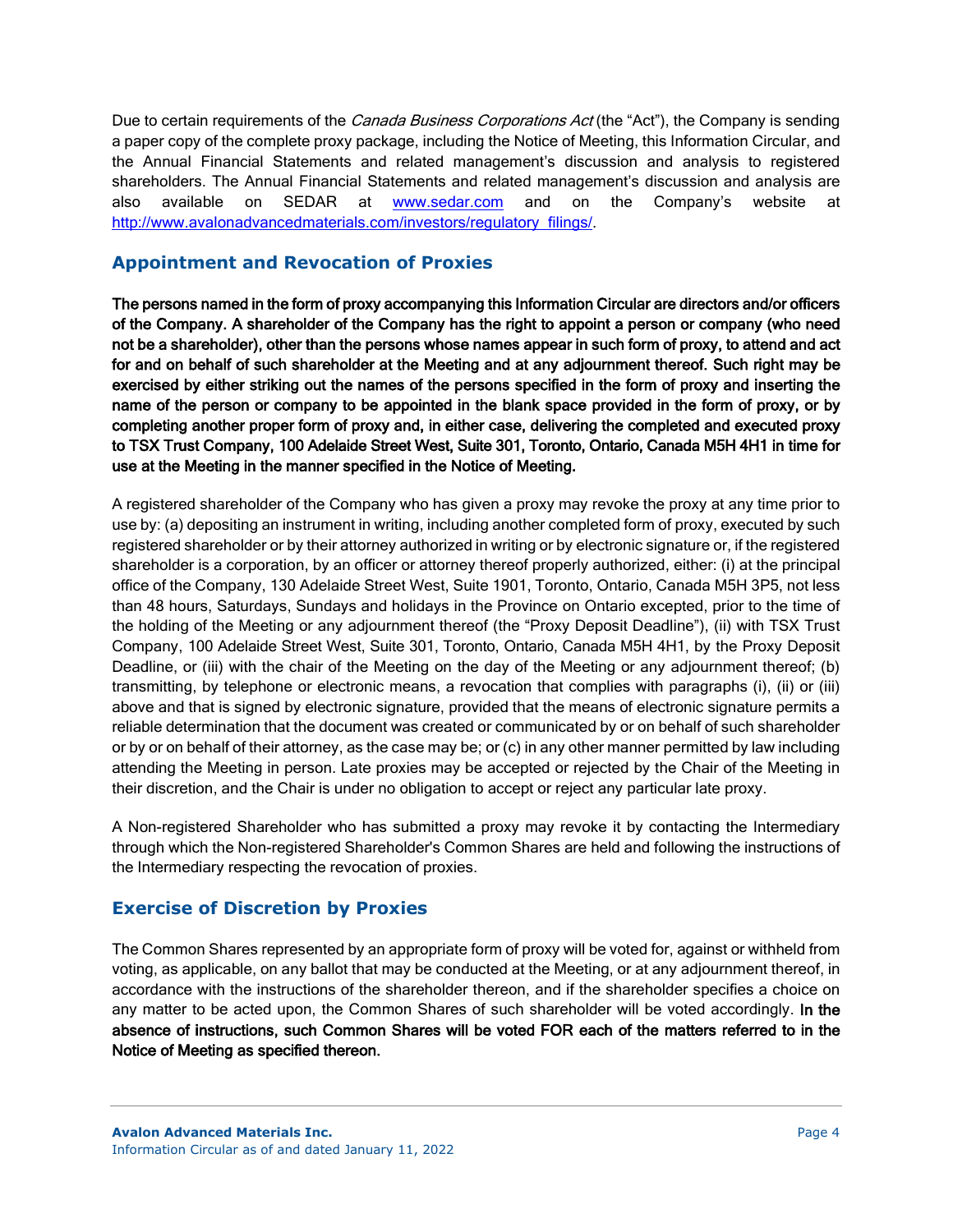Due to certain requirements of the *Canada Business Corporations Act* (the "Act"), the Company is sending a paper copy of the complete proxy package, including the Notice of Meeting, this Information Circular, and the Annual Financial Statements and related management's discussion and analysis to registered shareholders. The Annual Financial Statements and related management's discussion and analysis are also available on SEDAR at [www.sedar.com](www.sedar.com) and on the Company's website at [http://www.avalonadvancedmaterials.com/investors/regulatory_filings/](http://www.avalonadvancedmaterials.com/investors/regulatory_filings/).

## Appointment and Revocation of Proxies

**The persons named in the form of proxy accompanying this Information Circular are directors and/or officers of the Company. A shareholder of the Company has the right to appoint a person or company (who need not be a shareholder), other than the persons whose names appear in such form of proxy, to attend and act for and on behalf of such shareholder at the Meeting and at any adjournment thereof. Such right may be exercised by either striking out the names of the persons specified in the form of proxy and inserting the name of the person or company to be appointed in the blank space provided in the form of proxy, or by completing another proper form of proxy and, in either case, delivering the completed and executed proxy to TSX Trust Company, 100 Adelaide Street West, Suite 301, Toronto, Ontario, Canada M5H 4H1 in time for use at the Meeting in the manner specified in the Notice of Meeting.**

A registered shareholder of the Company who has given a proxy may revoke the proxy at any time prior to use by: (a) depositing an instrument in writing, including another completed form of proxy, executed by such registered shareholder or by their attorney authorized in writing or by electronic signature or, if the registered shareholder is a corporation, by an officer or attorney thereof properly authorized, either: (i) at the principal office of the Company, 130 Adelaide Street West, Suite 1901, Toronto, Ontario, Canada M5H 3P5, not less than 48 hours, Saturdays, Sundays and holidays in the Province on Ontario excepted, prior to the time of the holding of the Meeting or any adjournment thereof (the "Proxy Deposit Deadline"), (ii) with TSX Trust Company, 100 Adelaide Street West, Suite 301, Toronto, Ontario, Canada M5H 4H1, by the Proxy Deposit Deadline, or (iii) with the chair of the Meeting on the day of the Meeting or any adjournment thereof; (b) transmitting, by telephone or electronic means, a revocation that complies with paragraphs (i), (ii) or (iii) above and that is signed by electronic signature, provided that the means of electronic signature permits a reliable determination that the document was created or communicated by or on behalf of such shareholder or by or on behalf of their attorney, as the case may be; or (c) in any other manner permitted by law including attending the Meeting in person. Late proxies may be accepted or rejected by the Chair of the Meeting in their discretion, and the Chair is under no obligation to accept or reject any particular late proxy.

A Non-registered Shareholder who has submitted a proxy may revoke it by contacting the Intermediary through which the Non-registered Shareholder's Common Shares are held and following the instructions of the Intermediary respecting the revocation of proxies.

## Exercise of Discretion by Proxies

The Common Shares represented by an appropriate form of proxy will be voted for, against or withheld from voting, as applicable, on any ballot that may be conducted at the Meeting, or at any adjournment thereof, in accordance with the instructions of the shareholder thereon, and if the shareholder specifies a choice on any matter to be acted upon, the Common Shares of such shareholder will be voted accordingly. **In the absence of instructions, such Common Shares will be voted FOR each of the matters referred to in the Notice of Meeting as specified thereon.**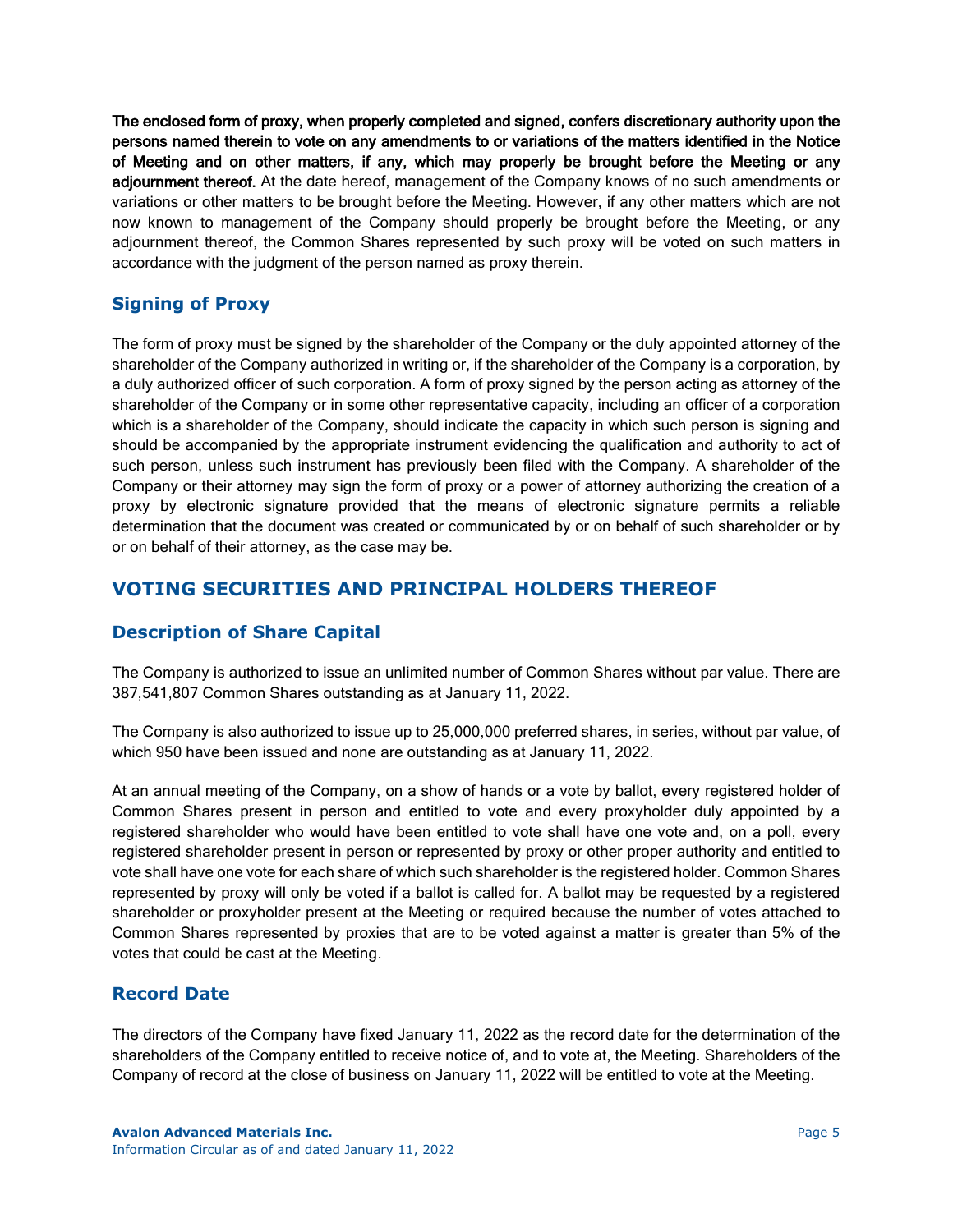**The enclosed form of proxy, when properly completed and signed, confers discretionary authority upon the persons named therein to vote on any amendments to or variations of the matters identified in the Notice of Meeting and on other matters, if any, which may properly be brought before the Meeting or any adjournment thereof.** At the date hereof, management of the Company knows of no such amendments or variations or other matters to be brought before the Meeting. However, if any other matters which are not now known to management of the Company should properly be brought before the Meeting, or any adjournment thereof, the Common Shares represented by such proxy will be voted on such matters in accordance with the judgment of the person named as proxy therein.

## Signing of Proxy

The form of proxy must be signed by the shareholder of the Company or the duly appointed attorney of the shareholder of the Company authorized in writing or, if the shareholder of the Company is a corporation, by a duly authorized officer of such corporation. A form of proxy signed by the person acting as attorney of the shareholder of the Company or in some other representative capacity, including an officer of a corporation which is a shareholder of the Company, should indicate the capacity in which such person is signing and should be accompanied by the appropriate instrument evidencing the qualification and authority to act of such person, unless such instrument has previously been filed with the Company. A shareholder of the Company or their attorney may sign the form of proxy or a power of attorney authorizing the creation of a proxy by electronic signature provided that the means of electronic signature permits a reliable determination that the document was created or communicated by or on behalf of such shareholder or by or on behalf of their attorney, as the case may be.

# VOTING SECURITIES AND PRINCIPAL HOLDERS THEREOF

## Description of Share Capital

The Company is authorized to issue an unlimited number of Common Shares without par value. There are 387,541,807 Common Shares outstanding as at January 11, 2022.

The Company is also authorized to issue up to 25,000,000 preferred shares, in series, without par value, of which 950 have been issued and none are outstanding as at January 11, 2022.

At an annual meeting of the Company, on a show of hands or a vote by ballot, every registered holder of Common Shares present in person and entitled to vote and every proxyholder duly appointed by a registered shareholder who would have been entitled to vote shall have one vote and, on a poll, every registered shareholder present in person or represented by proxy or other proper authority and entitled to vote shall have one vote for each share of which such shareholder is the registered holder. Common Shares represented by proxy will only be voted if a ballot is called for. A ballot may be requested by a registered shareholder or proxyholder present at the Meeting or required because the number of votes attached to Common Shares represented by proxies that are to be voted against a matter is greater than 5% of the votes that could be cast at the Meeting.

## Record Date

The directors of the Company have fixed January 11, 2022 as the record date for the determination of the shareholders of the Company entitled to receive notice of, and to vote at, the Meeting. Shareholders of the Company of record at the close of business on January 11, 2022 will be entitled to vote at the Meeting.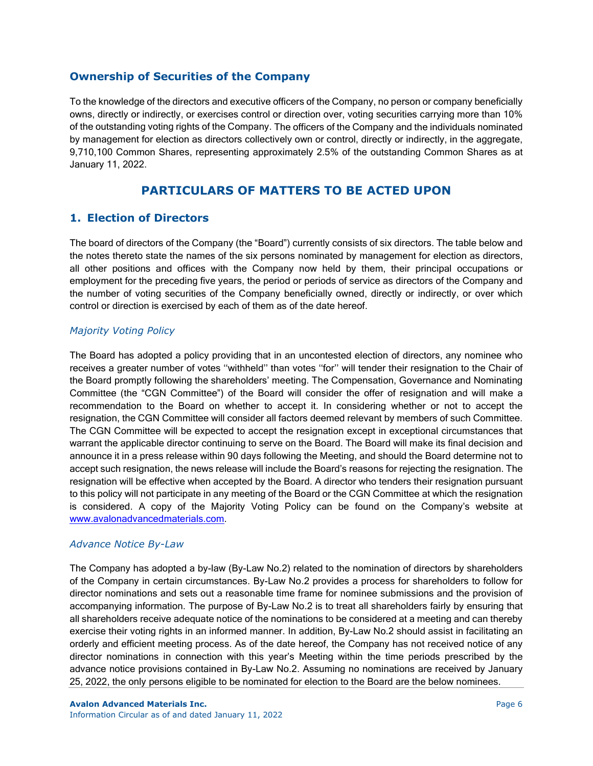## Ownership of Securities of the Company

To the knowledge of the directors and executive officers of the Company, no person or company beneficially owns, directly or indirectly, or exercises control or direction over, voting securities carrying more than 10% of the outstanding voting rights of the Company. The officers of the Company and the individuals nominated by management for election as directors collectively own or control, directly or indirectly, in the aggregate, 9,710,100 Common Shares, representing approximately 2.5% of the outstanding Common Shares as at January 11, 2022.

# PARTICULARS OF MATTERS TO BE ACTED UPON

## 1. Election of Directors

The board of directors of the Company (the "Board") currently consists of six directors. The table below and the notes thereto state the names of the six persons nominated by management for election as directors, all other positions and offices with the Company now held by them, their principal occupations or employment for the preceding five years, the period or periods of service as directors of the Company and the number of voting securities of the Company beneficially owned, directly or indirectly, or over which control or direction is exercised by each of them as of the date hereof.

### *Majority Voting Policy*

The Board has adopted a policy providing that in an uncontested election of directors, any nominee who receives a greater number of votes ''withheld'' than votes ''for'' will tender their resignation to the Chair of the Board promptly following the shareholders' meeting. The Compensation, Governance and Nominating Committee (the "CGN Committee") of the Board will consider the offer of resignation and will make a recommendation to the Board on whether to accept it. In considering whether or not to accept the resignation, the CGN Committee will consider all factors deemed relevant by members of such Committee. The CGN Committee will be expected to accept the resignation except in exceptional circumstances that warrant the applicable director continuing to serve on the Board. The Board will make its final decision and announce it in a press release within 90 days following the Meeting, and should the Board determine not to accept such resignation, the news release will include the Board's reasons for rejecting the resignation. The resignation will be effective when accepted by the Board. A director who tenders their resignation pursuant to this policy will not participate in any meeting of the Board or the CGN Committee at which the resignation is considered. A copy of the Majority Voting Policy can be found on the Company's website at www.avalonadvancedmaterials.com.

### *Advance Notice By-Law*

The Company has adopted a by-law (By-Law No.2) related to the nomination of directors by shareholders of the Company in certain circumstances. By-Law No.2 provides a process for shareholders to follow for director nominations and sets out a reasonable time frame for nominee submissions and the provision of accompanying information. The purpose of By-Law No.2 is to treat all shareholders fairly by ensuring that all shareholders receive adequate notice of the nominations to be considered at a meeting and can thereby exercise their voting rights in an informed manner. In addition, By-Law No.2 should assist in facilitating an orderly and efficient meeting process. As of the date hereof, the Company has not received notice of any director nominations in connection with this year's Meeting within the time periods prescribed by the advance notice provisions contained in By-Law No.2. Assuming no nominations are received by January 25, 2022, the only persons eligible to be nominated for election to the Board are the below nominees.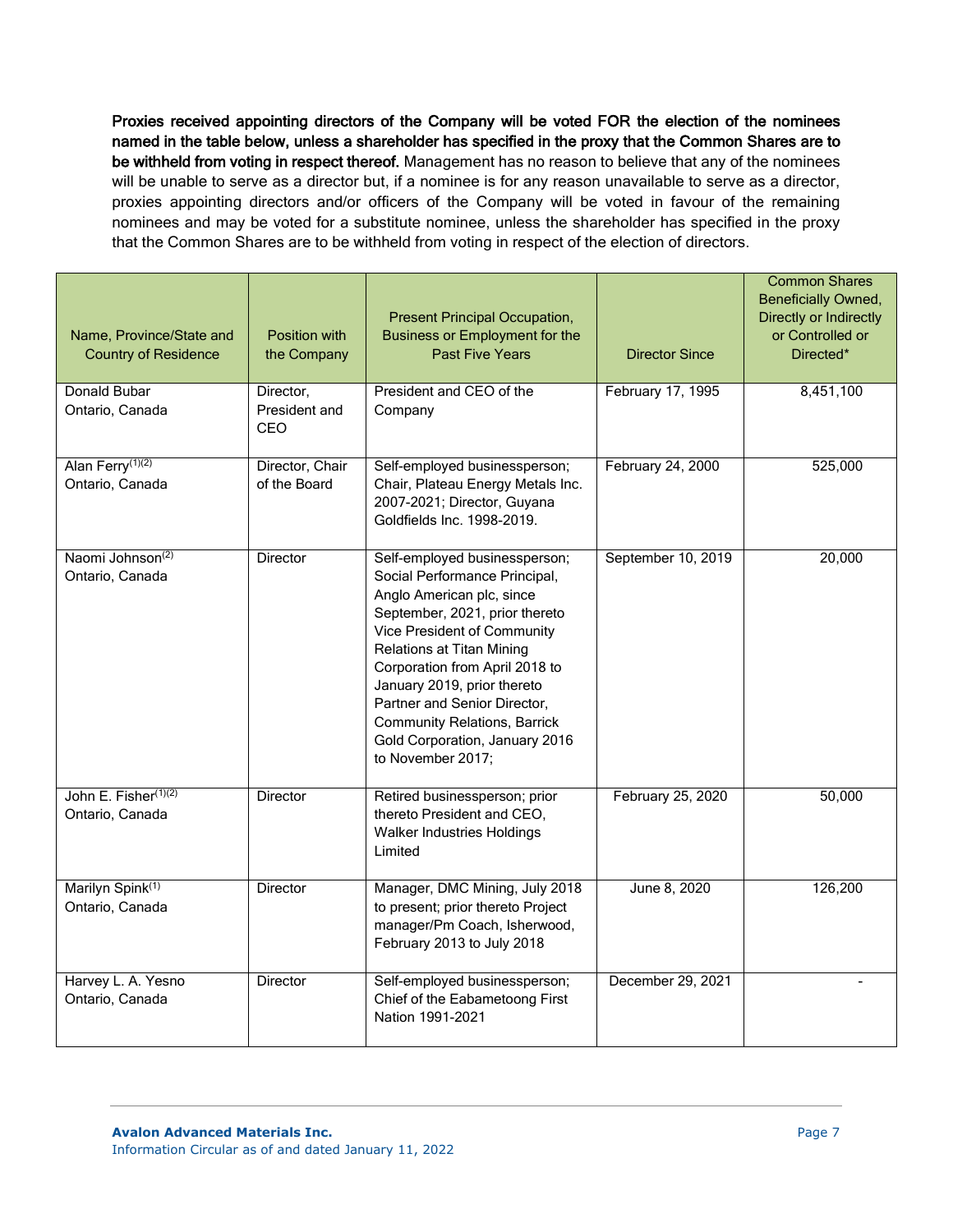**Proxies received appointing directors of the Company will be voted FOR the election of the nominees named in the table below, unless a shareholder has specified in the proxy that the Common Shares are to be withheld from voting in respect thereof.** Management has no reason to believe that any of the nominees will be unable to serve as a director but, if a nominee is for any reason unavailable to serve as a director, proxies appointing directors and/or officers of the Company will be voted in favour of the remaining nominees and may be voted for a substitute nominee, unless the shareholder has specified in the proxy that the Common Shares are to be withheld from voting in respect of the election of directors.

| Name, Province/State and Country of Residence | Position with the Company | Present Principal Occupation, Business or Employment for the Past Five Years | Director Since | Common Shares Beneficially Owned, Directly or Indirectly or Controlled or Directed* |
|---|---|---|---|---|
| Donald Bubar<br>Ontario, Canada | Director, President and CEO | President and CEO of the Company | February 17, 1995 | 8,451,100 |
| Alan Ferry(1)(2)<br>Ontario, Canada | Director, Chair of the Board | Self-employed businessperson; Chair, Plateau Energy Metals Inc. 2007-2021; Director, Guyana Goldfields Inc. 1998-2019. | February 24, 2000 | 525,000 |
| Naomi Johnson(2)<br>Ontario, Canada | Director | Self-employed businessperson; Social Performance Principal, Anglo American plc, since September, 2021, prior thereto Vice President of Community Relations at Titan Mining Corporation from April 2018 to January 2019, prior thereto Partner and Senior Director, Community Relations, Barrick Gold Corporation, January 2016 to November 2017; | September 10, 2019 | 20,000 |
| John E. Fisher(1)(2)<br>Ontario, Canada | Director | Retired businessperson; prior thereto President and CEO, Walker Industries Holdings Limited | February 25, 2020 | 50,000 |
| Marilyn Spink(1)<br>Ontario, Canada | Director | Manager, DMC Mining, July 2018 to present; prior thereto Project manager/Pm Coach, Isherwood, February 2013 to July 2018 | June 8, 2020 | 126,200 |
| Harvey L. A. Yesno<br>Ontario, Canada | Director | Self-employed businessperson; Chief of the Eabametoong First Nation 1991-2021 | December 29, 2021 | - |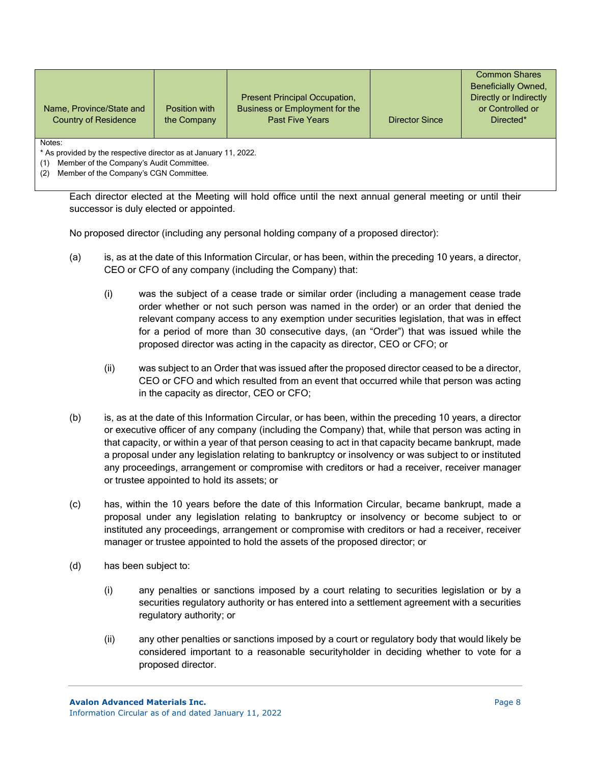| Name, Province/State and Country of Residence | Position with the Company | Present Principal Occupation, Business or Employment for the Past Five Years | Director Since | Common Shares Beneficially Owned, Directly or Indirectly or Controlled or Directed* |
|---|---|---|---|---|

Notes:
* As provided by the respective director as at January 11, 2022.
(1) Member of the Company's Audit Committee.
(2) Member of the Company's CGN Committee.

Each director elected at the Meeting will hold office until the next annual general meeting or until their successor is duly elected or appointed.

No proposed director (including any personal holding company of a proposed director):

(a) is, as at the date of this Information Circular, or has been, within the preceding 10 years, a director, CEO or CFO of any company (including the Company) that:

 (i) was the subject of a cease trade or similar order (including a management cease trade order whether or not such person was named in the order) or an order that denied the relevant company access to any exemption under securities legislation, that was in effect for a period of more than 30 consecutive days, (an "Order") that was issued while the proposed director was acting in the capacity as director, CEO or CFO; or

 (ii) was subject to an Order that was issued after the proposed director ceased to be a director, CEO or CFO and which resulted from an event that occurred while that person was acting in the capacity as director, CEO or CFO;

(b) is, as at the date of this Information Circular, or has been, within the preceding 10 years, a director or executive officer of any company (including the Company) that, while that person was acting in that capacity, or within a year of that person ceasing to act in that capacity became bankrupt, made a proposal under any legislation relating to bankruptcy or insolvency or was subject to or instituted any proceedings, arrangement or compromise with creditors or had a receiver, receiver manager or trustee appointed to hold its assets; or

(c) has, within the 10 years before the date of this Information Circular, became bankrupt, made a proposal under any legislation relating to bankruptcy or insolvency or become subject to or instituted any proceedings, arrangement or compromise with creditors or had a receiver, receiver manager or trustee appointed to hold the assets of the proposed director; or

(d) has been subject to:

 (i) any penalties or sanctions imposed by a court relating to securities legislation or by a securities regulatory authority or has entered into a settlement agreement with a securities regulatory authority; or

 (ii) any other penalties or sanctions imposed by a court or regulatory body that would likely be considered important to a reasonable securityholder in deciding whether to vote for a proposed director.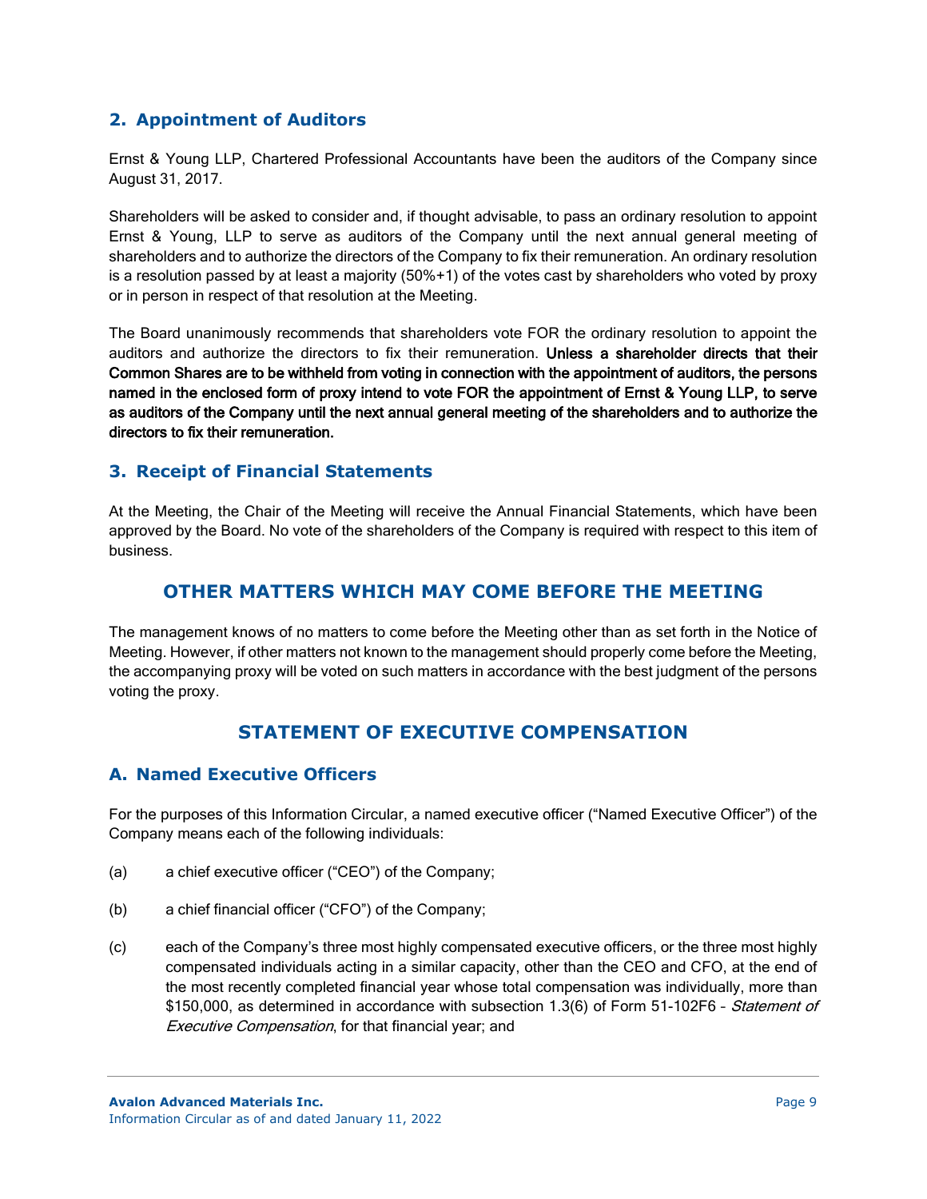## 2. Appointment of Auditors

Ernst & Young LLP, Chartered Professional Accountants have been the auditors of the Company since August 31, 2017.

Shareholders will be asked to consider and, if thought advisable, to pass an ordinary resolution to appoint Ernst & Young, LLP to serve as auditors of the Company until the next annual general meeting of shareholders and to authorize the directors of the Company to fix their remuneration. An ordinary resolution is a resolution passed by at least a majority (50%+1) of the votes cast by shareholders who voted by proxy or in person in respect of that resolution at the Meeting.

The Board unanimously recommends that shareholders vote FOR the ordinary resolution to appoint the auditors and authorize the directors to fix their remuneration. **Unless a shareholder directs that their Common Shares are to be withheld from voting in connection with the appointment of auditors, the persons named in the enclosed form of proxy intend to vote FOR the appointment of Ernst & Young LLP, to serve as auditors of the Company until the next annual general meeting of the shareholders and to authorize the directors to fix their remuneration.**

## 3. Receipt of Financial Statements

At the Meeting, the Chair of the Meeting will receive the Annual Financial Statements, which have been approved by the Board. No vote of the shareholders of the Company is required with respect to this item of business.

# OTHER MATTERS WHICH MAY COME BEFORE THE MEETING

The management knows of no matters to come before the Meeting other than as set forth in the Notice of Meeting. However, if other matters not known to the management should properly come before the Meeting, the accompanying proxy will be voted on such matters in accordance with the best judgment of the persons voting the proxy.

# STATEMENT OF EXECUTIVE COMPENSATION

## A. Named Executive Officers

For the purposes of this Information Circular, a named executive officer ("Named Executive Officer") of the Company means each of the following individuals:

(a) a chief executive officer ("CEO") of the Company;

(b) a chief financial officer ("CFO") of the Company;

(c) each of the Company's three most highly compensated executive officers, or the three most highly compensated individuals acting in a similar capacity, other than the CEO and CFO, at the end of the most recently completed financial year whose total compensation was individually, more than $150,000, as determined in accordance with subsection 1.3(6) of Form 51-102F6 – *Statement of Executive Compensation*, for that financial year; and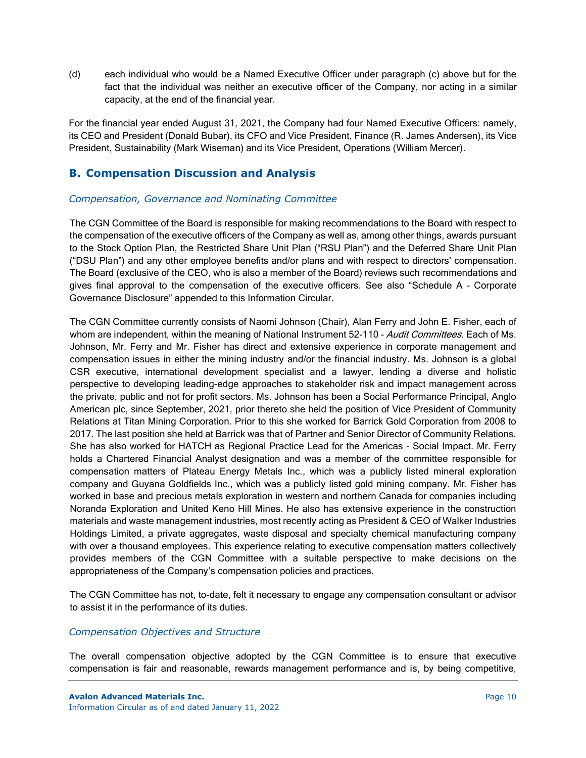(d) each individual who would be a Named Executive Officer under paragraph (c) above but for the fact that the individual was neither an executive officer of the Company, nor acting in a similar capacity, at the end of the financial year.

For the financial year ended August 31, 2021, the Company had four Named Executive Officers: namely, its CEO and President (Donald Bubar), its CFO and Vice President, Finance (R. James Andersen), its Vice President, Sustainability (Mark Wiseman) and its Vice President, Operations (William Mercer).

## B. Compensation Discussion and Analysis

### *Compensation, Governance and Nominating Committee*

The CGN Committee of the Board is responsible for making recommendations to the Board with respect to the compensation of the executive officers of the Company as well as, among other things, awards pursuant to the Stock Option Plan, the Restricted Share Unit Plan ("RSU Plan") and the Deferred Share Unit Plan ("DSU Plan") and any other employee benefits and/or plans and with respect to directors' compensation. The Board (exclusive of the CEO, who is also a member of the Board) reviews such recommendations and gives final approval to the compensation of the executive officers. See also "Schedule A – Corporate Governance Disclosure" appended to this Information Circular.

The CGN Committee currently consists of Naomi Johnson (Chair), Alan Ferry and John E. Fisher, each of whom are independent, within the meaning of National Instrument 52-110 – *Audit Committees*. Each of Ms. Johnson, Mr. Ferry and Mr. Fisher has direct and extensive experience in corporate management and compensation issues in either the mining industry and/or the financial industry. Ms. Johnson is a global CSR executive, international development specialist and a lawyer, lending a diverse and holistic perspective to developing leading-edge approaches to stakeholder risk and impact management across the private, public and not for profit sectors. Ms. Johnson has been a Social Performance Principal, Anglo American plc, since September, 2021, prior thereto she held the position of Vice President of Community Relations at Titan Mining Corporation. Prior to this she worked for Barrick Gold Corporation from 2008 to 2017. The last position she held at Barrick was that of Partner and Senior Director of Community Relations. She has also worked for HATCH as Regional Practice Lead for the Americas - Social Impact. Mr. Ferry holds a Chartered Financial Analyst designation and was a member of the committee responsible for compensation matters of Plateau Energy Metals Inc., which was a publicly listed mineral exploration company and Guyana Goldfields Inc., which was a publicly listed gold mining company. Mr. Fisher has worked in base and precious metals exploration in western and northern Canada for companies including Noranda Exploration and United Keno Hill Mines. He also has extensive experience in the construction materials and waste management industries, most recently acting as President & CEO of Walker Industries Holdings Limited, a private aggregates, waste disposal and specialty chemical manufacturing company with over a thousand employees. This experience relating to executive compensation matters collectively provides members of the CGN Committee with a suitable perspective to make decisions on the appropriateness of the Company's compensation policies and practices.

The CGN Committee has not, to-date, felt it necessary to engage any compensation consultant or advisor to assist it in the performance of its duties.

### *Compensation Objectives and Structure*

The overall compensation objective adopted by the CGN Committee is to ensure that executive compensation is fair and reasonable, rewards management performance and is, by being competitive,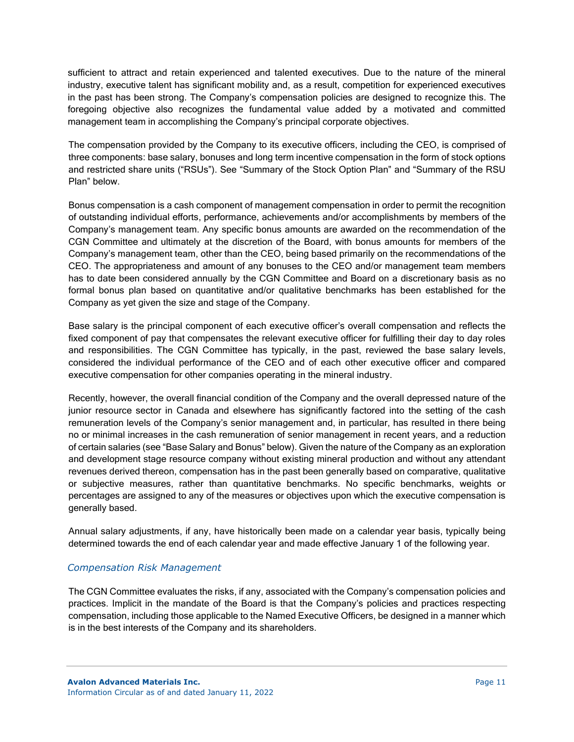sufficient to attract and retain experienced and talented executives. Due to the nature of the mineral industry, executive talent has significant mobility and, as a result, competition for experienced executives in the past has been strong. The Company's compensation policies are designed to recognize this. The foregoing objective also recognizes the fundamental value added by a motivated and committed management team in accomplishing the Company's principal corporate objectives.

The compensation provided by the Company to its executive officers, including the CEO, is comprised of three components: base salary, bonuses and long term incentive compensation in the form of stock options and restricted share units ("RSUs"). See "Summary of the Stock Option Plan" and "Summary of the RSU Plan" below.

Bonus compensation is a cash component of management compensation in order to permit the recognition of outstanding individual efforts, performance, achievements and/or accomplishments by members of the Company's management team. Any specific bonus amounts are awarded on the recommendation of the CGN Committee and ultimately at the discretion of the Board, with bonus amounts for members of the Company's management team, other than the CEO, being based primarily on the recommendations of the CEO. The appropriateness and amount of any bonuses to the CEO and/or management team members has to date been considered annually by the CGN Committee and Board on a discretionary basis as no formal bonus plan based on quantitative and/or qualitative benchmarks has been established for the Company as yet given the size and stage of the Company.

Base salary is the principal component of each executive officer's overall compensation and reflects the fixed component of pay that compensates the relevant executive officer for fulfilling their day to day roles and responsibilities. The CGN Committee has typically, in the past, reviewed the base salary levels, considered the individual performance of the CEO and of each other executive officer and compared executive compensation for other companies operating in the mineral industry.

Recently, however, the overall financial condition of the Company and the overall depressed nature of the junior resource sector in Canada and elsewhere has significantly factored into the setting of the cash remuneration levels of the Company's senior management and, in particular, has resulted in there being no or minimal increases in the cash remuneration of senior management in recent years, and a reduction of certain salaries (see "Base Salary and Bonus" below). Given the nature of the Company as an exploration and development stage resource company without existing mineral production and without any attendant revenues derived thereon, compensation has in the past been generally based on comparative, qualitative or subjective measures, rather than quantitative benchmarks. No specific benchmarks, weights or percentages are assigned to any of the measures or objectives upon which the executive compensation is generally based.

Annual salary adjustments, if any, have historically been made on a calendar year basis, typically being determined towards the end of each calendar year and made effective January 1 of the following year.

### *Compensation Risk Management*

The CGN Committee evaluates the risks, if any, associated with the Company's compensation policies and practices. Implicit in the mandate of the Board is that the Company's policies and practices respecting compensation, including those applicable to the Named Executive Officers, be designed in a manner which is in the best interests of the Company and its shareholders.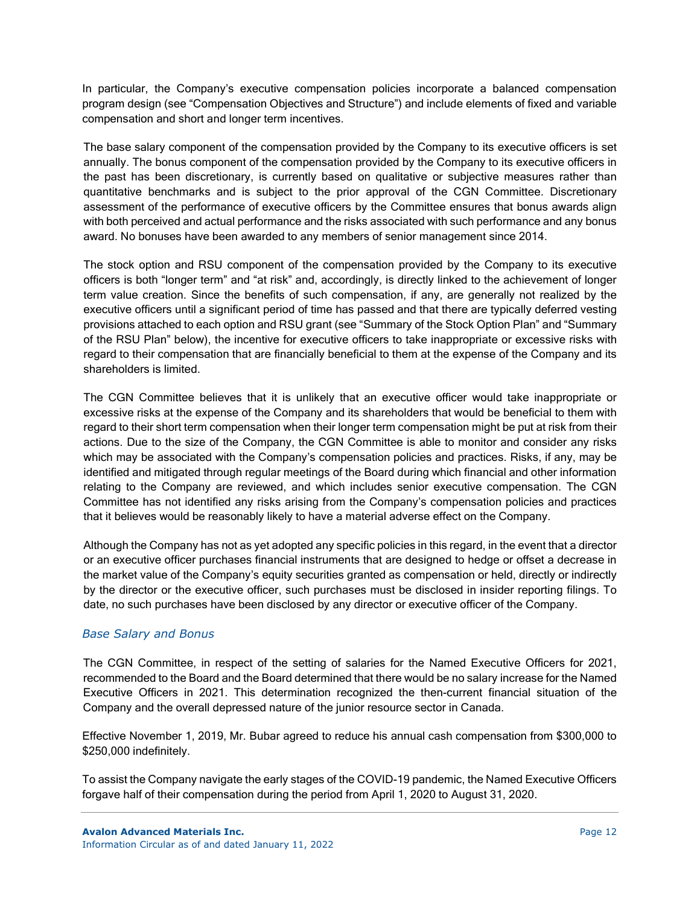In particular, the Company's executive compensation policies incorporate a balanced compensation program design (see "Compensation Objectives and Structure") and include elements of fixed and variable compensation and short and longer term incentives.

The base salary component of the compensation provided by the Company to its executive officers is set annually. The bonus component of the compensation provided by the Company to its executive officers in the past has been discretionary, is currently based on qualitative or subjective measures rather than quantitative benchmarks and is subject to the prior approval of the CGN Committee. Discretionary assessment of the performance of executive officers by the Committee ensures that bonus awards align with both perceived and actual performance and the risks associated with such performance and any bonus award. No bonuses have been awarded to any members of senior management since 2014.

The stock option and RSU component of the compensation provided by the Company to its executive officers is both "longer term" and "at risk" and, accordingly, is directly linked to the achievement of longer term value creation. Since the benefits of such compensation, if any, are generally not realized by the executive officers until a significant period of time has passed and that there are typically deferred vesting provisions attached to each option and RSU grant (see "Summary of the Stock Option Plan" and "Summary of the RSU Plan" below), the incentive for executive officers to take inappropriate or excessive risks with regard to their compensation that are financially beneficial to them at the expense of the Company and its shareholders is limited.

The CGN Committee believes that it is unlikely that an executive officer would take inappropriate or excessive risks at the expense of the Company and its shareholders that would be beneficial to them with regard to their short term compensation when their longer term compensation might be put at risk from their actions. Due to the size of the Company, the CGN Committee is able to monitor and consider any risks which may be associated with the Company's compensation policies and practices. Risks, if any, may be identified and mitigated through regular meetings of the Board during which financial and other information relating to the Company are reviewed, and which includes senior executive compensation. The CGN Committee has not identified any risks arising from the Company's compensation policies and practices that it believes would be reasonably likely to have a material adverse effect on the Company.

Although the Company has not as yet adopted any specific policies in this regard, in the event that a director or an executive officer purchases financial instruments that are designed to hedge or offset a decrease in the market value of the Company's equity securities granted as compensation or held, directly or indirectly by the director or the executive officer, such purchases must be disclosed in insider reporting filings. To date, no such purchases have been disclosed by any director or executive officer of the Company.

### *Base Salary and Bonus*

The CGN Committee, in respect of the setting of salaries for the Named Executive Officers for 2021, recommended to the Board and the Board determined that there would be no salary increase for the Named Executive Officers in 2021. This determination recognized the then-current financial situation of the Company and the overall depressed nature of the junior resource sector in Canada.

Effective November 1, 2019, Mr. Bubar agreed to reduce his annual cash compensation from $300,000 to $250,000 indefinitely.

To assist the Company navigate the early stages of the COVID-19 pandemic, the Named Executive Officers forgave half of their compensation during the period from April 1, 2020 to August 31, 2020.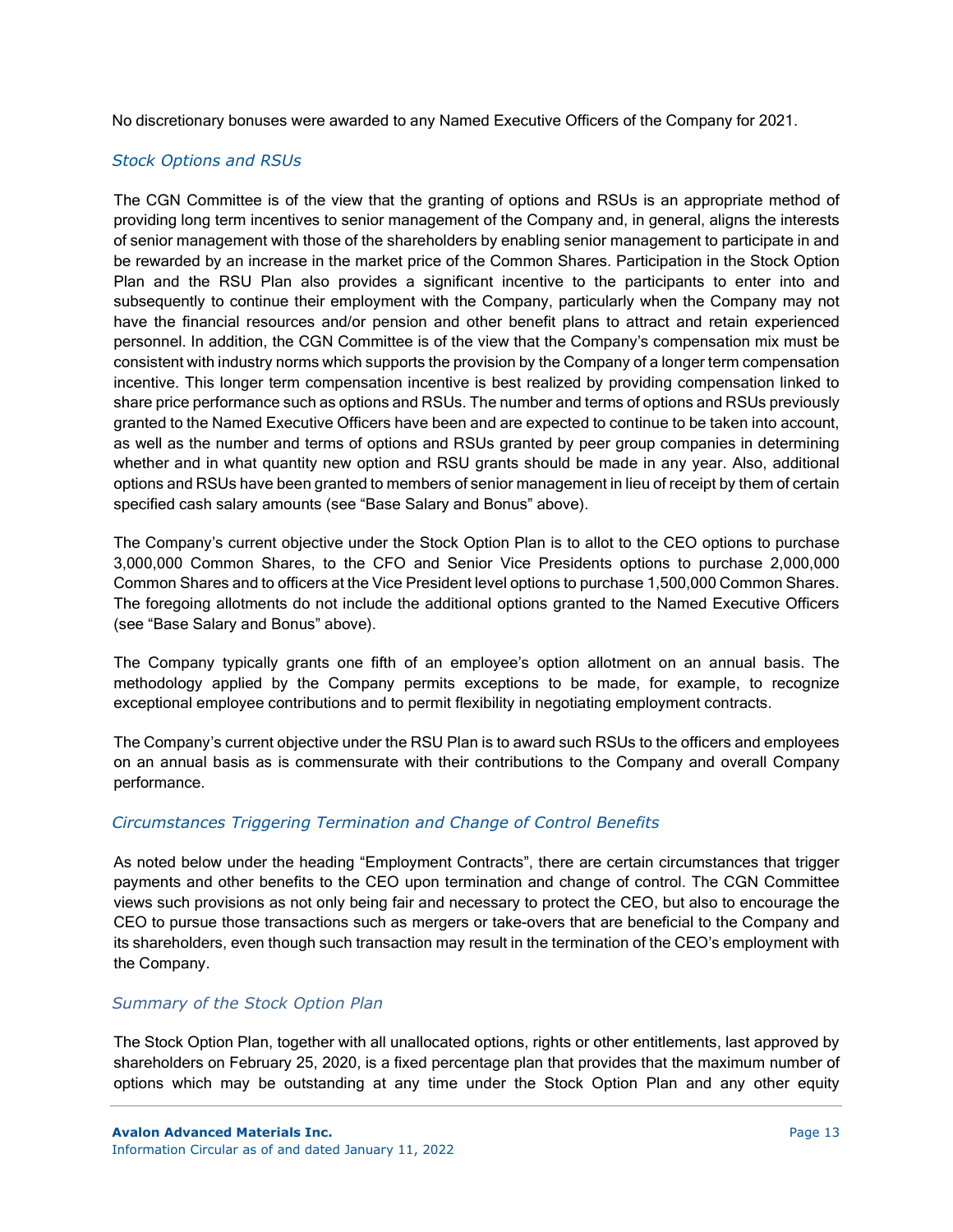No discretionary bonuses were awarded to any Named Executive Officers of the Company for 2021.

### *Stock Options and RSUs*

The CGN Committee is of the view that the granting of options and RSUs is an appropriate method of providing long term incentives to senior management of the Company and, in general, aligns the interests of senior management with those of the shareholders by enabling senior management to participate in and be rewarded by an increase in the market price of the Common Shares. Participation in the Stock Option Plan and the RSU Plan also provides a significant incentive to the participants to enter into and subsequently to continue their employment with the Company, particularly when the Company may not have the financial resources and/or pension and other benefit plans to attract and retain experienced personnel. In addition, the CGN Committee is of the view that the Company's compensation mix must be consistent with industry norms which supports the provision by the Company of a longer term compensation incentive. This longer term compensation incentive is best realized by providing compensation linked to share price performance such as options and RSUs. The number and terms of options and RSUs previously granted to the Named Executive Officers have been and are expected to continue to be taken into account, as well as the number and terms of options and RSUs granted by peer group companies in determining whether and in what quantity new option and RSU grants should be made in any year. Also, additional options and RSUs have been granted to members of senior management in lieu of receipt by them of certain specified cash salary amounts (see "Base Salary and Bonus" above).

The Company's current objective under the Stock Option Plan is to allot to the CEO options to purchase 3,000,000 Common Shares, to the CFO and Senior Vice Presidents options to purchase 2,000,000 Common Shares and to officers at the Vice President level options to purchase 1,500,000 Common Shares. The foregoing allotments do not include the additional options granted to the Named Executive Officers (see "Base Salary and Bonus" above).

The Company typically grants one fifth of an employee's option allotment on an annual basis. The methodology applied by the Company permits exceptions to be made, for example, to recognize exceptional employee contributions and to permit flexibility in negotiating employment contracts.

The Company's current objective under the RSU Plan is to award such RSUs to the officers and employees on an annual basis as is commensurate with their contributions to the Company and overall Company performance.

### *Circumstances Triggering Termination and Change of Control Benefits*

As noted below under the heading "Employment Contracts", there are certain circumstances that trigger payments and other benefits to the CEO upon termination and change of control. The CGN Committee views such provisions as not only being fair and necessary to protect the CEO, but also to encourage the CEO to pursue those transactions such as mergers or take-overs that are beneficial to the Company and its shareholders, even though such transaction may result in the termination of the CEO's employment with the Company.

### *Summary of the Stock Option Plan*

The Stock Option Plan, together with all unallocated options, rights or other entitlements, last approved by shareholders on February 25, 2020, is a fixed percentage plan that provides that the maximum number of options which may be outstanding at any time under the Stock Option Plan and any other equity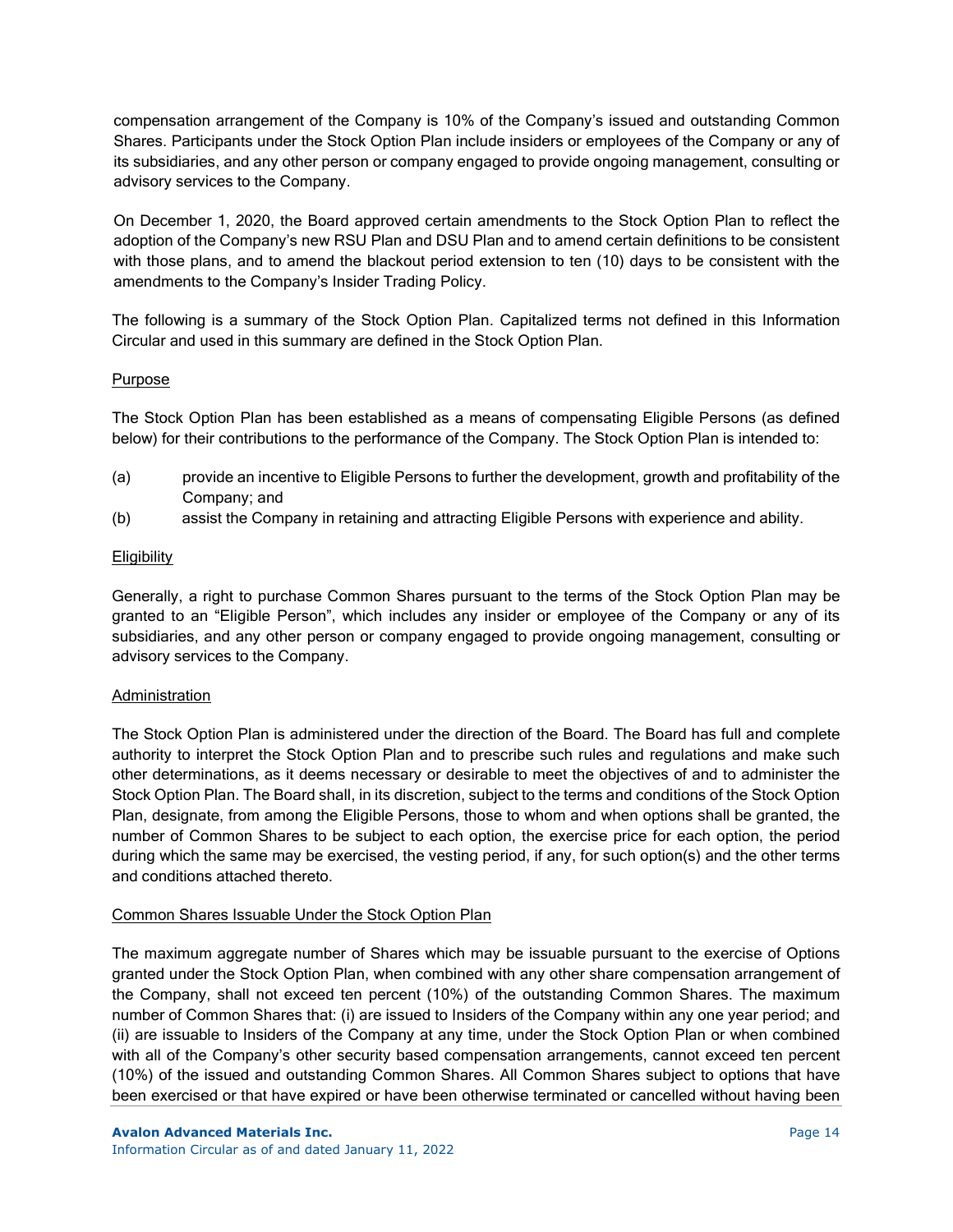compensation arrangement of the Company is 10% of the Company's issued and outstanding Common Shares. Participants under the Stock Option Plan include insiders or employees of the Company or any of its subsidiaries, and any other person or company engaged to provide ongoing management, consulting or advisory services to the Company.

On December 1, 2020, the Board approved certain amendments to the Stock Option Plan to reflect the adoption of the Company's new RSU Plan and DSU Plan and to amend certain definitions to be consistent with those plans, and to amend the blackout period extension to ten (10) days to be consistent with the amendments to the Company's Insider Trading Policy.

The following is a summary of the Stock Option Plan. Capitalized terms not defined in this Information Circular and used in this summary are defined in the Stock Option Plan.

Purpose

The Stock Option Plan has been established as a means of compensating Eligible Persons (as defined below) for their contributions to the performance of the Company. The Stock Option Plan is intended to:

(a) provide an incentive to Eligible Persons to further the development, growth and profitability of the Company; and
(b) assist the Company in retaining and attracting Eligible Persons with experience and ability.

Eligibility

Generally, a right to purchase Common Shares pursuant to the terms of the Stock Option Plan may be granted to an "Eligible Person", which includes any insider or employee of the Company or any of its subsidiaries, and any other person or company engaged to provide ongoing management, consulting or advisory services to the Company.

Administration

The Stock Option Plan is administered under the direction of the Board. The Board has full and complete authority to interpret the Stock Option Plan and to prescribe such rules and regulations and make such other determinations, as it deems necessary or desirable to meet the objectives of and to administer the Stock Option Plan. The Board shall, in its discretion, subject to the terms and conditions of the Stock Option Plan, designate, from among the Eligible Persons, those to whom and when options shall be granted, the number of Common Shares to be subject to each option, the exercise price for each option, the period during which the same may be exercised, the vesting period, if any, for such option(s) and the other terms and conditions attached thereto.

Common Shares Issuable Under the Stock Option Plan

The maximum aggregate number of Shares which may be issuable pursuant to the exercise of Options granted under the Stock Option Plan, when combined with any other share compensation arrangement of the Company, shall not exceed ten percent (10%) of the outstanding Common Shares. The maximum number of Common Shares that: (i) are issued to Insiders of the Company within any one year period; and (ii) are issuable to Insiders of the Company at any time, under the Stock Option Plan or when combined with all of the Company's other security based compensation arrangements, cannot exceed ten percent (10%) of the issued and outstanding Common Shares. All Common Shares subject to options that have been exercised or that have expired or have been otherwise terminated or cancelled without having been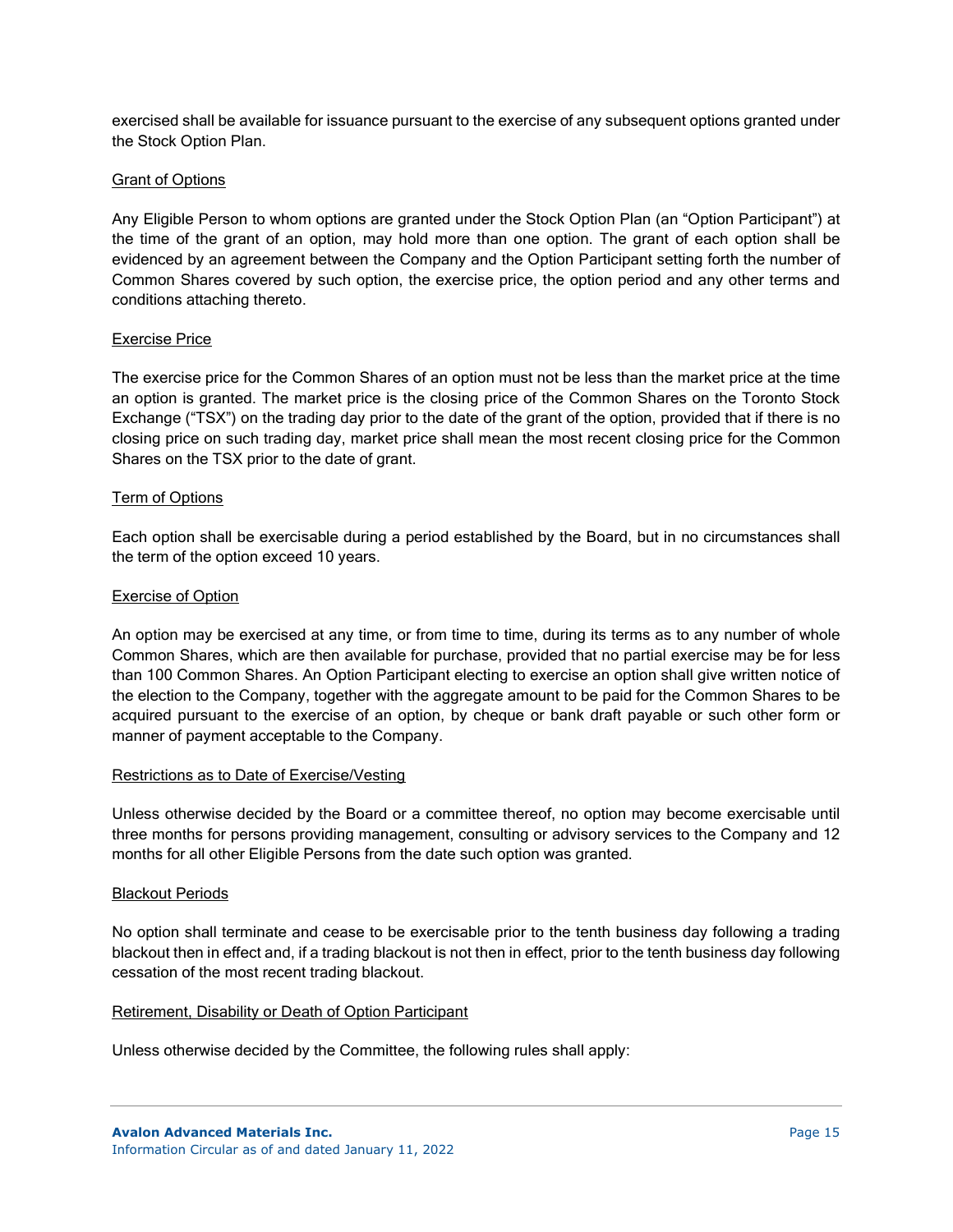exercised shall be available for issuance pursuant to the exercise of any subsequent options granted under the Stock Option Plan.

<u>Grant of Options</u>

Any Eligible Person to whom options are granted under the Stock Option Plan (an "Option Participant") at the time of the grant of an option, may hold more than one option. The grant of each option shall be evidenced by an agreement between the Company and the Option Participant setting forth the number of Common Shares covered by such option, the exercise price, the option period and any other terms and conditions attaching thereto.

<u>Exercise Price</u>

The exercise price for the Common Shares of an option must not be less than the market price at the time an option is granted. The market price is the closing price of the Common Shares on the Toronto Stock Exchange ("TSX") on the trading day prior to the date of the grant of the option, provided that if there is no closing price on such trading day, market price shall mean the most recent closing price for the Common Shares on the TSX prior to the date of grant.

<u>Term of Options</u>

Each option shall be exercisable during a period established by the Board, but in no circumstances shall the term of the option exceed 10 years.

<u>Exercise of Option</u>

An option may be exercised at any time, or from time to time, during its terms as to any number of whole Common Shares, which are then available for purchase, provided that no partial exercise may be for less than 100 Common Shares. An Option Participant electing to exercise an option shall give written notice of the election to the Company, together with the aggregate amount to be paid for the Common Shares to be acquired pursuant to the exercise of an option, by cheque or bank draft payable or such other form or manner of payment acceptable to the Company.

<u>Restrictions as to Date of Exercise/Vesting</u>

Unless otherwise decided by the Board or a committee thereof, no option may become exercisable until three months for persons providing management, consulting or advisory services to the Company and 12 months for all other Eligible Persons from the date such option was granted.

<u>Blackout Periods</u>

No option shall terminate and cease to be exercisable prior to the tenth business day following a trading blackout then in effect and, if a trading blackout is not then in effect, prior to the tenth business day following cessation of the most recent trading blackout.

<u>Retirement, Disability or Death of Option Participant</u>

Unless otherwise decided by the Committee, the following rules shall apply: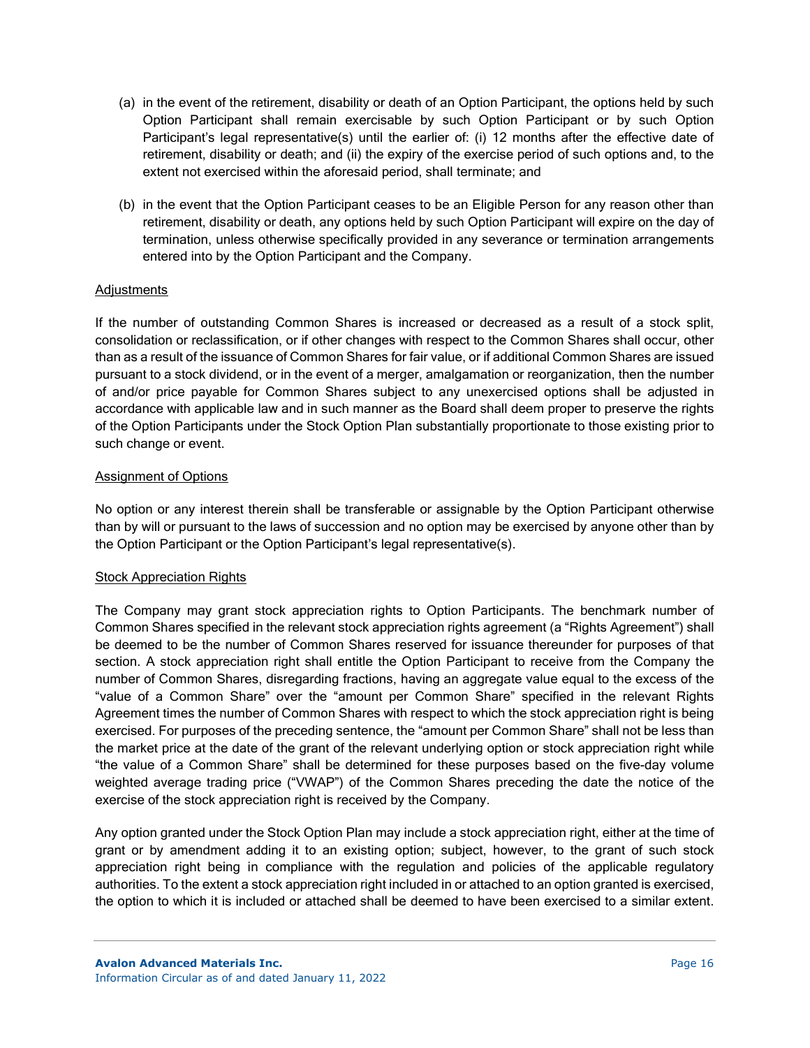(a) in the event of the retirement, disability or death of an Option Participant, the options held by such Option Participant shall remain exercisable by such Option Participant or by such Option Participant's legal representative(s) until the earlier of: (i) 12 months after the effective date of retirement, disability or death; and (ii) the expiry of the exercise period of such options and, to the extent not exercised within the aforesaid period, shall terminate; and

(b) in the event that the Option Participant ceases to be an Eligible Person for any reason other than retirement, disability or death, any options held by such Option Participant will expire on the day of termination, unless otherwise specifically provided in any severance or termination arrangements entered into by the Option Participant and the Company.

Adjustments

If the number of outstanding Common Shares is increased or decreased as a result of a stock split, consolidation or reclassification, or if other changes with respect to the Common Shares shall occur, other than as a result of the issuance of Common Shares for fair value, or if additional Common Shares are issued pursuant to a stock dividend, or in the event of a merger, amalgamation or reorganization, then the number of and/or price payable for Common Shares subject to any unexercised options shall be adjusted in accordance with applicable law and in such manner as the Board shall deem proper to preserve the rights of the Option Participants under the Stock Option Plan substantially proportionate to those existing prior to such change or event.

Assignment of Options

No option or any interest therein shall be transferable or assignable by the Option Participant otherwise than by will or pursuant to the laws of succession and no option may be exercised by anyone other than by the Option Participant or the Option Participant's legal representative(s).

Stock Appreciation Rights

The Company may grant stock appreciation rights to Option Participants. The benchmark number of Common Shares specified in the relevant stock appreciation rights agreement (a "Rights Agreement") shall be deemed to be the number of Common Shares reserved for issuance thereunder for purposes of that section. A stock appreciation right shall entitle the Option Participant to receive from the Company the number of Common Shares, disregarding fractions, having an aggregate value equal to the excess of the "value of a Common Share" over the "amount per Common Share" specified in the relevant Rights Agreement times the number of Common Shares with respect to which the stock appreciation right is being exercised. For purposes of the preceding sentence, the "amount per Common Share" shall not be less than the market price at the date of the grant of the relevant underlying option or stock appreciation right while "the value of a Common Share" shall be determined for these purposes based on the five-day volume weighted average trading price ("VWAP") of the Common Shares preceding the date the notice of the exercise of the stock appreciation right is received by the Company.

Any option granted under the Stock Option Plan may include a stock appreciation right, either at the time of grant or by amendment adding it to an existing option; subject, however, to the grant of such stock appreciation right being in compliance with the regulation and policies of the applicable regulatory authorities. To the extent a stock appreciation right included in or attached to an option granted is exercised, the option to which it is included or attached shall be deemed to have been exercised to a similar extent.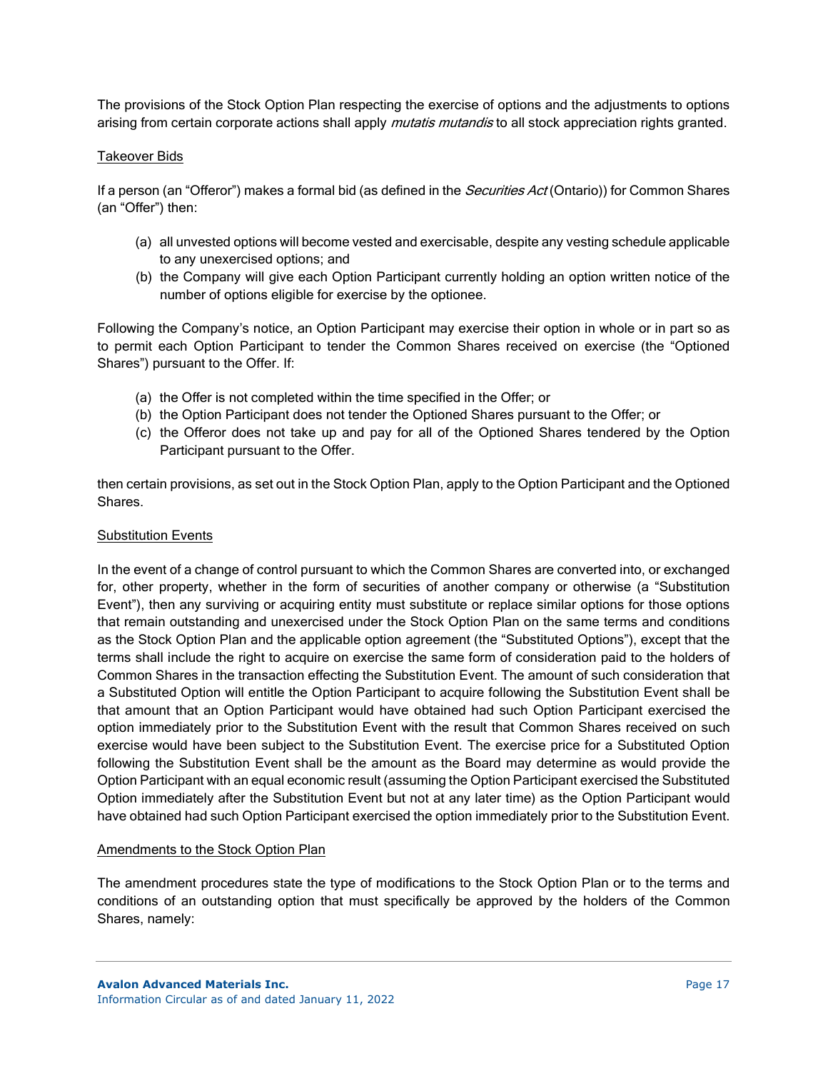The provisions of the Stock Option Plan respecting the exercise of options and the adjustments to options arising from certain corporate actions shall apply *mutatis mutandis* to all stock appreciation rights granted.

### Takeover Bids

If a person (an "Offeror") makes a formal bid (as defined in the *Securities Act* (Ontario)) for Common Shares (an "Offer") then:

(a) all unvested options will become vested and exercisable, despite any vesting schedule applicable to any unexercised options; and
(b) the Company will give each Option Participant currently holding an option written notice of the number of options eligible for exercise by the optionee.

Following the Company's notice, an Option Participant may exercise their option in whole or in part so as to permit each Option Participant to tender the Common Shares received on exercise (the "Optioned Shares") pursuant to the Offer. If:

(a) the Offer is not completed within the time specified in the Offer; or
(b) the Option Participant does not tender the Optioned Shares pursuant to the Offer; or
(c) the Offeror does not take up and pay for all of the Optioned Shares tendered by the Option Participant pursuant to the Offer.

then certain provisions, as set out in the Stock Option Plan, apply to the Option Participant and the Optioned Shares.

### Substitution Events

In the event of a change of control pursuant to which the Common Shares are converted into, or exchanged for, other property, whether in the form of securities of another company or otherwise (a "Substitution Event"), then any surviving or acquiring entity must substitute or replace similar options for those options that remain outstanding and unexercised under the Stock Option Plan on the same terms and conditions as the Stock Option Plan and the applicable option agreement (the "Substituted Options"), except that the terms shall include the right to acquire on exercise the same form of consideration paid to the holders of Common Shares in the transaction effecting the Substitution Event. The amount of such consideration that a Substituted Option will entitle the Option Participant to acquire following the Substitution Event shall be that amount that an Option Participant would have obtained had such Option Participant exercised the option immediately prior to the Substitution Event with the result that Common Shares received on such exercise would have been subject to the Substitution Event. The exercise price for a Substituted Option following the Substitution Event shall be the amount as the Board may determine as would provide the Option Participant with an equal economic result (assuming the Option Participant exercised the Substituted Option immediately after the Substitution Event but not at any later time) as the Option Participant would have obtained had such Option Participant exercised the option immediately prior to the Substitution Event.

### Amendments to the Stock Option Plan

The amendment procedures state the type of modifications to the Stock Option Plan or to the terms and conditions of an outstanding option that must specifically be approved by the holders of the Common Shares, namely: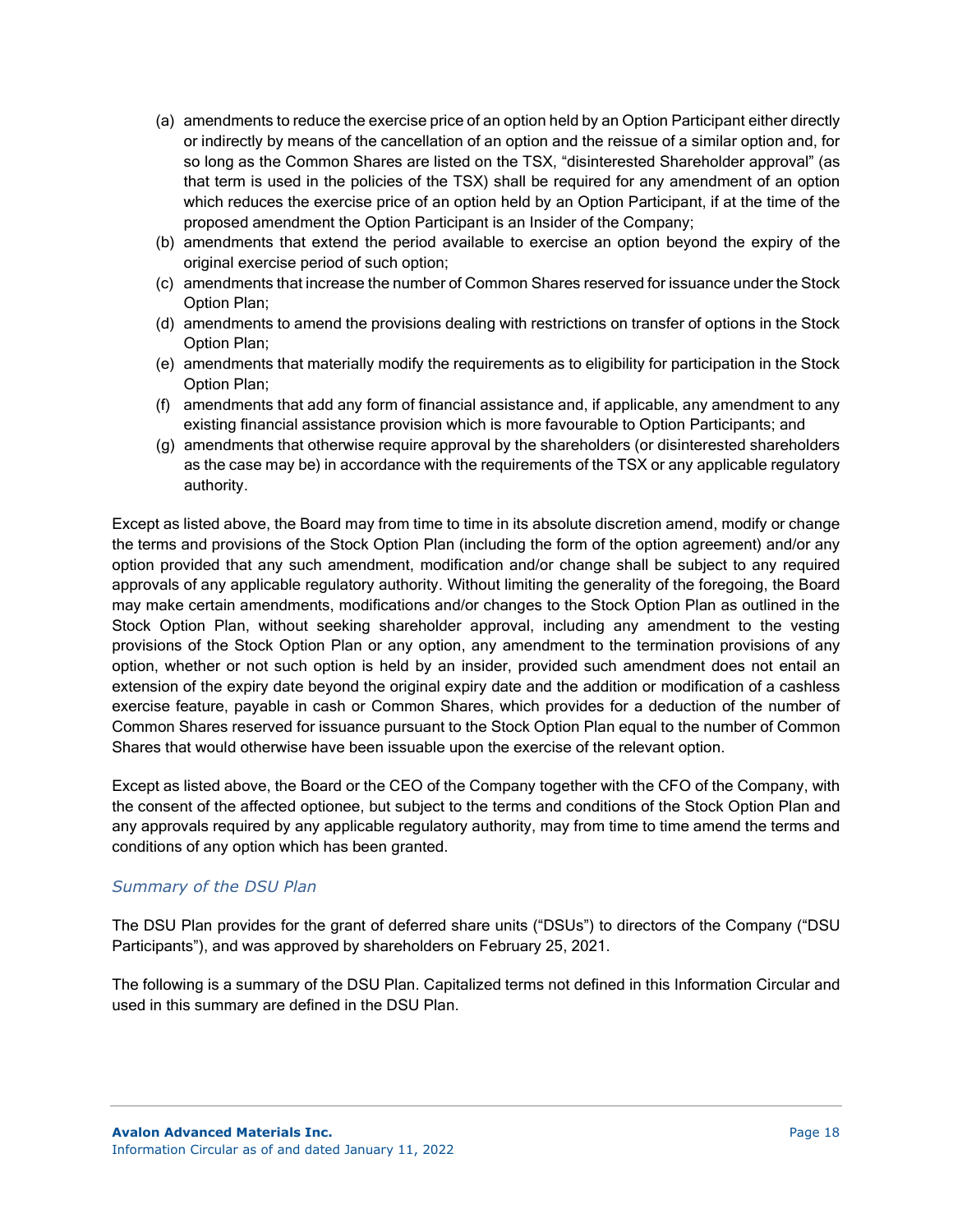(a) amendments to reduce the exercise price of an option held by an Option Participant either directly or indirectly by means of the cancellation of an option and the reissue of a similar option and, for so long as the Common Shares are listed on the TSX, "disinterested Shareholder approval" (as that term is used in the policies of the TSX) shall be required for any amendment of an option which reduces the exercise price of an option held by an Option Participant, if at the time of the proposed amendment the Option Participant is an Insider of the Company;

(b) amendments that extend the period available to exercise an option beyond the expiry of the original exercise period of such option;

(c) amendments that increase the number of Common Shares reserved for issuance under the Stock Option Plan;

(d) amendments to amend the provisions dealing with restrictions on transfer of options in the Stock Option Plan;

(e) amendments that materially modify the requirements as to eligibility for participation in the Stock Option Plan;

(f) amendments that add any form of financial assistance and, if applicable, any amendment to any existing financial assistance provision which is more favourable to Option Participants; and

(g) amendments that otherwise require approval by the shareholders (or disinterested shareholders as the case may be) in accordance with the requirements of the TSX or any applicable regulatory authority.

Except as listed above, the Board may from time to time in its absolute discretion amend, modify or change the terms and provisions of the Stock Option Plan (including the form of the option agreement) and/or any option provided that any such amendment, modification and/or change shall be subject to any required approvals of any applicable regulatory authority. Without limiting the generality of the foregoing, the Board may make certain amendments, modifications and/or changes to the Stock Option Plan as outlined in the Stock Option Plan, without seeking shareholder approval, including any amendment to the vesting provisions of the Stock Option Plan or any option, any amendment to the termination provisions of any option, whether or not such option is held by an insider, provided such amendment does not entail an extension of the expiry date beyond the original expiry date and the addition or modification of a cashless exercise feature, payable in cash or Common Shares, which provides for a deduction of the number of Common Shares reserved for issuance pursuant to the Stock Option Plan equal to the number of Common Shares that would otherwise have been issuable upon the exercise of the relevant option.

Except as listed above, the Board or the CEO of the Company together with the CFO of the Company, with the consent of the affected optionee, but subject to the terms and conditions of the Stock Option Plan and any approvals required by any applicable regulatory authority, may from time to time amend the terms and conditions of any option which has been granted.

### *Summary of the DSU Plan*

The DSU Plan provides for the grant of deferred share units ("DSUs") to directors of the Company ("DSU Participants"), and was approved by shareholders on February 25, 2021.

The following is a summary of the DSU Plan. Capitalized terms not defined in this Information Circular and used in this summary are defined in the DSU Plan.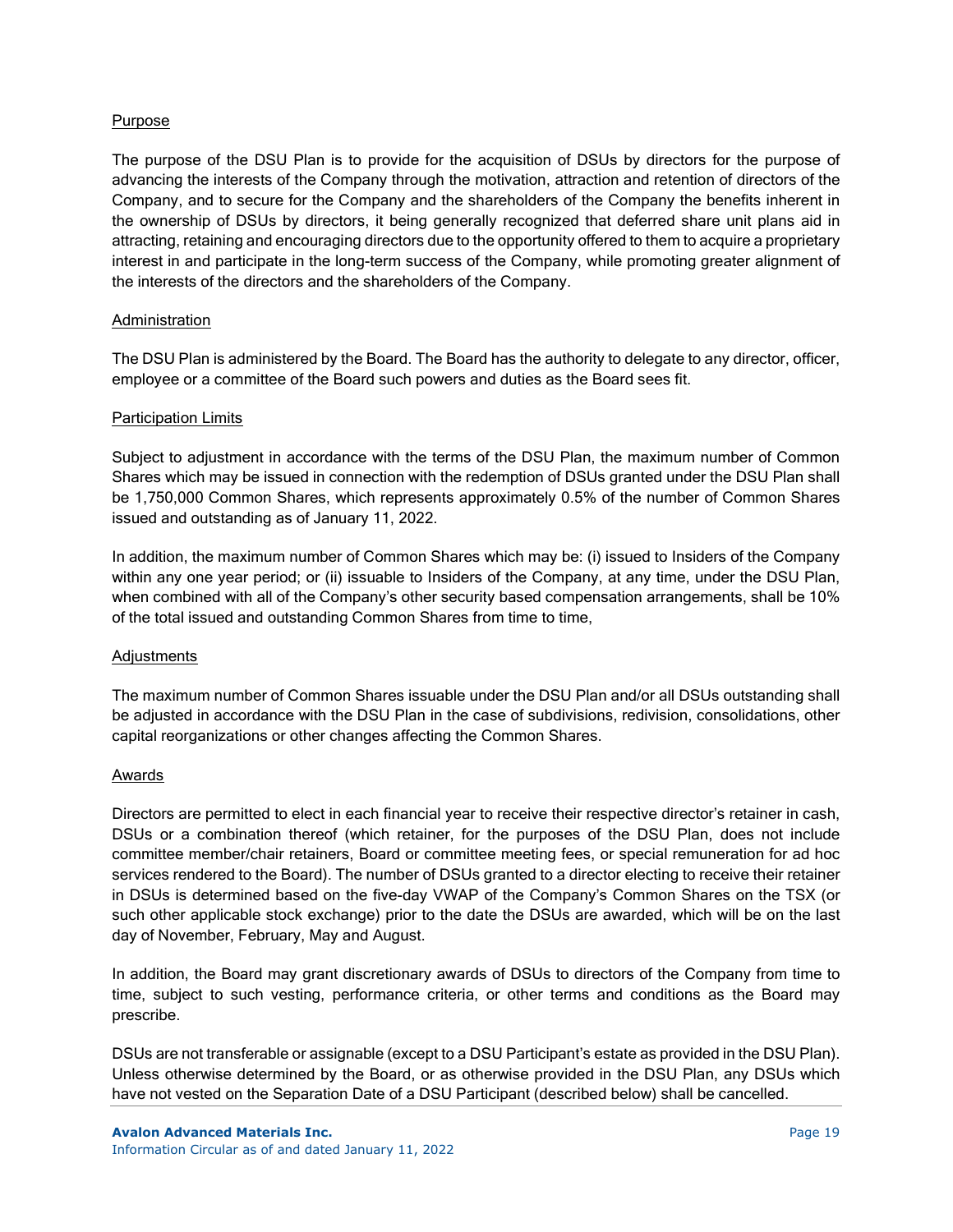### Purpose

The purpose of the DSU Plan is to provide for the acquisition of DSUs by directors for the purpose of advancing the interests of the Company through the motivation, attraction and retention of directors of the Company, and to secure for the Company and the shareholders of the Company the benefits inherent in the ownership of DSUs by directors, it being generally recognized that deferred share unit plans aid in attracting, retaining and encouraging directors due to the opportunity offered to them to acquire a proprietary interest in and participate in the long-term success of the Company, while promoting greater alignment of the interests of the directors and the shareholders of the Company.

### Administration

The DSU Plan is administered by the Board. The Board has the authority to delegate to any director, officer, employee or a committee of the Board such powers and duties as the Board sees fit.

### Participation Limits

Subject to adjustment in accordance with the terms of the DSU Plan, the maximum number of Common Shares which may be issued in connection with the redemption of DSUs granted under the DSU Plan shall be 1,750,000 Common Shares, which represents approximately 0.5% of the number of Common Shares issued and outstanding as of January 11, 2022.

In addition, the maximum number of Common Shares which may be: (i) issued to Insiders of the Company within any one year period; or (ii) issuable to Insiders of the Company, at any time, under the DSU Plan, when combined with all of the Company's other security based compensation arrangements, shall be 10% of the total issued and outstanding Common Shares from time to time,

### Adjustments

The maximum number of Common Shares issuable under the DSU Plan and/or all DSUs outstanding shall be adjusted in accordance with the DSU Plan in the case of subdivisions, redivision, consolidations, other capital reorganizations or other changes affecting the Common Shares.

### Awards

Directors are permitted to elect in each financial year to receive their respective director's retainer in cash, DSUs or a combination thereof (which retainer, for the purposes of the DSU Plan, does not include committee member/chair retainers, Board or committee meeting fees, or special remuneration for ad hoc services rendered to the Board). The number of DSUs granted to a director electing to receive their retainer in DSUs is determined based on the five-day VWAP of the Company's Common Shares on the TSX (or such other applicable stock exchange) prior to the date the DSUs are awarded, which will be on the last day of November, February, May and August.

In addition, the Board may grant discretionary awards of DSUs to directors of the Company from time to time, subject to such vesting, performance criteria, or other terms and conditions as the Board may prescribe.

DSUs are not transferable or assignable (except to a DSU Participant's estate as provided in the DSU Plan). Unless otherwise determined by the Board, or as otherwise provided in the DSU Plan, any DSUs which have not vested on the Separation Date of a DSU Participant (described below) shall be cancelled.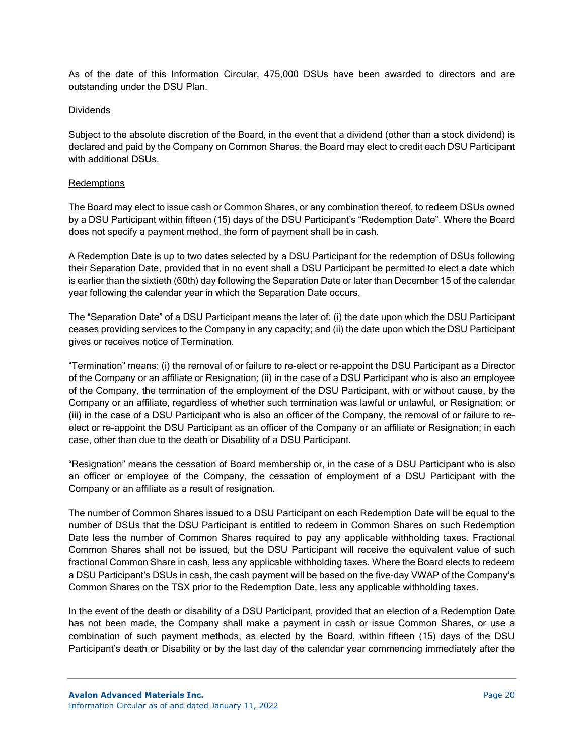As of the date of this Information Circular, 475,000 DSUs have been awarded to directors and are outstanding under the DSU Plan.

Dividends

Subject to the absolute discretion of the Board, in the event that a dividend (other than a stock dividend) is declared and paid by the Company on Common Shares, the Board may elect to credit each DSU Participant with additional DSUs.

Redemptions

The Board may elect to issue cash or Common Shares, or any combination thereof, to redeem DSUs owned by a DSU Participant within fifteen (15) days of the DSU Participant's "Redemption Date". Where the Board does not specify a payment method, the form of payment shall be in cash.

A Redemption Date is up to two dates selected by a DSU Participant for the redemption of DSUs following their Separation Date, provided that in no event shall a DSU Participant be permitted to elect a date which is earlier than the sixtieth (60th) day following the Separation Date or later than December 15 of the calendar year following the calendar year in which the Separation Date occurs.

The "Separation Date" of a DSU Participant means the later of: (i) the date upon which the DSU Participant ceases providing services to the Company in any capacity; and (ii) the date upon which the DSU Participant gives or receives notice of Termination.

"Termination" means: (i) the removal of or failure to re-elect or re-appoint the DSU Participant as a Director of the Company or an affiliate or Resignation; (ii) in the case of a DSU Participant who is also an employee of the Company, the termination of the employment of the DSU Participant, with or without cause, by the Company or an affiliate, regardless of whether such termination was lawful or unlawful, or Resignation; or (iii) in the case of a DSU Participant who is also an officer of the Company, the removal of or failure to re-elect or re-appoint the DSU Participant as an officer of the Company or an affiliate or Resignation; in each case, other than due to the death or Disability of a DSU Participant.

"Resignation" means the cessation of Board membership or, in the case of a DSU Participant who is also an officer or employee of the Company, the cessation of employment of a DSU Participant with the Company or an affiliate as a result of resignation.

The number of Common Shares issued to a DSU Participant on each Redemption Date will be equal to the number of DSUs that the DSU Participant is entitled to redeem in Common Shares on such Redemption Date less the number of Common Shares required to pay any applicable withholding taxes. Fractional Common Shares shall not be issued, but the DSU Participant will receive the equivalent value of such fractional Common Share in cash, less any applicable withholding taxes. Where the Board elects to redeem a DSU Participant's DSUs in cash, the cash payment will be based on the five-day VWAP of the Company's Common Shares on the TSX prior to the Redemption Date, less any applicable withholding taxes.

In the event of the death or disability of a DSU Participant, provided that an election of a Redemption Date has not been made, the Company shall make a payment in cash or issue Common Shares, or use a combination of such payment methods, as elected by the Board, within fifteen (15) days of the DSU Participant's death or Disability or by the last day of the calendar year commencing immediately after the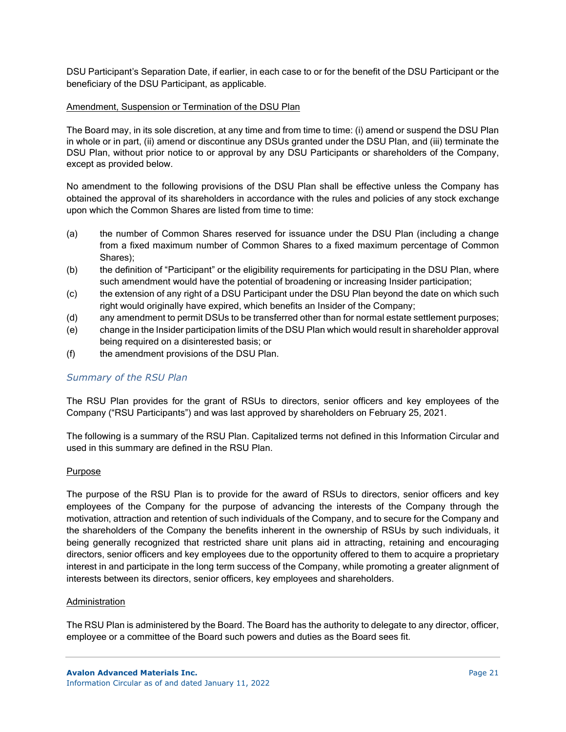DSU Participant's Separation Date, if earlier, in each case to or for the benefit of the DSU Participant or the beneficiary of the DSU Participant, as applicable.

Amendment, Suspension or Termination of the DSU Plan

The Board may, in its sole discretion, at any time and from time to time: (i) amend or suspend the DSU Plan in whole or in part, (ii) amend or discontinue any DSUs granted under the DSU Plan, and (iii) terminate the DSU Plan, without prior notice to or approval by any DSU Participants or shareholders of the Company, except as provided below.

No amendment to the following provisions of the DSU Plan shall be effective unless the Company has obtained the approval of its shareholders in accordance with the rules and policies of any stock exchange upon which the Common Shares are listed from time to time:

(a) the number of Common Shares reserved for issuance under the DSU Plan (including a change from a fixed maximum number of Common Shares to a fixed maximum percentage of Common Shares);
(b) the definition of "Participant" or the eligibility requirements for participating in the DSU Plan, where such amendment would have the potential of broadening or increasing Insider participation;
(c) the extension of any right of a DSU Participant under the DSU Plan beyond the date on which such right would originally have expired, which benefits an Insider of the Company;
(d) any amendment to permit DSUs to be transferred other than for normal estate settlement purposes;
(e) change in the Insider participation limits of the DSU Plan which would result in shareholder approval being required on a disinterested basis; or
(f) the amendment provisions of the DSU Plan.

### *Summary of the RSU Plan*

The RSU Plan provides for the grant of RSUs to directors, senior officers and key employees of the Company ("RSU Participants") and was last approved by shareholders on February 25, 2021.

The following is a summary of the RSU Plan. Capitalized terms not defined in this Information Circular and used in this summary are defined in the RSU Plan.

Purpose

The purpose of the RSU Plan is to provide for the award of RSUs to directors, senior officers and key employees of the Company for the purpose of advancing the interests of the Company through the motivation, attraction and retention of such individuals of the Company, and to secure for the Company and the shareholders of the Company the benefits inherent in the ownership of RSUs by such individuals, it being generally recognized that restricted share unit plans aid in attracting, retaining and encouraging directors, senior officers and key employees due to the opportunity offered to them to acquire a proprietary interest in and participate in the long term success of the Company, while promoting a greater alignment of interests between its directors, senior officers, key employees and shareholders.

Administration

The RSU Plan is administered by the Board. The Board has the authority to delegate to any director, officer, employee or a committee of the Board such powers and duties as the Board sees fit.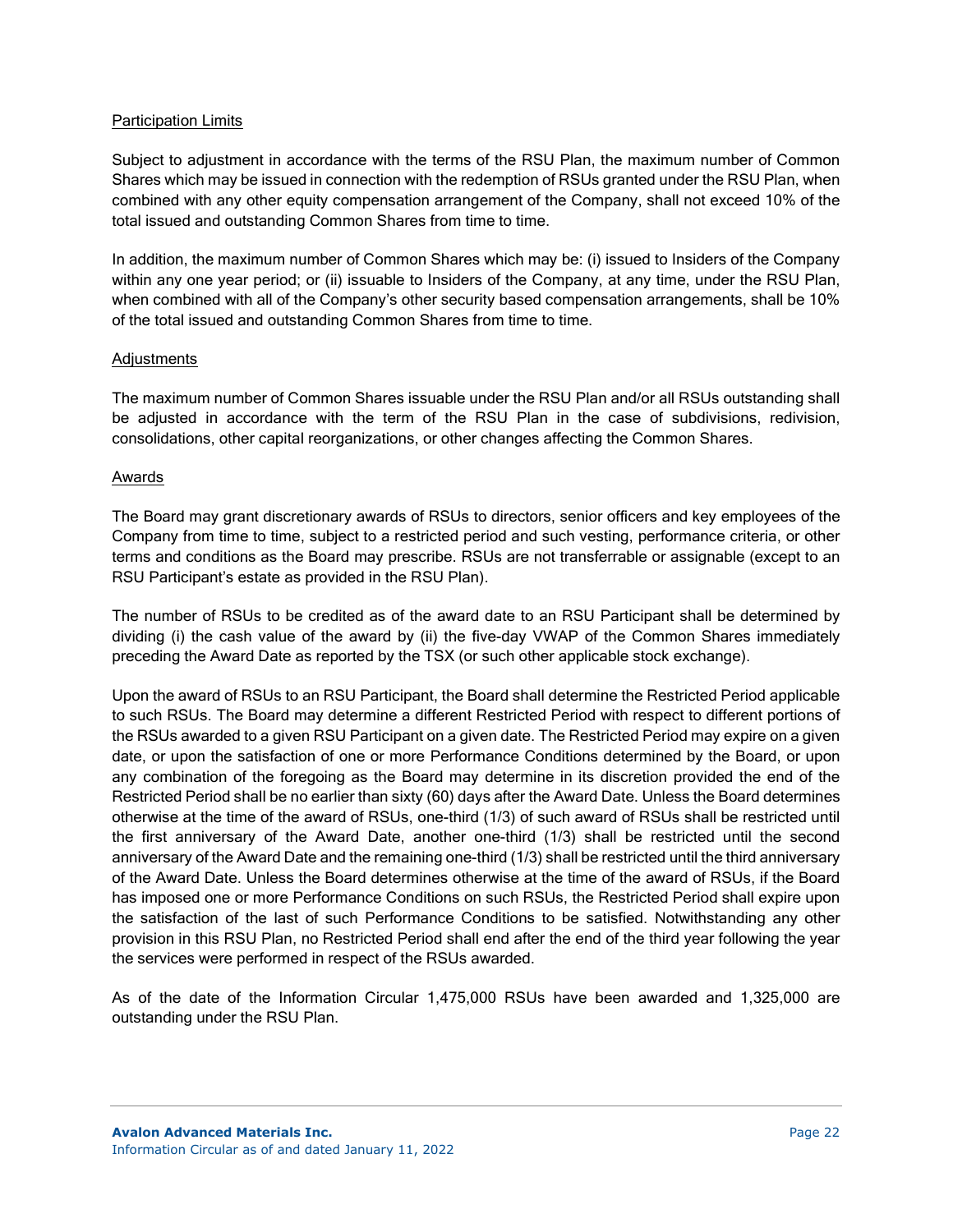Participation Limits

Subject to adjustment in accordance with the terms of the RSU Plan, the maximum number of Common Shares which may be issued in connection with the redemption of RSUs granted under the RSU Plan, when combined with any other equity compensation arrangement of the Company, shall not exceed 10% of the total issued and outstanding Common Shares from time to time.

In addition, the maximum number of Common Shares which may be: (i) issued to Insiders of the Company within any one year period; or (ii) issuable to Insiders of the Company, at any time, under the RSU Plan, when combined with all of the Company's other security based compensation arrangements, shall be 10% of the total issued and outstanding Common Shares from time to time.

Adjustments

The maximum number of Common Shares issuable under the RSU Plan and/or all RSUs outstanding shall be adjusted in accordance with the term of the RSU Plan in the case of subdivisions, redivision, consolidations, other capital reorganizations, or other changes affecting the Common Shares.

Awards

The Board may grant discretionary awards of RSUs to directors, senior officers and key employees of the Company from time to time, subject to a restricted period and such vesting, performance criteria, or other terms and conditions as the Board may prescribe. RSUs are not transferrable or assignable (except to an RSU Participant's estate as provided in the RSU Plan).

The number of RSUs to be credited as of the award date to an RSU Participant shall be determined by dividing (i) the cash value of the award by (ii) the five-day VWAP of the Common Shares immediately preceding the Award Date as reported by the TSX (or such other applicable stock exchange).

Upon the award of RSUs to an RSU Participant, the Board shall determine the Restricted Period applicable to such RSUs. The Board may determine a different Restricted Period with respect to different portions of the RSUs awarded to a given RSU Participant on a given date. The Restricted Period may expire on a given date, or upon the satisfaction of one or more Performance Conditions determined by the Board, or upon any combination of the foregoing as the Board may determine in its discretion provided the end of the Restricted Period shall be no earlier than sixty (60) days after the Award Date. Unless the Board determines otherwise at the time of the award of RSUs, one-third (1/3) of such award of RSUs shall be restricted until the first anniversary of the Award Date, another one-third (1/3) shall be restricted until the second anniversary of the Award Date and the remaining one-third (1/3) shall be restricted until the third anniversary of the Award Date. Unless the Board determines otherwise at the time of the award of RSUs, if the Board has imposed one or more Performance Conditions on such RSUs, the Restricted Period shall expire upon the satisfaction of the last of such Performance Conditions to be satisfied. Notwithstanding any other provision in this RSU Plan, no Restricted Period shall end after the end of the third year following the year the services were performed in respect of the RSUs awarded.

As of the date of the Information Circular 1,475,000 RSUs have been awarded and 1,325,000 are outstanding under the RSU Plan.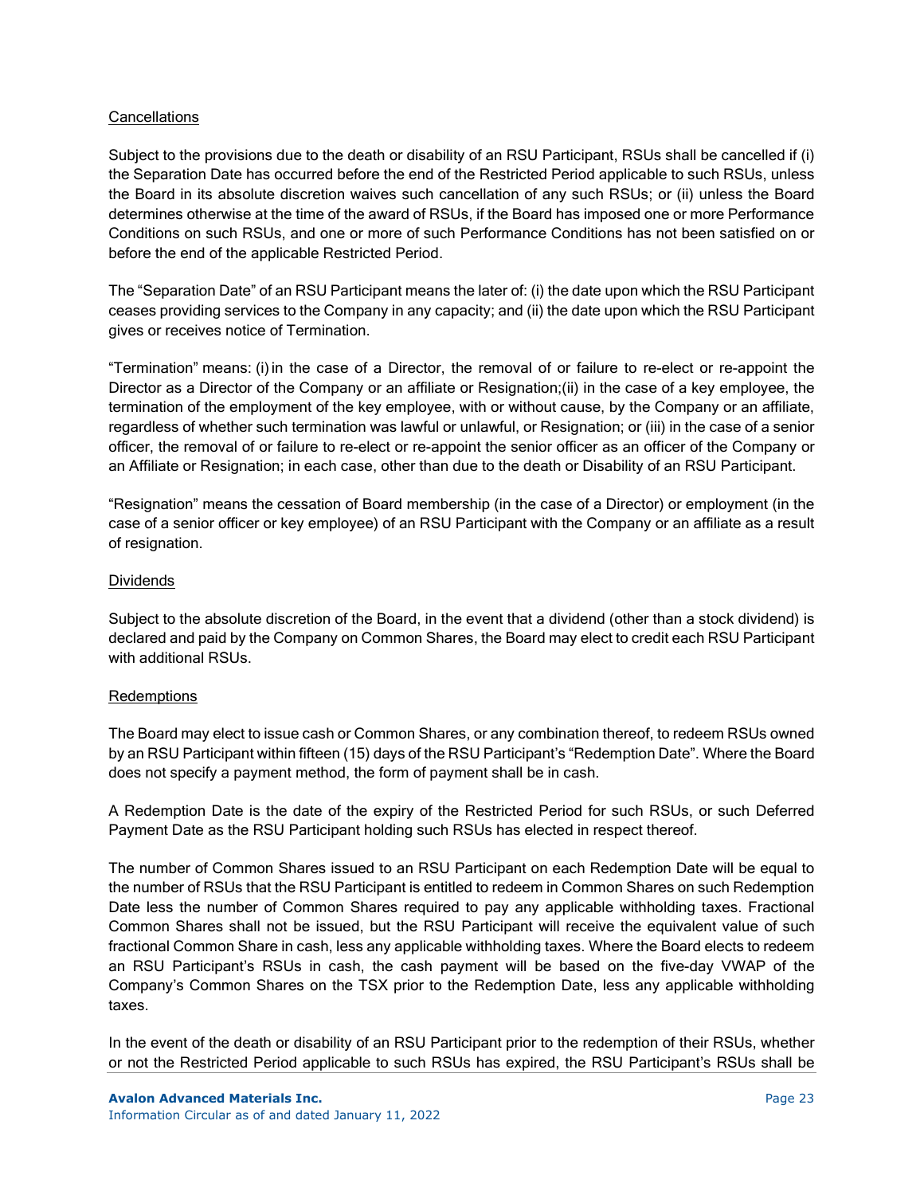Cancellations

Subject to the provisions due to the death or disability of an RSU Participant, RSUs shall be cancelled if (i) the Separation Date has occurred before the end of the Restricted Period applicable to such RSUs, unless the Board in its absolute discretion waives such cancellation of any such RSUs; or (ii) unless the Board determines otherwise at the time of the award of RSUs, if the Board has imposed one or more Performance Conditions on such RSUs, and one or more of such Performance Conditions has not been satisfied on or before the end of the applicable Restricted Period.

The "Separation Date" of an RSU Participant means the later of: (i) the date upon which the RSU Participant ceases providing services to the Company in any capacity; and (ii) the date upon which the RSU Participant gives or receives notice of Termination.

"Termination" means: (i) in the case of a Director, the removal of or failure to re-elect or re-appoint the Director as a Director of the Company or an affiliate or Resignation;(ii) in the case of a key employee, the termination of the employment of the key employee, with or without cause, by the Company or an affiliate, regardless of whether such termination was lawful or unlawful, or Resignation; or (iii) in the case of a senior officer, the removal of or failure to re-elect or re-appoint the senior officer as an officer of the Company or an Affiliate or Resignation; in each case, other than due to the death or Disability of an RSU Participant.

"Resignation" means the cessation of Board membership (in the case of a Director) or employment (in the case of a senior officer or key employee) of an RSU Participant with the Company or an affiliate as a result of resignation.

Dividends

Subject to the absolute discretion of the Board, in the event that a dividend (other than a stock dividend) is declared and paid by the Company on Common Shares, the Board may elect to credit each RSU Participant with additional RSUs.

Redemptions

The Board may elect to issue cash or Common Shares, or any combination thereof, to redeem RSUs owned by an RSU Participant within fifteen (15) days of the RSU Participant's "Redemption Date". Where the Board does not specify a payment method, the form of payment shall be in cash.

A Redemption Date is the date of the expiry of the Restricted Period for such RSUs, or such Deferred Payment Date as the RSU Participant holding such RSUs has elected in respect thereof.

The number of Common Shares issued to an RSU Participant on each Redemption Date will be equal to the number of RSUs that the RSU Participant is entitled to redeem in Common Shares on such Redemption Date less the number of Common Shares required to pay any applicable withholding taxes. Fractional Common Shares shall not be issued, but the RSU Participant will receive the equivalent value of such fractional Common Share in cash, less any applicable withholding taxes. Where the Board elects to redeem an RSU Participant's RSUs in cash, the cash payment will be based on the five-day VWAP of the Company's Common Shares on the TSX prior to the Redemption Date, less any applicable withholding taxes.

In the event of the death or disability of an RSU Participant prior to the redemption of their RSUs, whether or not the Restricted Period applicable to such RSUs has expired, the RSU Participant's RSUs shall be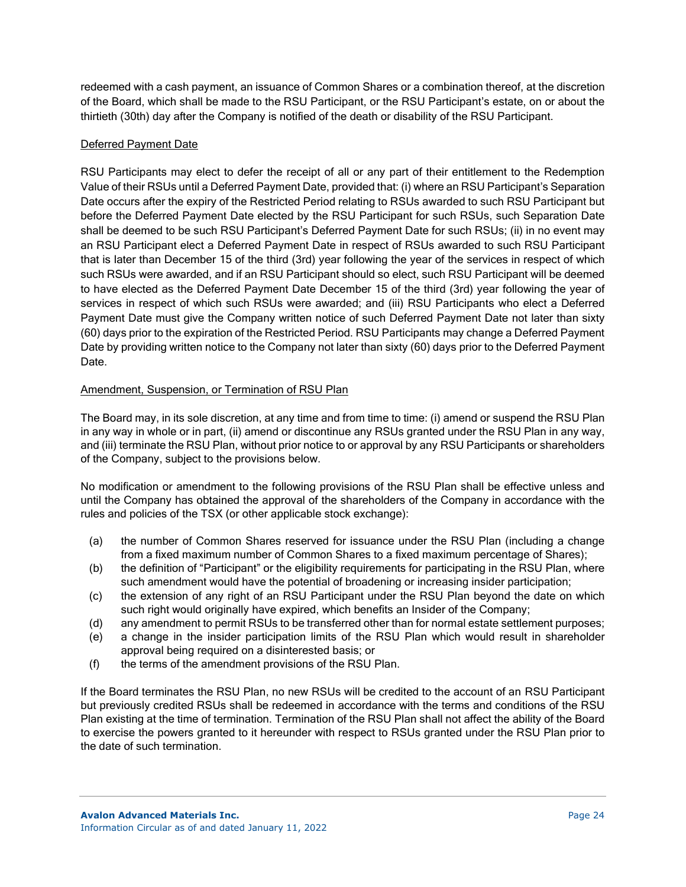redeemed with a cash payment, an issuance of Common Shares or a combination thereof, at the discretion of the Board, which shall be made to the RSU Participant, or the RSU Participant's estate, on or about the thirtieth (30th) day after the Company is notified of the death or disability of the RSU Participant.

Deferred Payment Date

RSU Participants may elect to defer the receipt of all or any part of their entitlement to the Redemption Value of their RSUs until a Deferred Payment Date, provided that: (i) where an RSU Participant's Separation Date occurs after the expiry of the Restricted Period relating to RSUs awarded to such RSU Participant but before the Deferred Payment Date elected by the RSU Participant for such RSUs, such Separation Date shall be deemed to be such RSU Participant's Deferred Payment Date for such RSUs; (ii) in no event may an RSU Participant elect a Deferred Payment Date in respect of RSUs awarded to such RSU Participant that is later than December 15 of the third (3rd) year following the year of the services in respect of which such RSUs were awarded, and if an RSU Participant should so elect, such RSU Participant will be deemed to have elected as the Deferred Payment Date December 15 of the third (3rd) year following the year of services in respect of which such RSUs were awarded; and (iii) RSU Participants who elect a Deferred Payment Date must give the Company written notice of such Deferred Payment Date not later than sixty (60) days prior to the expiration of the Restricted Period. RSU Participants may change a Deferred Payment Date by providing written notice to the Company not later than sixty (60) days prior to the Deferred Payment Date.

Amendment, Suspension, or Termination of RSU Plan

The Board may, in its sole discretion, at any time and from time to time: (i) amend or suspend the RSU Plan in any way in whole or in part, (ii) amend or discontinue any RSUs granted under the RSU Plan in any way, and (iii) terminate the RSU Plan, without prior notice to or approval by any RSU Participants or shareholders of the Company, subject to the provisions below.

No modification or amendment to the following provisions of the RSU Plan shall be effective unless and until the Company has obtained the approval of the shareholders of the Company in accordance with the rules and policies of the TSX (or other applicable stock exchange):

(a) the number of Common Shares reserved for issuance under the RSU Plan (including a change from a fixed maximum number of Common Shares to a fixed maximum percentage of Shares);
(b) the definition of "Participant" or the eligibility requirements for participating in the RSU Plan, where such amendment would have the potential of broadening or increasing insider participation;
(c) the extension of any right of an RSU Participant under the RSU Plan beyond the date on which such right would originally have expired, which benefits an Insider of the Company;
(d) any amendment to permit RSUs to be transferred other than for normal estate settlement purposes;
(e) a change in the insider participation limits of the RSU Plan which would result in shareholder approval being required on a disinterested basis; or
(f) the terms of the amendment provisions of the RSU Plan.

If the Board terminates the RSU Plan, no new RSUs will be credited to the account of an RSU Participant but previously credited RSUs shall be redeemed in accordance with the terms and conditions of the RSU Plan existing at the time of termination. Termination of the RSU Plan shall not affect the ability of the Board to exercise the powers granted to it hereunder with respect to RSUs granted under the RSU Plan prior to the date of such termination.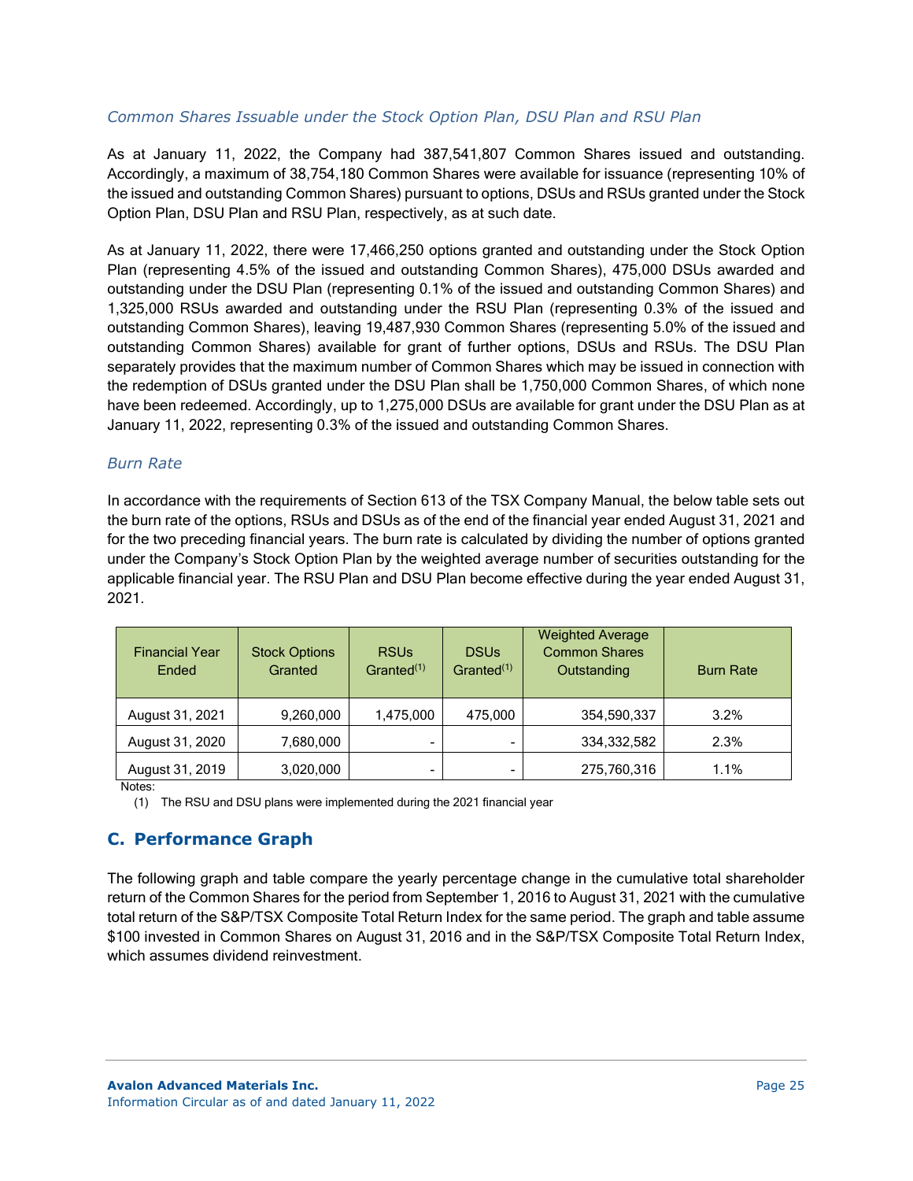*Common Shares Issuable under the Stock Option Plan, DSU Plan and RSU Plan*

As at January 11, 2022, the Company had 387,541,807 Common Shares issued and outstanding. Accordingly, a maximum of 38,754,180 Common Shares were available for issuance (representing 10% of the issued and outstanding Common Shares) pursuant to options, DSUs and RSUs granted under the Stock Option Plan, DSU Plan and RSU Plan, respectively, as at such date.

As at January 11, 2022, there were 17,466,250 options granted and outstanding under the Stock Option Plan (representing 4.5% of the issued and outstanding Common Shares), 475,000 DSUs awarded and outstanding under the DSU Plan (representing 0.1% of the issued and outstanding Common Shares) and 1,325,000 RSUs awarded and outstanding under the RSU Plan (representing 0.3% of the issued and outstanding Common Shares), leaving 19,487,930 Common Shares (representing 5.0% of the issued and outstanding Common Shares) available for grant of further options, DSUs and RSUs. The DSU Plan separately provides that the maximum number of Common Shares which may be issued in connection with the redemption of DSUs granted under the DSU Plan shall be 1,750,000 Common Shares, of which none have been redeemed. Accordingly, up to 1,275,000 DSUs are available for grant under the DSU Plan as at January 11, 2022, representing 0.3% of the issued and outstanding Common Shares.

*Burn Rate*

In accordance with the requirements of Section 613 of the TSX Company Manual, the below table sets out the burn rate of the options, RSUs and DSUs as of the end of the financial year ended August 31, 2021 and for the two preceding financial years. The burn rate is calculated by dividing the number of options granted under the Company's Stock Option Plan by the weighted average number of securities outstanding for the applicable financial year. The RSU Plan and DSU Plan become effective during the year ended August 31, 2021.

| Financial Year Ended | Stock Options Granted | RSUs Granted[1] | DSUs Granted[1] | Weighted Average Common Shares Outstanding | Burn Rate |
|---|---|---|---|---|---|
| August 31, 2021 | 9,260,000 | 1,475,000 | 475,000 | 354,590,337 | 3.2% |
| August 31, 2020 | 7,680,000 | - | - | 334,332,582 | 2.3% |
| August 31, 2019 | 3,020,000 | - | - | 275,760,316 | 1.1% |

Notes:

(1) The RSU and DSU plans were implemented during the 2021 financial year

## C. Performance Graph

The following graph and table compare the yearly percentage change in the cumulative total shareholder return of the Common Shares for the period from September 1, 2016 to August 31, 2021 with the cumulative total return of the S&P/TSX Composite Total Return Index for the same period. The graph and table assume $100 invested in Common Shares on August 31, 2016 and in the S&P/TSX Composite Total Return Index, which assumes dividend reinvestment.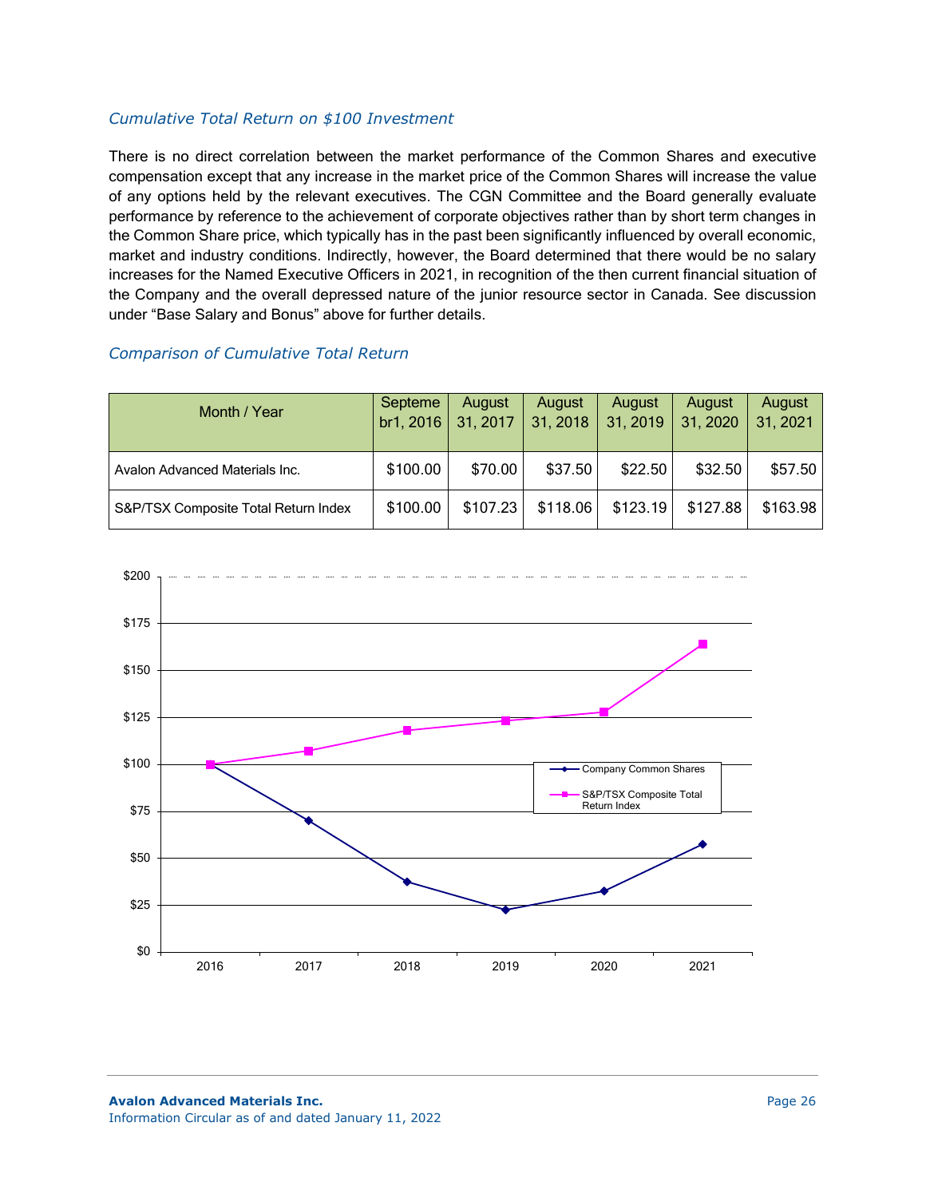### *Cumulative Total Return on $100 Investment*

There is no direct correlation between the market performance of the Common Shares and executive compensation except that any increase in the market price of the Common Shares will increase the value of any options held by the relevant executives. The CGN Committee and the Board generally evaluate performance by reference to the achievement of corporate objectives rather than by short term changes in the Common Share price, which typically has in the past been significantly influenced by overall economic, market and industry conditions. Indirectly, however, the Board determined that there would be no salary increases for the Named Executive Officers in 2021, in recognition of the then current financial situation of the Company and the overall depressed nature of the junior resource sector in Canada. See discussion under "Base Salary and Bonus" above for further details.

### *Comparison of Cumulative Total Return*

| Month / Year | Septemebr1, 2016 | August 31, 2017 | August 31, 2018 | August 31, 2019 | August 31, 2020 | August 31, 2021 |
|---|---|---|---|---|---|---|
| Avalon Advanced Materials Inc. | $100.00 | $70.00 | $37.50 | $22.50 | $32.50 | $57.50 |
| S&P/TSX Composite Total Return Index | $100.00 | $107.23 | $118.06 | $123.19 | $127.88 | $163.98 |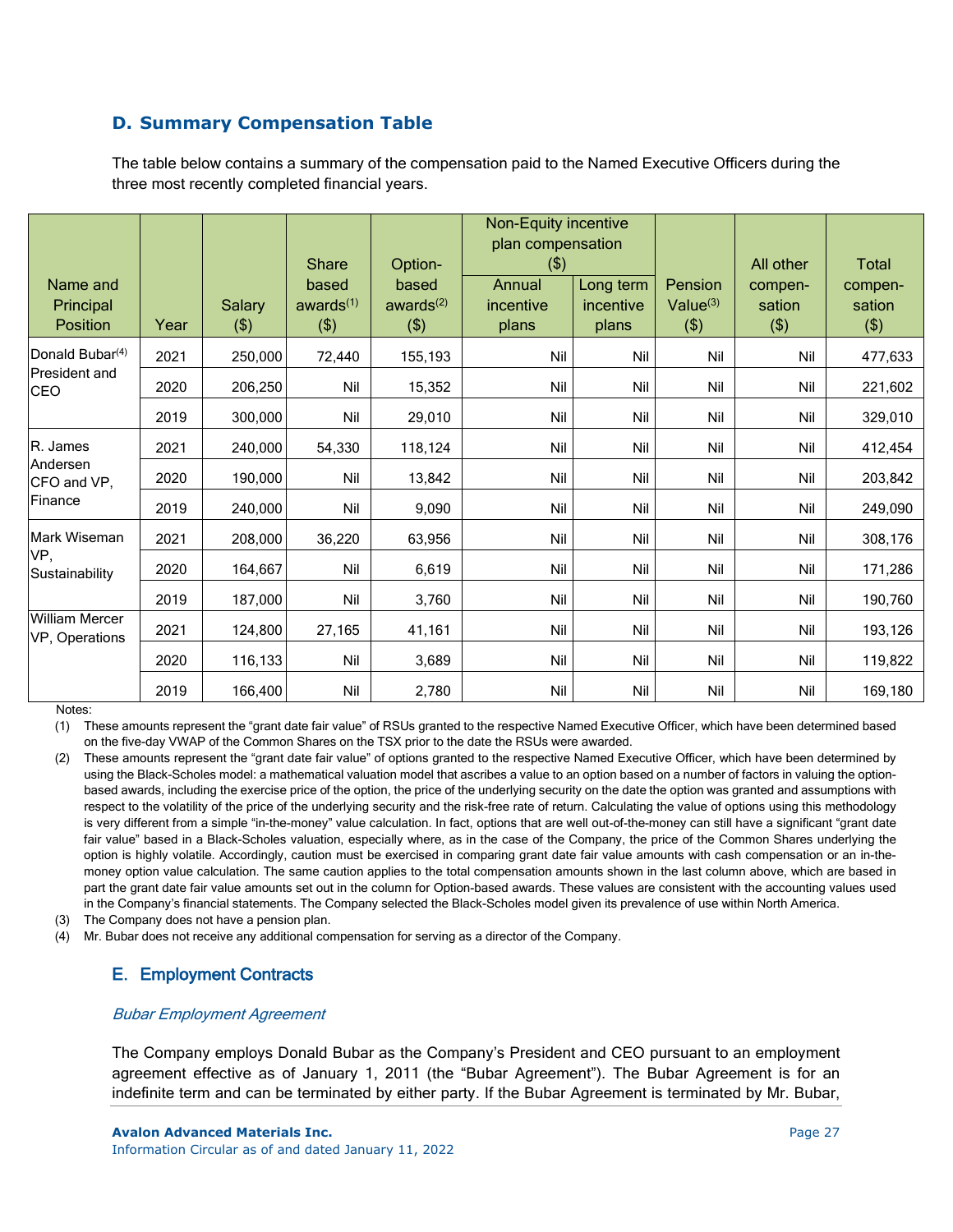## D. Summary Compensation Table

The table below contains a summary of the compensation paid to the Named Executive Officers during the three most recently completed financial years.

| Name and Principal Position | Year | Salary ($) | Share based awards[(1)] ($) | Option-based awards[(2)] ($) | Non-Equity incentive plan compensation ($) | | Pension Value[(3)] ($) | All other compen-sation ($) | Total compen-sation ($) |
|---|---|---|---|---|---|---|---|---|---|
| | | | | | Annual incentive plans | Long term incentive plans | | | |
| Donald Bubar[(4)] President and CEO | 2021 | 250,000 | 72,440 | 155,193 | Nil | Nil | Nil | Nil | 477,633 |
| | 2020 | 206,250 | Nil | 15,352 | Nil | Nil | Nil | Nil | 221,602 |
| | 2019 | 300,000 | Nil | 29,010 | Nil | Nil | Nil | Nil | 329,010 |
| R. James Andersen CFO and VP, Finance | 2021 | 240,000 | 54,330 | 118,124 | Nil | Nil | Nil | Nil | 412,454 |
| | 2020 | 190,000 | Nil | 13,842 | Nil | Nil | Nil | Nil | 203,842 |
| | 2019 | 240,000 | Nil | 9,090 | Nil | Nil | Nil | Nil | 249,090 |
| Mark Wiseman VP, Sustainability | 2021 | 208,000 | 36,220 | 63,956 | Nil | Nil | Nil | Nil | 308,176 |
| | 2020 | 164,667 | Nil | 6,619 | Nil | Nil | Nil | Nil | 171,286 |
| | 2019 | 187,000 | Nil | 3,760 | Nil | Nil | Nil | Nil | 190,760 |
| William Mercer VP, Operations | 2021 | 124,800 | 27,165 | 41,161 | Nil | Nil | Nil | Nil | 193,126 |
| | 2020 | 116,133 | Nil | 3,689 | Nil | Nil | Nil | Nil | 119,822 |
| | 2019 | 166,400 | Nil | 2,780 | Nil | Nil | Nil | Nil | 169,180 |

Notes:

(1) These amounts represent the "grant date fair value" of RSUs granted to the respective Named Executive Officer, which have been determined based on the five-day VWAP of the Common Shares on the TSX prior to the date the RSUs were awarded.

(2) These amounts represent the "grant date fair value" of options granted to the respective Named Executive Officer, which have been determined by using the Black-Scholes model: a mathematical valuation model that ascribes a value to an option based on a number of factors in valuing the option-based awards, including the exercise price of the option, the price of the underlying security on the date the option was granted and assumptions with respect to the volatility of the price of the underlying security and the risk-free rate of return. Calculating the value of options using this methodology is very different from a simple "in-the-money" value calculation. In fact, options that are well out-of-the-money can still have a significant "grant date fair value" based in a Black-Scholes valuation, especially where, as in the case of the Company, the price of the Common Shares underlying the option is highly volatile. Accordingly, caution must be exercised in comparing grant date fair value amounts with cash compensation or an in-the-money option value calculation. The same caution applies to the total compensation amounts shown in the last column above, which are based in part the grant date fair value amounts set out in the column for Option-based awards. These values are consistent with the accounting values used in the Company's financial statements. The Company selected the Black-Scholes model given its prevalence of use within North America.

(3) The Company does not have a pension plan.

(4) Mr. Bubar does not receive any additional compensation for serving as a director of the Company.

## E. Employment Contracts

*Bubar Employment Agreement*

The Company employs Donald Bubar as the Company's President and CEO pursuant to an employment agreement effective as of January 1, 2011 (the "Bubar Agreement"). The Bubar Agreement is for an indefinite term and can be terminated by either party. If the Bubar Agreement is terminated by Mr. Bubar,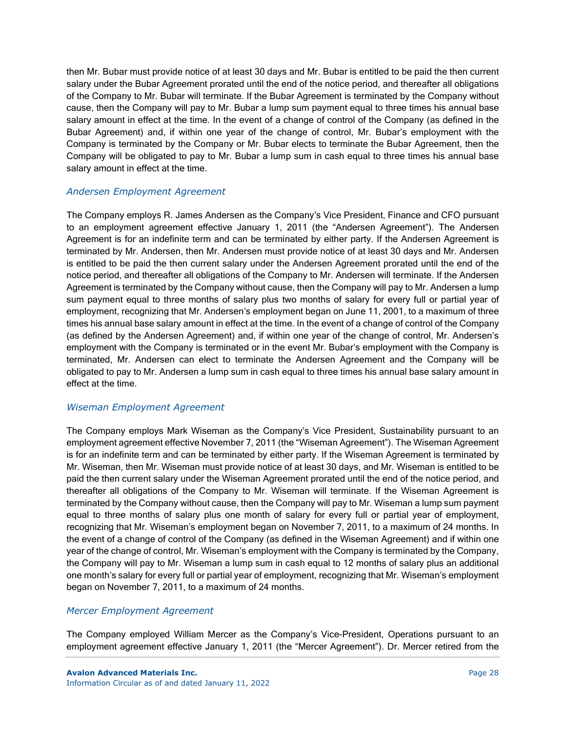then Mr. Bubar must provide notice of at least 30 days and Mr. Bubar is entitled to be paid the then current salary under the Bubar Agreement prorated until the end of the notice period, and thereafter all obligations of the Company to Mr. Bubar will terminate. If the Bubar Agreement is terminated by the Company without cause, then the Company will pay to Mr. Bubar a lump sum payment equal to three times his annual base salary amount in effect at the time. In the event of a change of control of the Company (as defined in the Bubar Agreement) and, if within one year of the change of control, Mr. Bubar's employment with the Company is terminated by the Company or Mr. Bubar elects to terminate the Bubar Agreement, then the Company will be obligated to pay to Mr. Bubar a lump sum in cash equal to three times his annual base salary amount in effect at the time.

### *Andersen Employment Agreement*

The Company employs R. James Andersen as the Company's Vice President, Finance and CFO pursuant to an employment agreement effective January 1, 2011 (the "Andersen Agreement"). The Andersen Agreement is for an indefinite term and can be terminated by either party. If the Andersen Agreement is terminated by Mr. Andersen, then Mr. Andersen must provide notice of at least 30 days and Mr. Andersen is entitled to be paid the then current salary under the Andersen Agreement prorated until the end of the notice period, and thereafter all obligations of the Company to Mr. Andersen will terminate. If the Andersen Agreement is terminated by the Company without cause, then the Company will pay to Mr. Andersen a lump sum payment equal to three months of salary plus two months of salary for every full or partial year of employment, recognizing that Mr. Andersen's employment began on June 11, 2001, to a maximum of three times his annual base salary amount in effect at the time. In the event of a change of control of the Company (as defined by the Andersen Agreement) and, if within one year of the change of control, Mr. Andersen's employment with the Company is terminated or in the event Mr. Bubar's employment with the Company is terminated, Mr. Andersen can elect to terminate the Andersen Agreement and the Company will be obligated to pay to Mr. Andersen a lump sum in cash equal to three times his annual base salary amount in effect at the time.

### *Wiseman Employment Agreement*

The Company employs Mark Wiseman as the Company's Vice President, Sustainability pursuant to an employment agreement effective November 7, 2011 (the "Wiseman Agreement"). The Wiseman Agreement is for an indefinite term and can be terminated by either party. If the Wiseman Agreement is terminated by Mr. Wiseman, then Mr. Wiseman must provide notice of at least 30 days, and Mr. Wiseman is entitled to be paid the then current salary under the Wiseman Agreement prorated until the end of the notice period, and thereafter all obligations of the Company to Mr. Wiseman will terminate. If the Wiseman Agreement is terminated by the Company without cause, then the Company will pay to Mr. Wiseman a lump sum payment equal to three months of salary plus one month of salary for every full or partial year of employment, recognizing that Mr. Wiseman's employment began on November 7, 2011, to a maximum of 24 months. In the event of a change of control of the Company (as defined in the Wiseman Agreement) and if within one year of the change of control, Mr. Wiseman's employment with the Company is terminated by the Company, the Company will pay to Mr. Wiseman a lump sum in cash equal to 12 months of salary plus an additional one month's salary for every full or partial year of employment, recognizing that Mr. Wiseman's employment began on November 7, 2011, to a maximum of 24 months.

### *Mercer Employment Agreement*

The Company employed William Mercer as the Company's Vice-President, Operations pursuant to an employment agreement effective January 1, 2011 (the "Mercer Agreement"). Dr. Mercer retired from the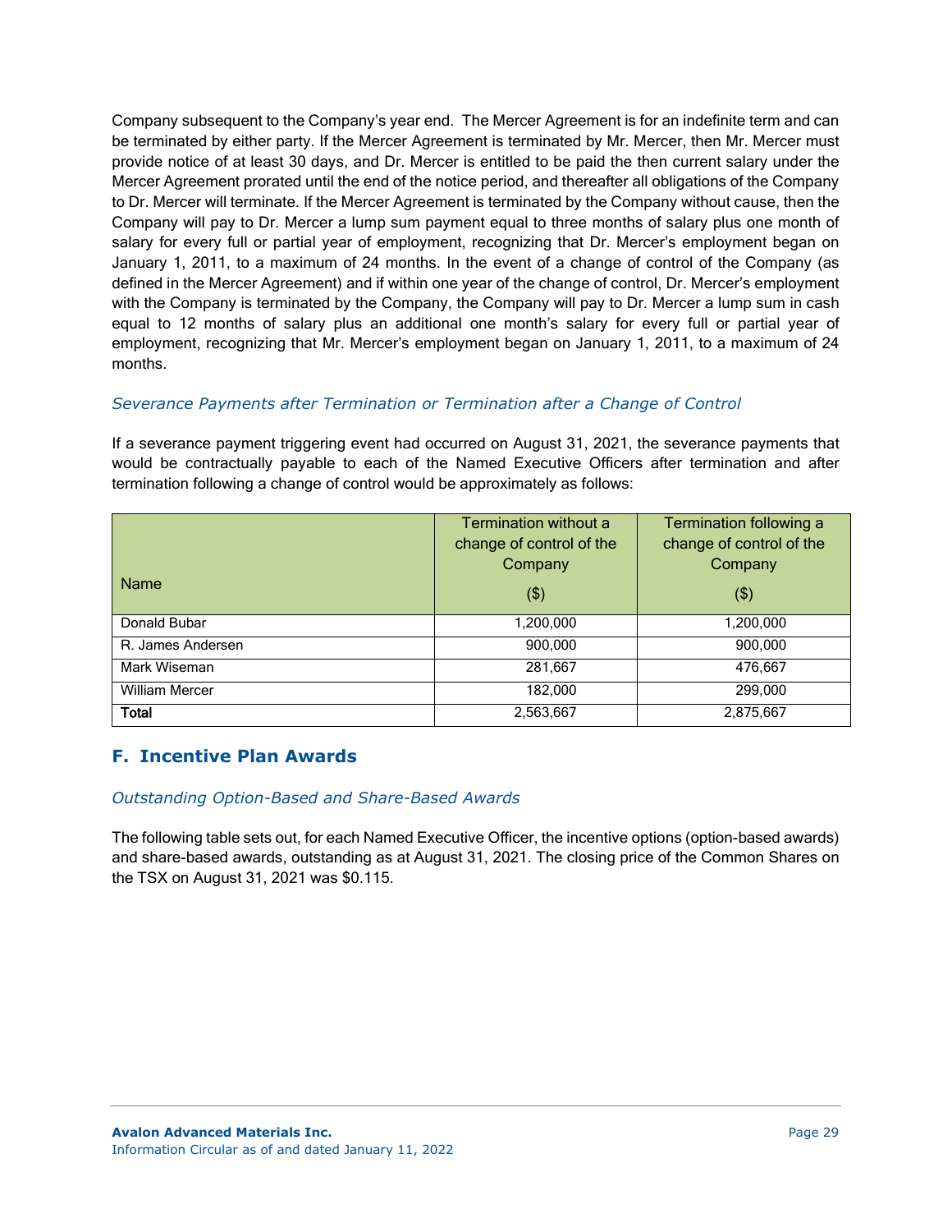Company subsequent to the Company's year end. The Mercer Agreement is for an indefinite term and can be terminated by either party. If the Mercer Agreement is terminated by Mr. Mercer, then Mr. Mercer must provide notice of at least 30 days, and Dr. Mercer is entitled to be paid the then current salary under the Mercer Agreement prorated until the end of the notice period, and thereafter all obligations of the Company to Dr. Mercer will terminate. If the Mercer Agreement is terminated by the Company without cause, then the Company will pay to Dr. Mercer a lump sum payment equal to three months of salary plus one month of salary for every full or partial year of employment, recognizing that Dr. Mercer's employment began on January 1, 2011, to a maximum of 24 months. In the event of a change of control of the Company (as defined in the Mercer Agreement) and if within one year of the change of control, Dr. Mercer's employment with the Company is terminated by the Company, the Company will pay to Dr. Mercer a lump sum in cash equal to 12 months of salary plus an additional one month's salary for every full or partial year of employment, recognizing that Mr. Mercer's employment began on January 1, 2011, to a maximum of 24 months.

### *Severance Payments after Termination or Termination after a Change of Control*

If a severance payment triggering event had occurred on August 31, 2021, the severance payments that would be contractually payable to each of the Named Executive Officers after termination and after termination following a change of control would be approximately as follows:

| Name | Termination without a change of control of the Company ($) | Termination following a change of control of the Company ($) |
|---|---|---|
| Donald Bubar | 1,200,000 | 1,200,000 |
| R. James Andersen | 900,000 | 900,000 |
| Mark Wiseman | 281,667 | 476,667 |
| William Mercer | 182,000 | 299,000 |
| **Total** | 2,563,667 | 2,875,667 |

## F. Incentive Plan Awards

### *Outstanding Option-Based and Share-Based Awards*

The following table sets out, for each Named Executive Officer, the incentive options (option-based awards) and share-based awards, outstanding as at August 31, 2021. The closing price of the Common Shares on the TSX on August 31, 2021 was $0.115.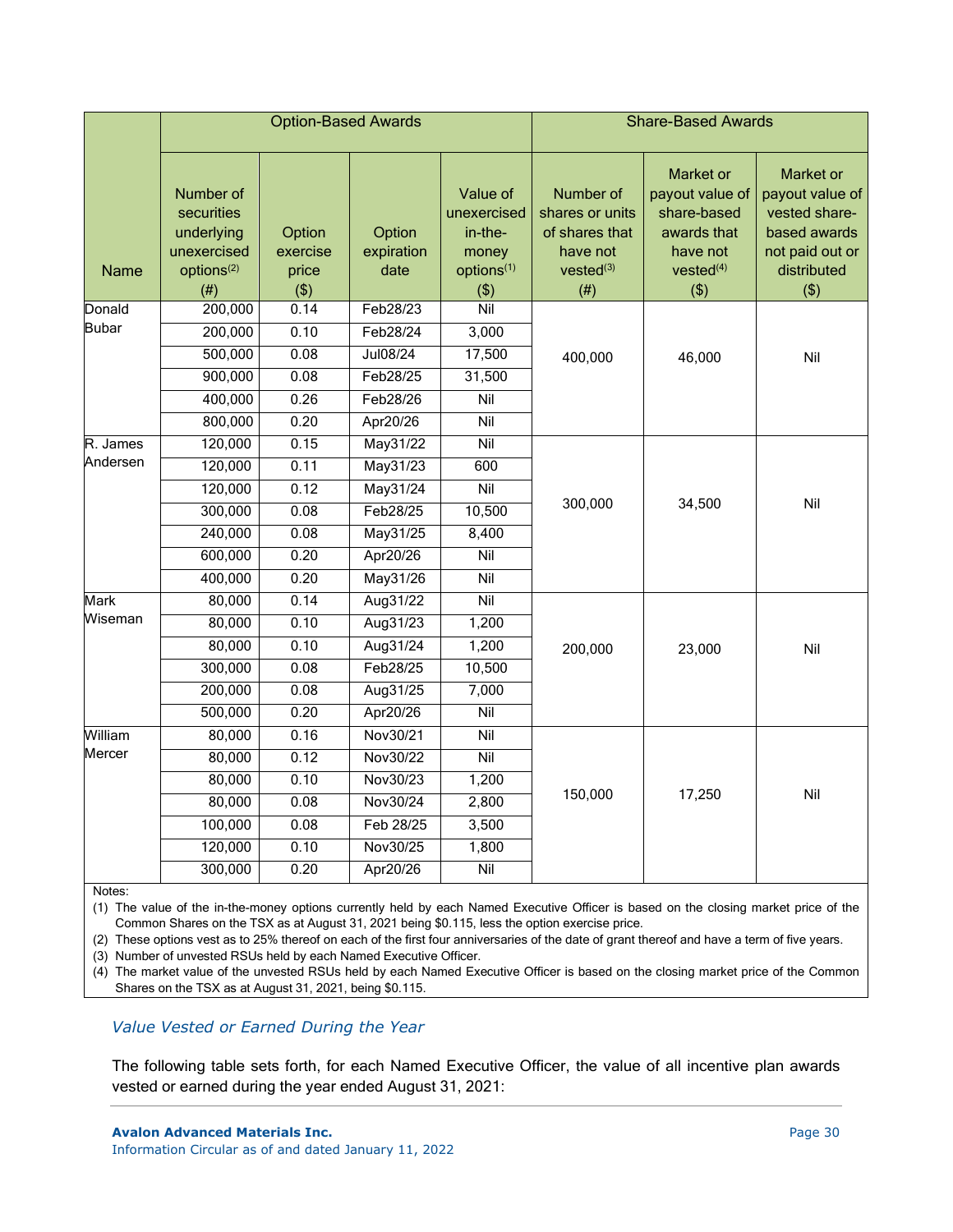| Name | Option-Based Awards | | | | Share-Based Awards | | |
|---|---|---|---|---|---|---|---|
| | Number of securities underlying unexercised options[(2)] (#) | Option exercise price ($) | Option expiration date | Value of unexercised in-the-money options[(1)] ($) | Number of shares or units of shares that have not vested[(3)] (#) | Market or payout value of share-based awards that have not vested[(4)] ($) | Market or payout value of vested share-based awards not paid out or distributed ($) |
| Donald Bubar | 200,000 | 0.14 | Feb28/23 | Nil | 400,000 | 46,000 | Nil |
| | 200,000 | 0.10 | Feb28/24 | 3,000 | | | |
| | 500,000 | 0.08 | Jul08/24 | 17,500 | | | |
| | 900,000 | 0.08 | Feb28/25 | 31,500 | | | |
| | 400,000 | 0.26 | Feb28/26 | Nil | | | |
| | 800,000 | 0.20 | Apr20/26 | Nil | | | |
| R. James Andersen | 120,000 | 0.15 | May31/22 | Nil | 300,000 | 34,500 | Nil |
| | 120,000 | 0.11 | May31/23 | 600 | | | |
| | 120,000 | 0.12 | May31/24 | Nil | | | |
| | 300,000 | 0.08 | Feb28/25 | 10,500 | | | |
| | 240,000 | 0.08 | May31/25 | 8,400 | | | |
| | 600,000 | 0.20 | Apr20/26 | Nil | | | |
| | 400,000 | 0.20 | May31/26 | Nil | | | |
| Mark Wiseman | 80,000 | 0.14 | Aug31/22 | Nil | 200,000 | 23,000 | Nil |
| | 80,000 | 0.10 | Aug31/23 | 1,200 | | | |
| | 80,000 | 0.10 | Aug31/24 | 1,200 | | | |
| | 300,000 | 0.08 | Feb28/25 | 10,500 | | | |
| | 200,000 | 0.08 | Aug31/25 | 7,000 | | | |
| | 500,000 | 0.20 | Apr20/26 | Nil | | | |
| William Mercer | 80,000 | 0.16 | Nov30/21 | Nil | 150,000 | 17,250 | Nil |
| | 80,000 | 0.12 | Nov30/22 | Nil | | | |
| | 80,000 | 0.10 | Nov30/23 | 1,200 | | | |
| | 80,000 | 0.08 | Nov30/24 | 2,800 | | | |
| | 100,000 | 0.08 | Feb 28/25 | 3,500 | | | |
| | 120,000 | 0.10 | Nov30/25 | 1,800 | | | |
| | 300,000 | 0.20 | Apr20/26 | Nil | | | |

Notes:

(1) The value of the in-the-money options currently held by each Named Executive Officer is based on the closing market price of the Common Shares on the TSX as at August 31, 2021 being $0.115, less the option exercise price.

(2) These options vest as to 25% thereof on each of the first four anniversaries of the date of grant thereof and have a term of five years.

(3) Number of unvested RSUs held by each Named Executive Officer.

(4) The market value of the unvested RSUs held by each Named Executive Officer is based on the closing market price of the Common Shares on the TSX as at August 31, 2021, being $0.115.

### *Value Vested or Earned During the Year*

The following table sets forth, for each Named Executive Officer, the value of all incentive plan awards vested or earned during the year ended August 31, 2021: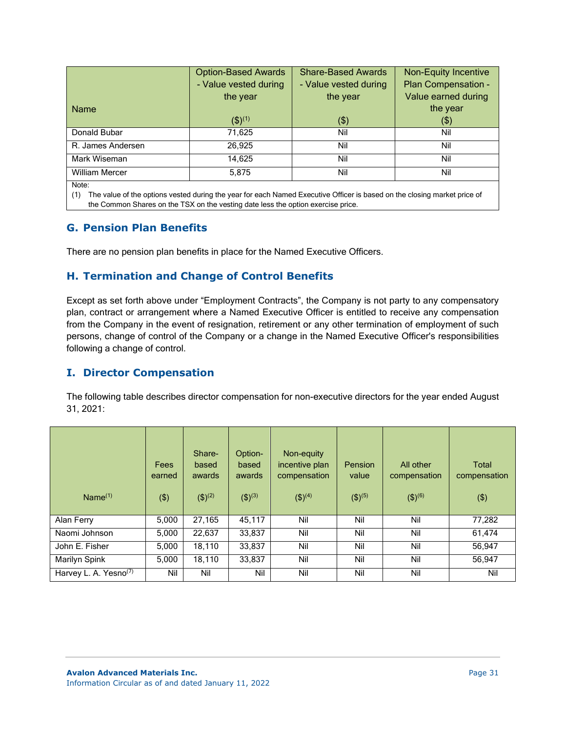| Name | Option-Based Awards - Value vested during the year ($)[1] | Share-Based Awards - Value vested during the year ($) | Non-Equity Incentive Plan Compensation - Value earned during the year ($) |
|---|---|---|---|
| Donald Bubar | 71,625 | Nil | Nil |
| R. James Andersen | 26,925 | Nil | Nil |
| Mark Wiseman | 14,625 | Nil | Nil |
| William Mercer | 5,875 | Nil | Nil |

Note:

(1) The value of the options vested during the year for each Named Executive Officer is based on the closing market price of the Common Shares on the TSX on the vesting date less the option exercise price.

## G. Pension Plan Benefits

There are no pension plan benefits in place for the Named Executive Officers.

## H. Termination and Change of Control Benefits

Except as set forth above under "Employment Contracts", the Company is not party to any compensatory plan, contract or arrangement where a Named Executive Officer is entitled to receive any compensation from the Company in the event of resignation, retirement or any other termination of employment of such persons, change of control of the Company or a change in the Named Executive Officer's responsibilities following a change of control.

## I. Director Compensation

The following table describes director compensation for non-executive directors for the year ended August 31, 2021:

| Name[1] | Fees earned ($) | Share-based awards ($)[2] | Option-based awards ($)[3] | Non-equity incentive plan compensation ($)[4] | Pension value ($)[5] | All other compensation ($)[6] | Total compensation ($) |
|---|---|---|---|---|---|---|---|
| Alan Ferry | 5,000 | 27,165 | 45,117 | Nil | Nil | Nil | 77,282 |
| Naomi Johnson | 5,000 | 22,637 | 33,837 | Nil | Nil | Nil | 61,474 |
| John E. Fisher | 5,000 | 18,110 | 33,837 | Nil | Nil | Nil | 56,947 |
| Marilyn Spink | 5,000 | 18,110 | 33,837 | Nil | Nil | Nil | 56,947 |
| Harvey L. A. Yesno[7] | Nil | Nil | Nil | Nil | Nil | Nil | Nil |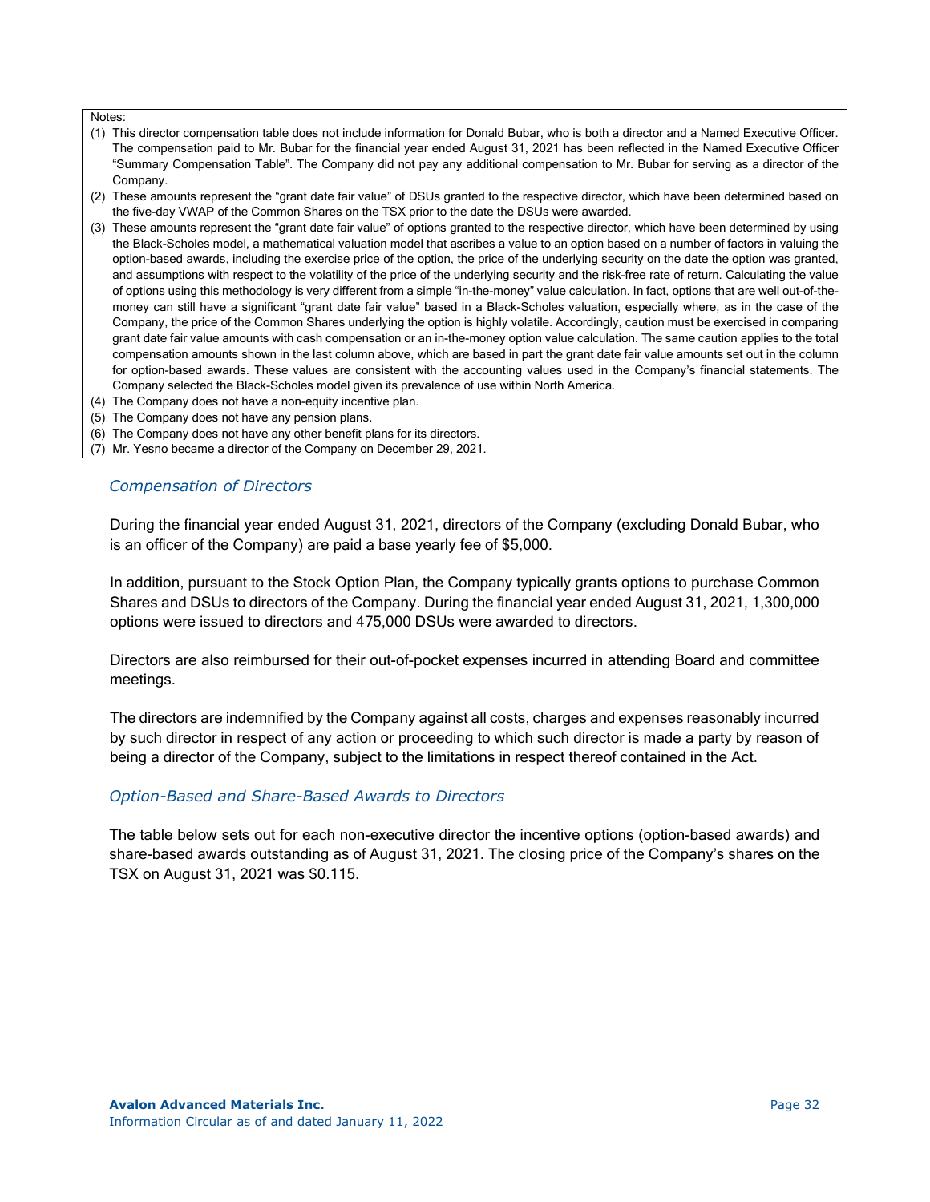Notes:

(1) This director compensation table does not include information for Donald Bubar, who is both a director and a Named Executive Officer. The compensation paid to Mr. Bubar for the financial year ended August 31, 2021 has been reflected in the Named Executive Officer "Summary Compensation Table". The Company did not pay any additional compensation to Mr. Bubar for serving as a director of the Company.
(2) These amounts represent the "grant date fair value" of DSUs granted to the respective director, which have been determined based on the five-day VWAP of the Common Shares on the TSX prior to the date the DSUs were awarded.
(3) These amounts represent the "grant date fair value" of options granted to the respective director, which have been determined by using the Black-Scholes model, a mathematical valuation model that ascribes a value to an option based on a number of factors in valuing the option-based awards, including the exercise price of the option, the price of the underlying security on the date the option was granted, and assumptions with respect to the volatility of the price of the underlying security and the risk-free rate of return. Calculating the value of options using this methodology is very different from a simple "in-the-money" value calculation. In fact, options that are well out-of-the-money can still have a significant "grant date fair value" based in a Black-Scholes valuation, especially where, as in the case of the Company, the price of the Common Shares underlying the option is highly volatile. Accordingly, caution must be exercised in comparing grant date fair value amounts with cash compensation or an in-the-money option value calculation. The same caution applies to the total compensation amounts shown in the last column above, which are based in part the grant date fair value amounts set out in the column for option-based awards. These values are consistent with the accounting values used in the Company's financial statements. The Company selected the Black-Scholes model given its prevalence of use within North America.
(4) The Company does not have a non-equity incentive plan.
(5) The Company does not have any pension plans.
(6) The Company does not have any other benefit plans for its directors.
(7) Mr. Yesno became a director of the Company on December 29, 2021.

### *Compensation of Directors*

During the financial year ended August 31, 2021, directors of the Company (excluding Donald Bubar, who is an officer of the Company) are paid a base yearly fee of $5,000.

In addition, pursuant to the Stock Option Plan, the Company typically grants options to purchase Common Shares and DSUs to directors of the Company. During the financial year ended August 31, 2021, 1,300,000 options were issued to directors and 475,000 DSUs were awarded to directors.

Directors are also reimbursed for their out-of-pocket expenses incurred in attending Board and committee meetings.

The directors are indemnified by the Company against all costs, charges and expenses reasonably incurred by such director in respect of any action or proceeding to which such director is made a party by reason of being a director of the Company, subject to the limitations in respect thereof contained in the Act.

### *Option-Based and Share-Based Awards to Directors*

The table below sets out for each non-executive director the incentive options (option-based awards) and share-based awards outstanding as of August 31, 2021. The closing price of the Company's shares on the TSX on August 31, 2021 was $0.115.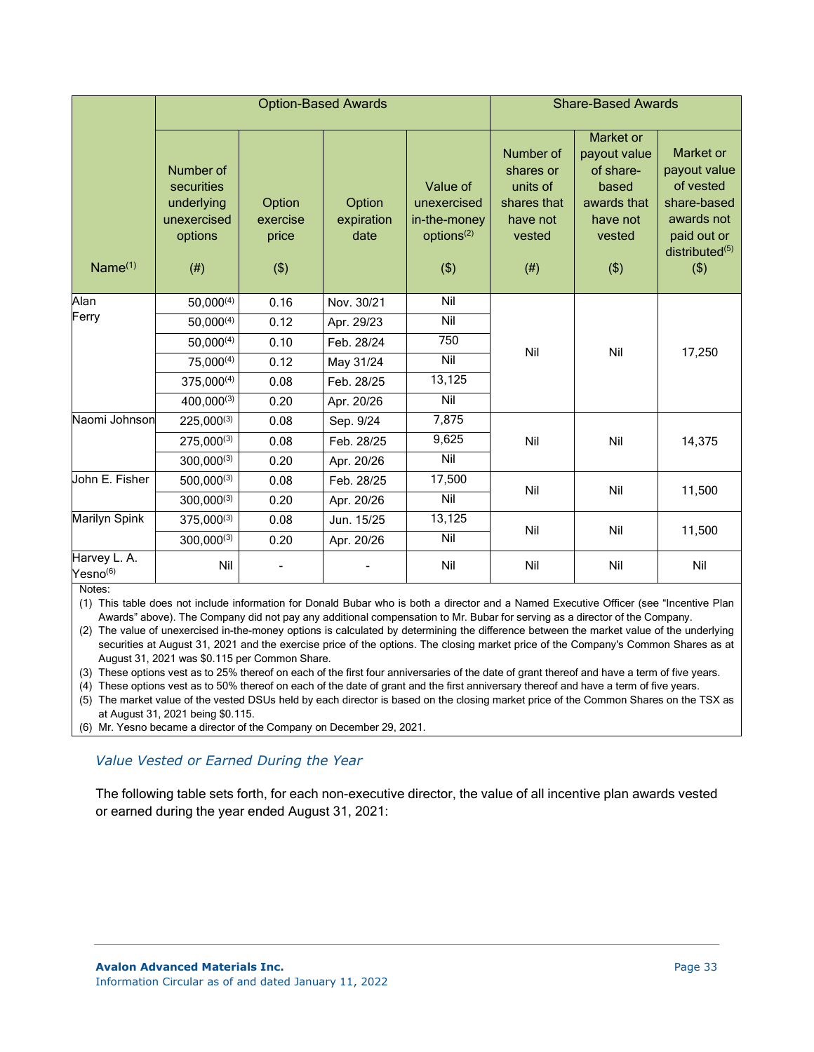| Name[1] | Option-Based Awards | | | | Share-Based Awards | | |
|---|---|---|---|---|---|---|---|
| | Number of securities underlying unexercised options (#) | Option exercise price ($) | Option expiration date | Value of unexercised in-the-money options[2] ($) | Number of shares or units of shares that have not vested (#) | Market or payout value of share-based awards that have not vested ($) | Market or payout value of vested share-based awards not paid out or distributed[5] ($) |
| Alan Ferry | 50,000[4] | 0.16 | Nov. 30/21 | Nil | Nil | Nil | 17,250 |
| | 50,000[4] | 0.12 | Apr. 29/23 | Nil | | | |
| | 50,000[4] | 0.10 | Feb. 28/24 | 750 | | | |
| | 75,000[4] | 0.12 | May 31/24 | Nil | | | |
| | 375,000[4] | 0.08 | Feb. 28/25 | 13,125 | | | |
| | 400,000[3] | 0.20 | Apr. 20/26 | Nil | | | |
| Naomi Johnson | 225,000[3] | 0.08 | Sep. 9/24 | 7,875 | Nil | Nil | 14,375 |
| | 275,000[3] | 0.08 | Feb. 28/25 | 9,625 | | | |
| | 300,000[3] | 0.20 | Apr. 20/26 | Nil | | | |
| John E. Fisher | 500,000[3] | 0.08 | Feb. 28/25 | 17,500 | Nil | Nil | 11,500 |
| | 300,000[3] | 0.20 | Apr. 20/26 | Nil | | | |
| Marilyn Spink | 375,000[3] | 0.08 | Jun. 15/25 | 13,125 | Nil | Nil | 11,500 |
| | 300,000[3] | 0.20 | Apr. 20/26 | Nil | | | |
| Harvey L. A. Yesno[6] | Nil | - | - | Nil | Nil | Nil | Nil |

Notes:

(1) This table does not include information for Donald Bubar who is both a director and a Named Executive Officer (see "Incentive Plan Awards" above). The Company did not pay any additional compensation to Mr. Bubar for serving as a director of the Company.

(2) The value of unexercised in-the-money options is calculated by determining the difference between the market value of the underlying securities at August 31, 2021 and the exercise price of the options. The closing market price of the Company's Common Shares as at August 31, 2021 was $0.115 per Common Share.

(3) These options vest as to 25% thereof on each of the first four anniversaries of the date of grant thereof and have a term of five years.

(4) These options vest as to 50% thereof on each of the date of grant and the first anniversary thereof and have a term of five years.

(5) The market value of the vested DSUs held by each director is based on the closing market price of the Common Shares on the TSX as at August 31, 2021 being $0.115.

(6) Mr. Yesno became a director of the Company on December 29, 2021.

### *Value Vested or Earned During the Year*

The following table sets forth, for each non-executive director, the value of all incentive plan awards vested or earned during the year ended August 31, 2021: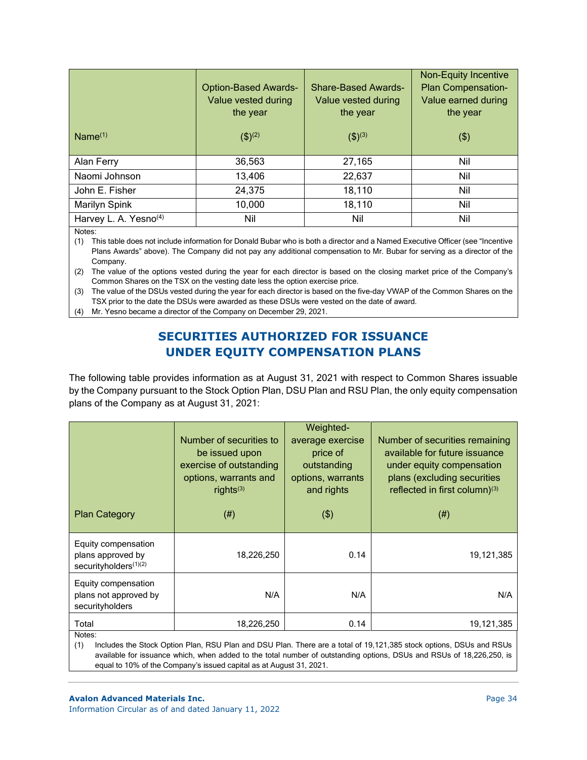| Name[1] | Option-Based Awards-Value vested during the year ($)[2] | Share-Based Awards-Value vested during the year ($)[3] | Non-Equity Incentive Plan Compensation-Value earned during the year ($) |
|---|---|---|---|
| Alan Ferry | 36,563 | 27,165 | Nil |
| Naomi Johnson | 13,406 | 22,637 | Nil |
| John E. Fisher | 24,375 | 18,110 | Nil |
| Marilyn Spink | 10,000 | 18,110 | Nil |
| Harvey L. A. Yesno[4] | Nil | Nil | Nil |

Notes:

(1) This table does not include information for Donald Bubar who is both a director and a Named Executive Officer (see "Incentive Plans Awards" above). The Company did not pay any additional compensation to Mr. Bubar for serving as a director of the Company.

(2) The value of the options vested during the year for each director is based on the closing market price of the Company's Common Shares on the TSX on the vesting date less the option exercise price.

(3) The value of the DSUs vested during the year for each director is based on the five-day VWAP of the Common Shares on the TSX prior to the date the DSUs were awarded as these DSUs were vested on the date of award.

(4) Mr. Yesno became a director of the Company on December 29, 2021.

## SECURITIES AUTHORIZED FOR ISSUANCE UNDER EQUITY COMPENSATION PLANS

The following table provides information as at August 31, 2021 with respect to Common Shares issuable by the Company pursuant to the Stock Option Plan, DSU Plan and RSU Plan, the only equity compensation plans of the Company as at August 31, 2021:

| Plan Category | Number of securities to be issued upon exercise of outstanding options, warrants and rights[3] (#) | Weighted-average exercise price of outstanding options, warrants and rights ($) | Number of securities remaining available for future issuance under equity compensation plans (excluding securities reflected in first column)[3] (#) |
|---|---|---|---|
| Equity compensation plans approved by securityholders[1][2] | 18,226,250 | 0.14 | 19,121,385 |
| Equity compensation plans not approved by securityholders | N/A | N/A | N/A |
| Total | 18,226,250 | 0.14 | 19,121,385 |

Notes:

(1) Includes the Stock Option Plan, RSU Plan and DSU Plan. There are a total of 19,121,385 stock options, DSUs and RSUs available for issuance which, when added to the total number of outstanding options, DSUs and RSUs of 18,226,250, is equal to 10% of the Company's issued capital as at August 31, 2021.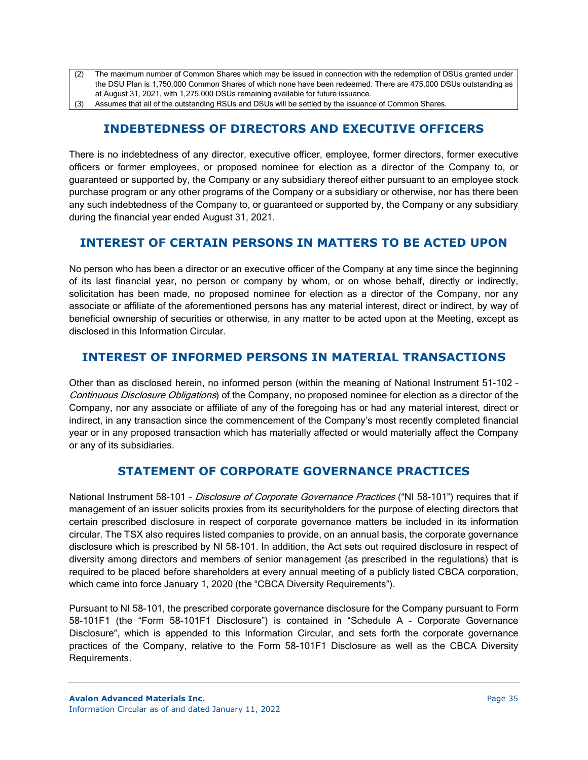(2) The maximum number of Common Shares which may be issued in connection with the redemption of DSUs granted under the DSU Plan is 1,750,000 Common Shares of which none have been redeemed. There are 475,000 DSUs outstanding as at August 31, 2021, with 1,275,000 DSUs remaining available for future issuance.

(3) Assumes that all of the outstanding RSUs and DSUs will be settled by the issuance of Common Shares.

## INDEBTEDNESS OF DIRECTORS AND EXECUTIVE OFFICERS

There is no indebtedness of any director, executive officer, employee, former directors, former executive officers or former employees, or proposed nominee for election as a director of the Company to, or guaranteed or supported by, the Company or any subsidiary thereof either pursuant to an employee stock purchase program or any other programs of the Company or a subsidiary or otherwise, nor has there been any such indebtedness of the Company to, or guaranteed or supported by, the Company or any subsidiary during the financial year ended August 31, 2021.

## INTEREST OF CERTAIN PERSONS IN MATTERS TO BE ACTED UPON

No person who has been a director or an executive officer of the Company at any time since the beginning of its last financial year, no person or company by whom, or on whose behalf, directly or indirectly, solicitation has been made, no proposed nominee for election as a director of the Company, nor any associate or affiliate of the aforementioned persons has any material interest, direct or indirect, by way of beneficial ownership of securities or otherwise, in any matter to be acted upon at the Meeting, except as disclosed in this Information Circular.

## INTEREST OF INFORMED PERSONS IN MATERIAL TRANSACTIONS

Other than as disclosed herein, no informed person (within the meaning of National Instrument 51-102 – *Continuous Disclosure Obligations*) of the Company, no proposed nominee for election as a director of the Company, nor any associate or affiliate of any of the foregoing has or had any material interest, direct or indirect, in any transaction since the commencement of the Company's most recently completed financial year or in any proposed transaction which has materially affected or would materially affect the Company or any of its subsidiaries.

## STATEMENT OF CORPORATE GOVERNANCE PRACTICES

National Instrument 58-101 – *Disclosure of Corporate Governance Practices* ("NI 58-101") requires that if management of an issuer solicits proxies from its securityholders for the purpose of electing directors that certain prescribed disclosure in respect of corporate governance matters be included in its information circular. The TSX also requires listed companies to provide, on an annual basis, the corporate governance disclosure which is prescribed by NI 58-101. In addition, the Act sets out required disclosure in respect of diversity among directors and members of senior management (as prescribed in the regulations) that is required to be placed before shareholders at every annual meeting of a publicly listed CBCA corporation, which came into force January 1, 2020 (the "CBCA Diversity Requirements").

Pursuant to NI 58-101, the prescribed corporate governance disclosure for the Company pursuant to Form 58-101F1 (the "Form 58-101F1 Disclosure") is contained in "Schedule A – Corporate Governance Disclosure", which is appended to this Information Circular, and sets forth the corporate governance practices of the Company, relative to the Form 58-101F1 Disclosure as well as the CBCA Diversity Requirements.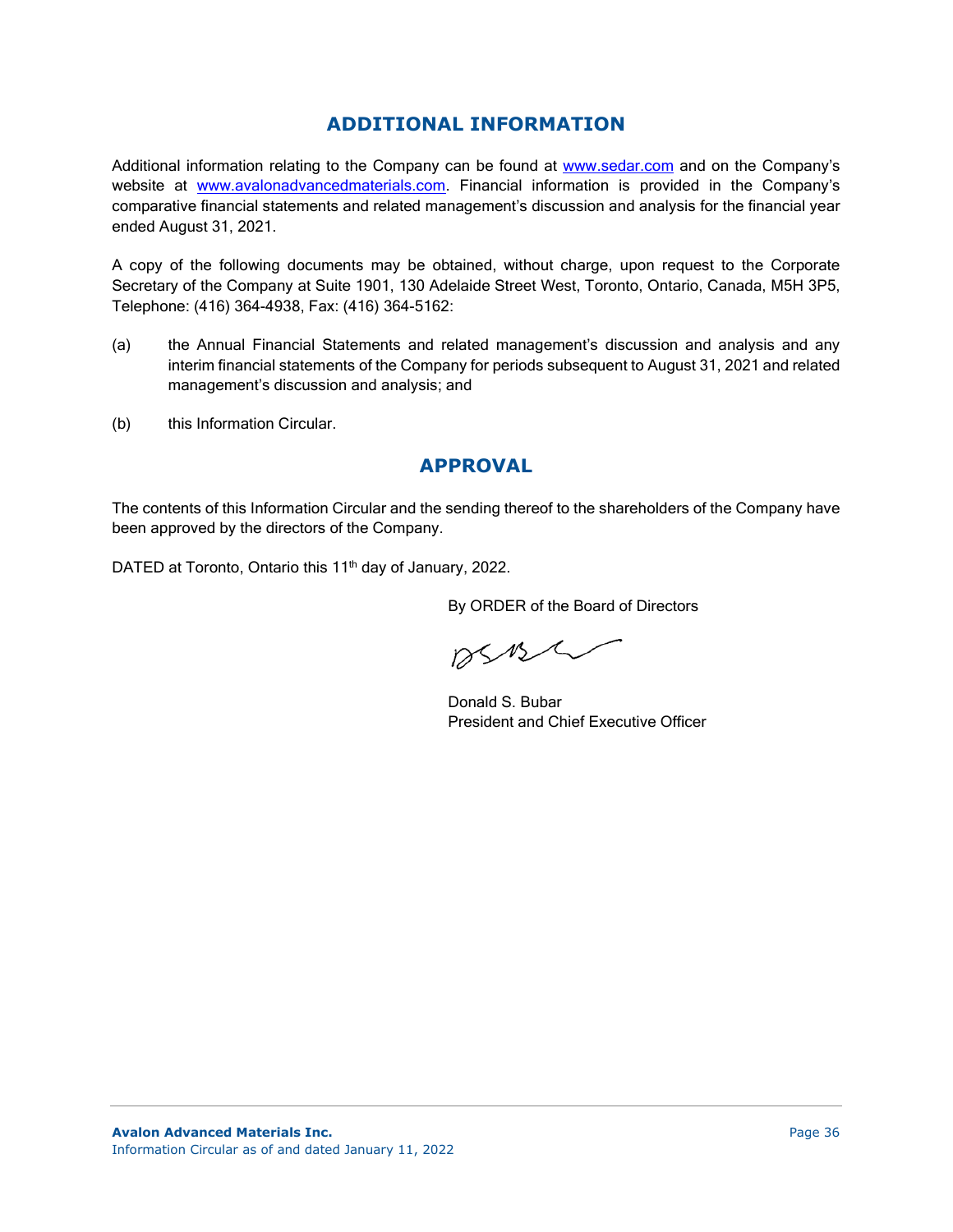## ADDITIONAL INFORMATION

Additional information relating to the Company can be found at www.sedar.com and on the Company's website at www.avalonadvancedmaterials.com. Financial information is provided in the Company's comparative financial statements and related management's discussion and analysis for the financial year ended August 31, 2021.

A copy of the following documents may be obtained, without charge, upon request to the Corporate Secretary of the Company at Suite 1901, 130 Adelaide Street West, Toronto, Ontario, Canada, M5H 3P5, Telephone: (416) 364-4938, Fax: (416) 364-5162:

(a) the Annual Financial Statements and related management's discussion and analysis and any interim financial statements of the Company for periods subsequent to August 31, 2021 and related management's discussion and analysis; and

(b) this Information Circular.

## APPROVAL

The contents of this Information Circular and the sending thereof to the shareholders of the Company have been approved by the directors of the Company.

DATED at Toronto, Ontario this 11th day of January, 2022.

By ORDER of the Board of Directors

Donald S. Bubar
President and Chief Executive Officer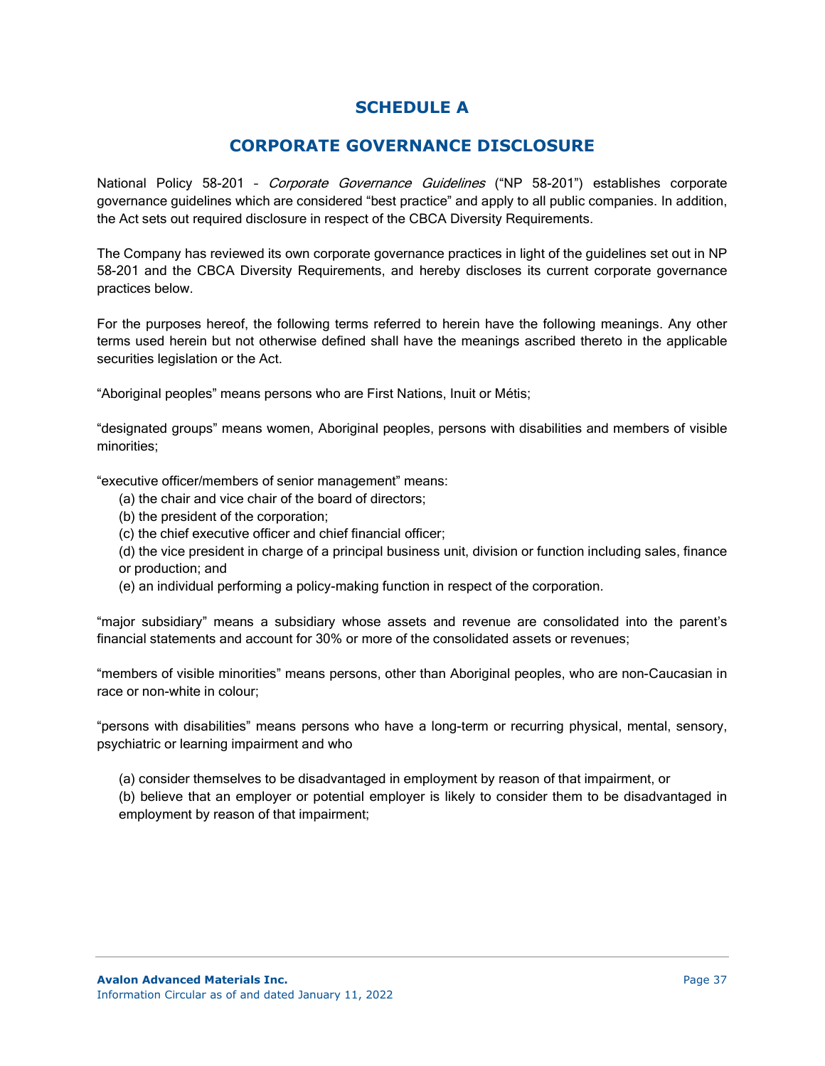# SCHEDULE A

## CORPORATE GOVERNANCE DISCLOSURE

National Policy 58-201 – *Corporate Governance Guidelines* ("NP 58-201") establishes corporate governance guidelines which are considered "best practice" and apply to all public companies. In addition, the Act sets out required disclosure in respect of the CBCA Diversity Requirements.

The Company has reviewed its own corporate governance practices in light of the guidelines set out in NP 58-201 and the CBCA Diversity Requirements, and hereby discloses its current corporate governance practices below.

For the purposes hereof, the following terms referred to herein have the following meanings. Any other terms used herein but not otherwise defined shall have the meanings ascribed thereto in the applicable securities legislation or the Act.

"Aboriginal peoples" means persons who are First Nations, Inuit or Métis;

"designated groups" means women, Aboriginal peoples, persons with disabilities and members of visible minorities;

"executive officer/members of senior management" means:

(a) the chair and vice chair of the board of directors;
(b) the president of the corporation;
(c) the chief executive officer and chief financial officer;
(d) the vice president in charge of a principal business unit, division or function including sales, finance or production; and
(e) an individual performing a policy-making function in respect of the corporation.

"major subsidiary" means a subsidiary whose assets and revenue are consolidated into the parent's financial statements and account for 30% or more of the consolidated assets or revenues;

"members of visible minorities" means persons, other than Aboriginal peoples, who are non-Caucasian in race or non-white in colour;

"persons with disabilities" means persons who have a long-term or recurring physical, mental, sensory, psychiatric or learning impairment and who

(a) consider themselves to be disadvantaged in employment by reason of that impairment, or
(b) believe that an employer or potential employer is likely to consider them to be disadvantaged in employment by reason of that impairment;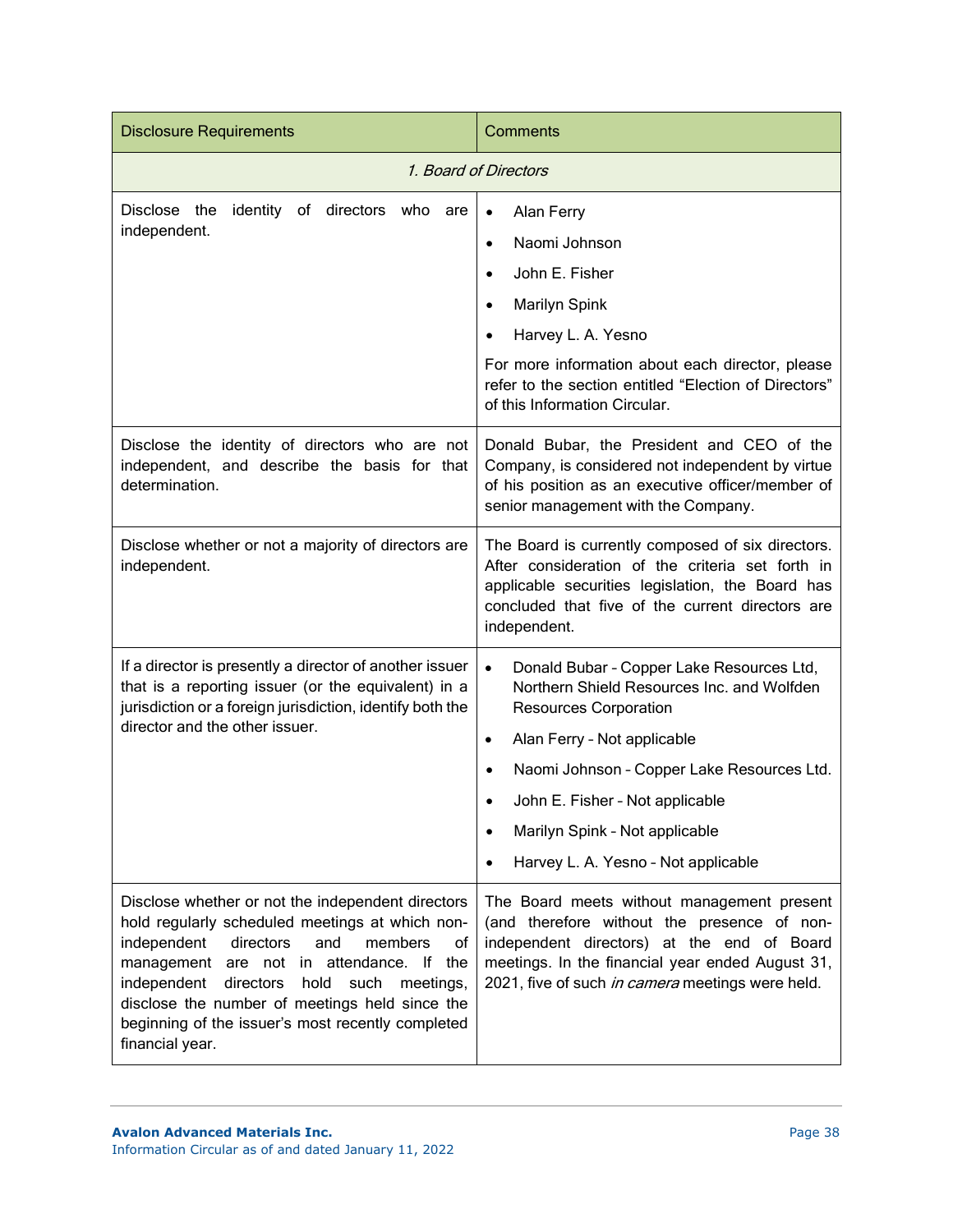| Disclosure Requirements | Comments |
|---|---|
| *1. Board of Directors* | |
| Disclose the identity of directors who are independent. | • Alan Ferry<br>• Naomi Johnson<br>• John E. Fisher<br>• Marilyn Spink<br>• Harvey L. A. Yesno<br>For more information about each director, please refer to the section entitled "Election of Directors" of this Information Circular. |
| Disclose the identity of directors who are not independent, and describe the basis for that determination. | Donald Bubar, the President and CEO of the Company, is considered not independent by virtue of his position as an executive officer/member of senior management with the Company. |
| Disclose whether or not a majority of directors are independent. | The Board is currently composed of six directors. After consideration of the criteria set forth in applicable securities legislation, the Board has concluded that five of the current directors are independent. |
| If a director is presently a director of another issuer that is a reporting issuer (or the equivalent) in a jurisdiction or a foreign jurisdiction, identify both the director and the other issuer. | • Donald Bubar – Copper Lake Resources Ltd, Northern Shield Resources Inc. and Wolfden Resources Corporation<br>• Alan Ferry – Not applicable<br>• Naomi Johnson – Copper Lake Resources Ltd.<br>• John E. Fisher – Not applicable<br>• Marilyn Spink – Not applicable<br>• Harvey L. A. Yesno – Not applicable |
| Disclose whether or not the independent directors hold regularly scheduled meetings at which non-independent directors and members of management are not in attendance. If the independent directors hold such meetings, disclose the number of meetings held since the beginning of the issuer's most recently completed financial year. | The Board meets without management present (and therefore without the presence of non-independent directors) at the end of Board meetings. In the financial year ended August 31, 2021, five of such *in camera* meetings were held. |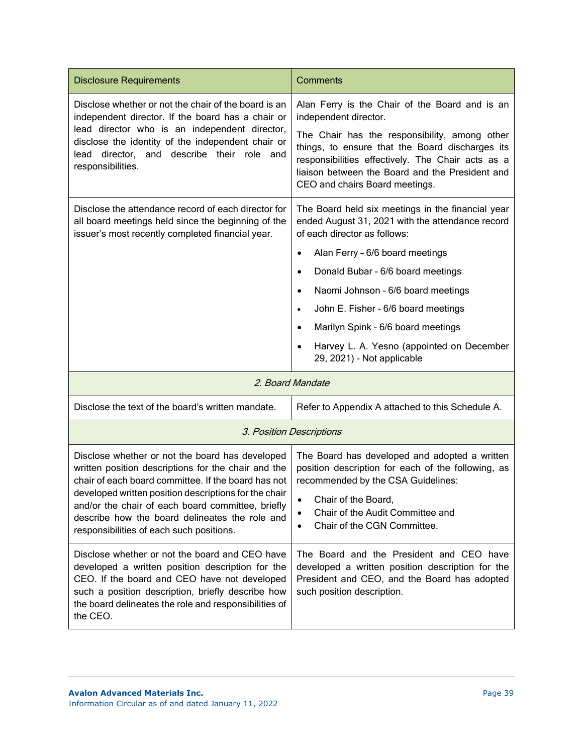| Disclosure Requirements | Comments |
|---|---|
| Disclose whether or not the chair of the board is an independent director. If the board has a chair or lead director who is an independent director, disclose the identity of the independent chair or lead director, and describe their role and responsibilities. | Alan Ferry is the Chair of the Board and is an independent director.<br><br>The Chair has the responsibility, among other things, to ensure that the Board discharges its responsibilities effectively. The Chair acts as a liaison between the Board and the President and CEO and chairs Board meetings. |
| Disclose the attendance record of each director for all board meetings held since the beginning of the issuer's most recently completed financial year. | The Board held six meetings in the financial year ended August 31, 2021 with the attendance record of each director as follows:<br><br>• Alan Ferry – 6/6 board meetings<br>• Donald Bubar – 6/6 board meetings<br>• Naomi Johnson – 6/6 board meetings<br>• John E. Fisher – 6/6 board meetings<br>• Marilyn Spink – 6/6 board meetings<br>• Harvey L. A. Yesno (appointed on December 29, 2021) – Not applicable |
| *2. Board Mandate* | |
| Disclose the text of the board's written mandate. | Refer to Appendix A attached to this Schedule A. |
| *3. Position Descriptions* | |
| Disclose whether or not the board has developed written position descriptions for the chair and the chair of each board committee. If the board has not developed written position descriptions for the chair and/or the chair of each board committee, briefly describe how the board delineates the role and responsibilities of each such positions. | The Board has developed and adopted a written position description for each of the following, as recommended by the CSA Guidelines:<br><br>• Chair of the Board,<br>• Chair of the Audit Committee and<br>• Chair of the CGN Committee. |
| Disclose whether or not the board and CEO have developed a written position description for the CEO. If the board and CEO have not developed such a position description, briefly describe how the board delineates the role and responsibilities of the CEO. | The Board and the President and CEO have developed a written position description for the President and CEO, and the Board has adopted such position description. |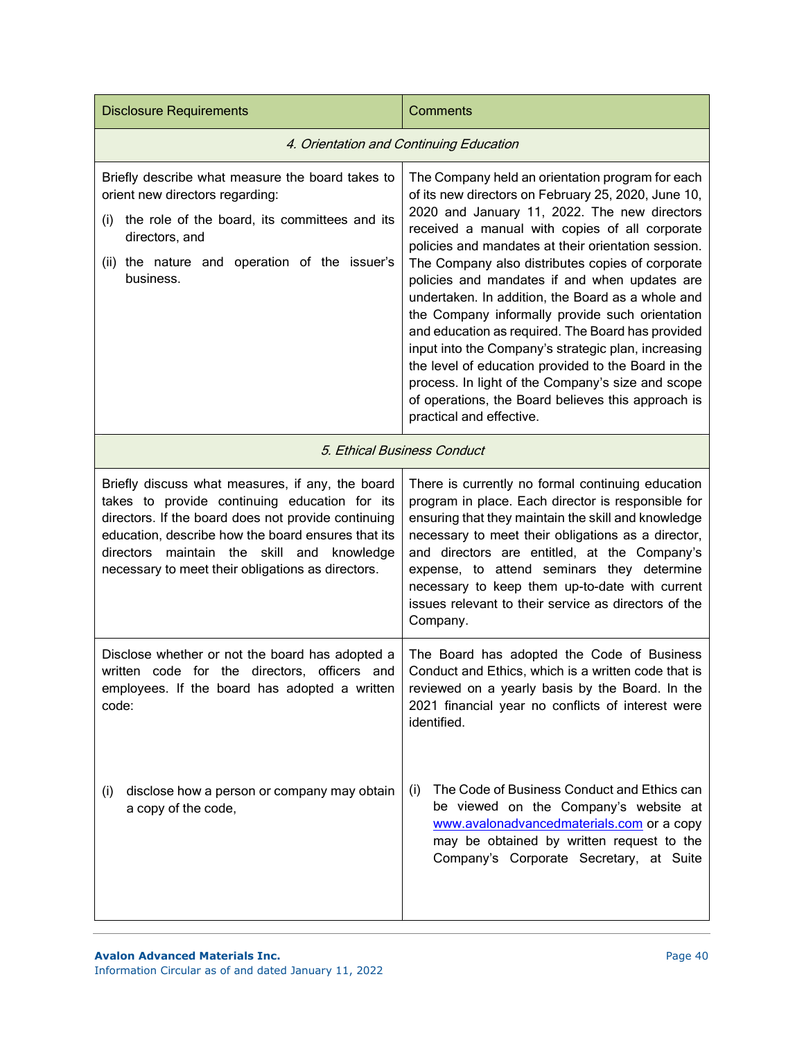| Disclosure Requirements | Comments |
|---|---|
| *4. Orientation and Continuing Education* | |
| Briefly describe what measure the board takes to orient new directors regarding:<br>(i) the role of the board, its committees and its directors, and<br>(ii) the nature and operation of the issuer's business. | The Company held an orientation program for each of its new directors on February 25, 2020, June 10, 2020 and January 11, 2022. The new directors received a manual with copies of all corporate policies and mandates at their orientation session. The Company also distributes copies of corporate policies and mandates if and when updates are undertaken. In addition, the Board as a whole and the Company informally provide such orientation and education as required. The Board has provided input into the Company's strategic plan, increasing the level of education provided to the Board in the process. In light of the Company's size and scope of operations, the Board believes this approach is practical and effective. |
| *5. Ethical Business Conduct* | |
| Briefly discuss what measures, if any, the board takes to provide continuing education for its directors. If the board does not provide continuing education, describe how the board ensures that its directors maintain the skill and knowledge necessary to meet their obligations as directors. | There is currently no formal continuing education program in place. Each director is responsible for ensuring that they maintain the skill and knowledge necessary to meet their obligations as a director, and directors are entitled, at the Company's expense, to attend seminars they determine necessary to keep them up-to-date with current issues relevant to their service as directors of the Company. |
| Disclose whether or not the board has adopted a written code for the directors, officers and employees. If the board has adopted a written code: | The Board has adopted the Code of Business Conduct and Ethics, which is a written code that is reviewed on a yearly basis by the Board. In the 2021 financial year no conflicts of interest were identified. |
| (i) disclose how a person or company may obtain a copy of the code, | (i) The Code of Business Conduct and Ethics can be viewed on the Company's website at www.avalonadvancedmaterials.com or a copy may be obtained by written request to the Company's Corporate Secretary, at Suite |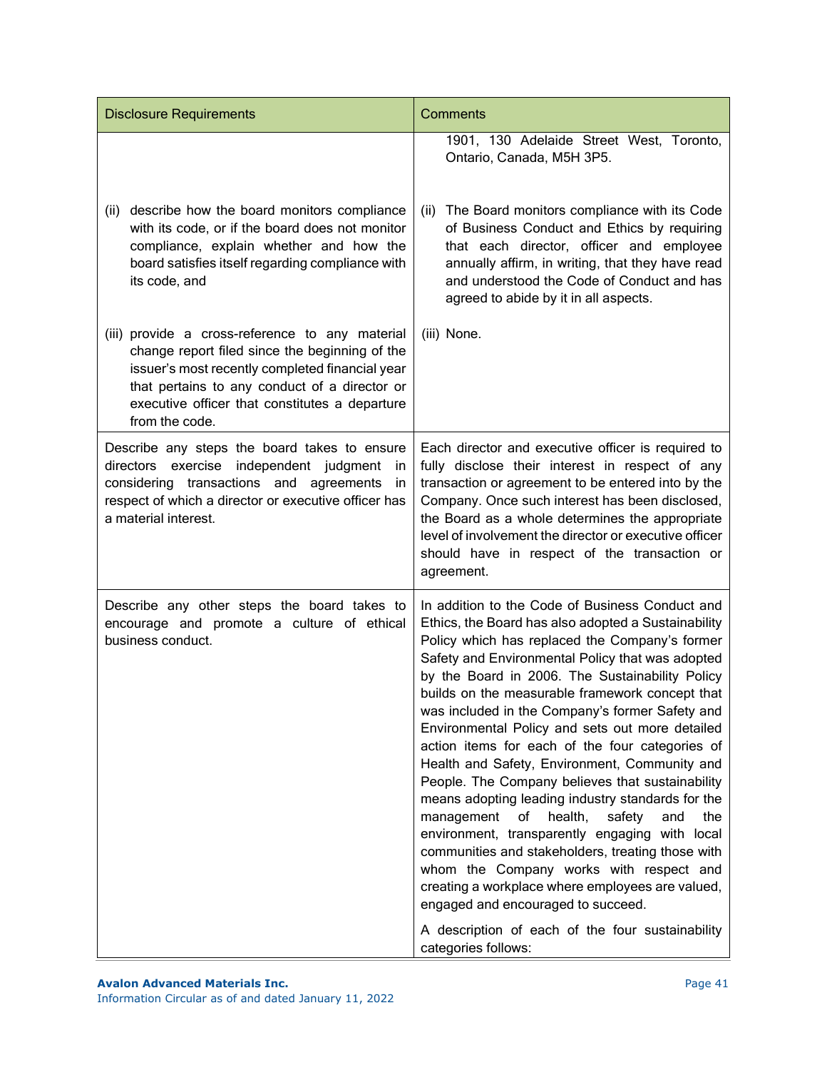| Disclosure Requirements | Comments |
|---|---|
| | 1901, 130 Adelaide Street West, Toronto, Ontario, Canada, M5H 3P5. |
| (ii) describe how the board monitors compliance with its code, or if the board does not monitor compliance, explain whether and how the board satisfies itself regarding compliance with its code, and | (ii) The Board monitors compliance with its Code of Business Conduct and Ethics by requiring that each director, officer and employee annually affirm, in writing, that they have read and understood the Code of Conduct and has agreed to abide by it in all aspects. |
| (iii) provide a cross-reference to any material change report filed since the beginning of the issuer's most recently completed financial year that pertains to any conduct of a director or executive officer that constitutes a departure from the code. | (iii) None. |
| Describe any steps the board takes to ensure directors exercise independent judgment in considering transactions and agreements in respect of which a director or executive officer has a material interest. | Each director and executive officer is required to fully disclose their interest in respect of any transaction or agreement to be entered into by the Company. Once such interest has been disclosed, the Board as a whole determines the appropriate level of involvement the director or executive officer should have in respect of the transaction or agreement. |
| Describe any other steps the board takes to encourage and promote a culture of ethical business conduct. | In addition to the Code of Business Conduct and Ethics, the Board has also adopted a Sustainability Policy which has replaced the Company's former Safety and Environmental Policy that was adopted by the Board in 2006. The Sustainability Policy builds on the measurable framework concept that was included in the Company's former Safety and Environmental Policy and sets out more detailed action items for each of the four categories of Health and Safety, Environment, Community and People. The Company believes that sustainability means adopting leading industry standards for the management of health, safety and the environment, transparently engaging with local communities and stakeholders, treating those with whom the Company works with respect and creating a workplace where employees are valued, engaged and encouraged to succeed.<br><br>A description of each of the four sustainability categories follows: |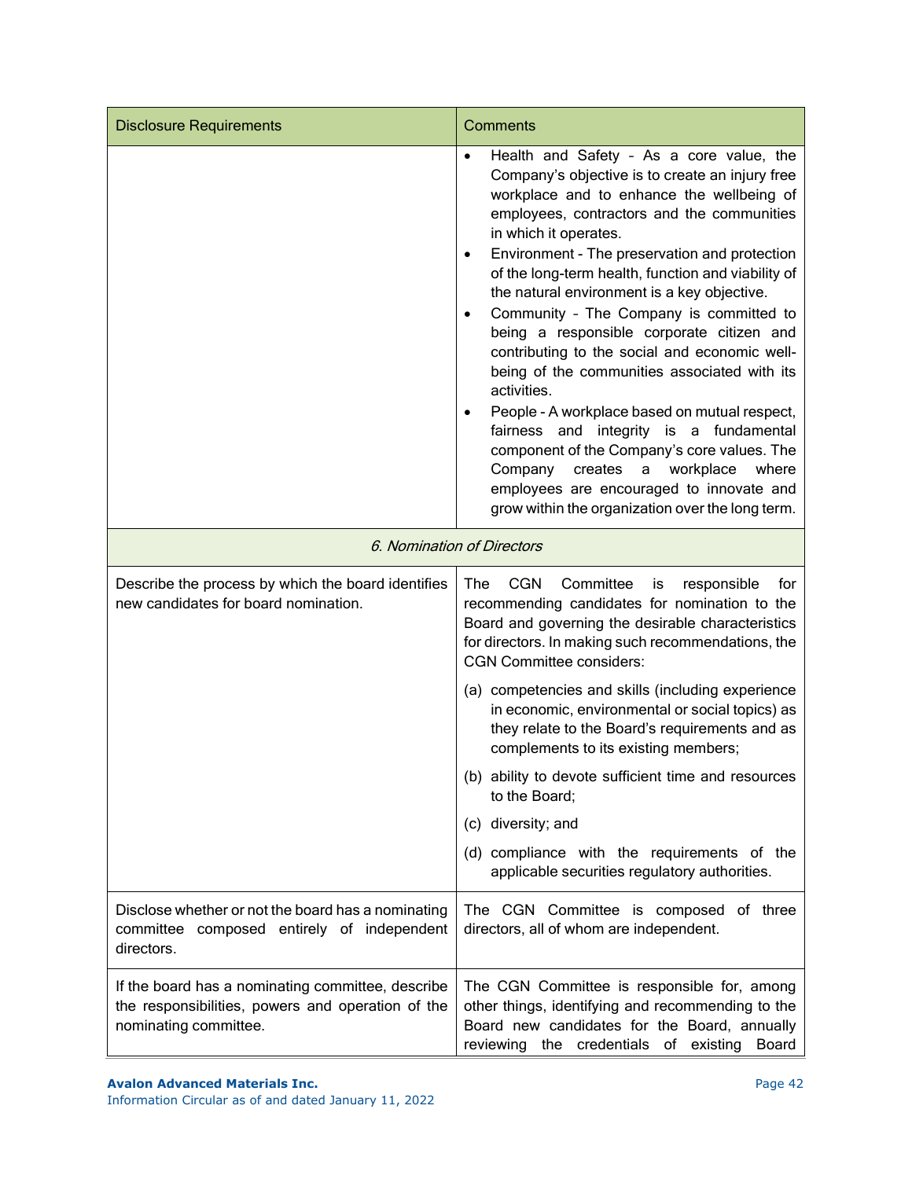| Disclosure Requirements | Comments |
|---|---|
| | • Health and Safety - As a core value, the Company's objective is to create an injury free workplace and to enhance the wellbeing of employees, contractors and the communities in which it operates.<br>• Environment - The preservation and protection of the long-term health, function and viability of the natural environment is a key objective.<br>• Community - The Company is committed to being a responsible corporate citizen and contributing to the social and economic well-being of the communities associated with its activities.<br>• People - A workplace based on mutual respect, fairness and integrity is a fundamental component of the Company's core values. The Company creates a workplace where employees are encouraged to innovate and grow within the organization over the long term. |
| *6. Nomination of Directors* | |
| Describe the process by which the board identifies new candidates for board nomination. | The CGN Committee is responsible for recommending candidates for nomination to the Board and governing the desirable characteristics for directors. In making such recommendations, the CGN Committee considers:<br>(a) competencies and skills (including experience in economic, environmental or social topics) as they relate to the Board's requirements and as complements to its existing members;<br>(b) ability to devote sufficient time and resources to the Board;<br>(c) diversity; and<br>(d) compliance with the requirements of the applicable securities regulatory authorities. |
| Disclose whether or not the board has a nominating committee composed entirely of independent directors. | The CGN Committee is composed of three directors, all of whom are independent. |
| If the board has a nominating committee, describe the responsibilities, powers and operation of the nominating committee. | The CGN Committee is responsible for, among other things, identifying and recommending to the Board new candidates for the Board, annually reviewing the credentials of existing Board |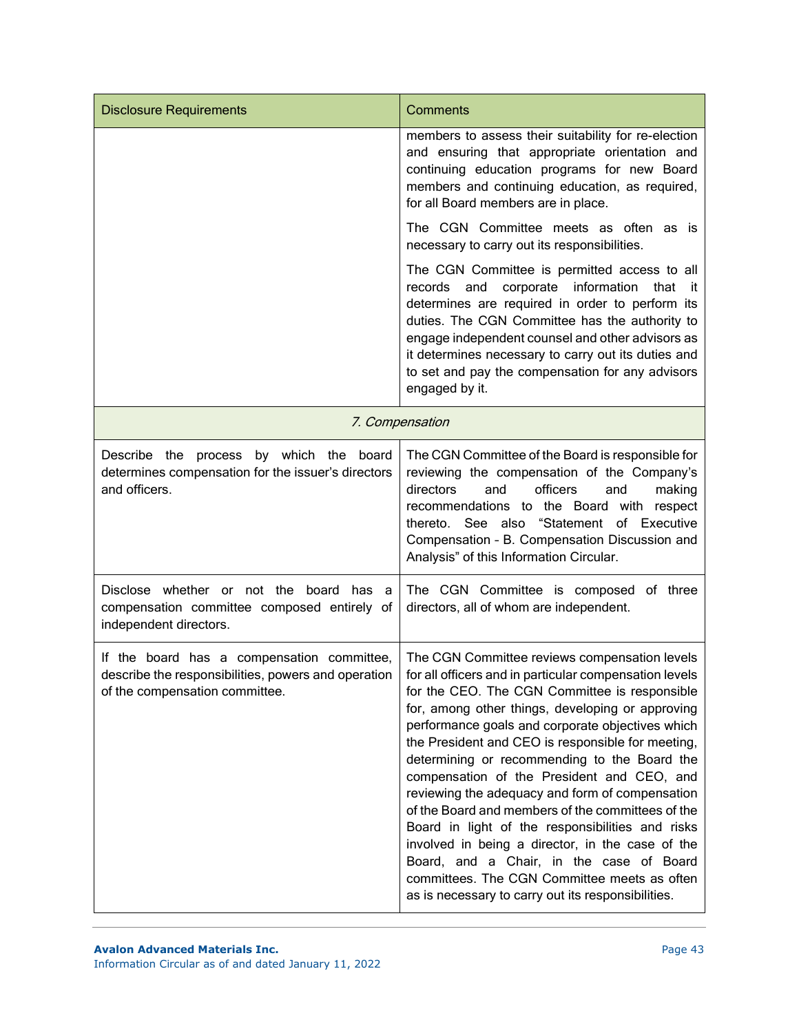| Disclosure Requirements | Comments |
| --- | --- |
| | members to assess their suitability for re-election and ensuring that appropriate orientation and continuing education programs for new Board members and continuing education, as required, for all Board members are in place.<br><br>The CGN Committee meets as often as is necessary to carry out its responsibilities.<br><br>The CGN Committee is permitted access to all records and corporate information that it determines are required in order to perform its duties. The CGN Committee has the authority to engage independent counsel and other advisors as it determines necessary to carry out its duties and to set and pay the compensation for any advisors engaged by it. |
| *7. Compensation* | |
| Describe the process by which the board determines compensation for the issuer's directors and officers. | The CGN Committee of the Board is responsible for reviewing the compensation of the Company's directors and officers and making recommendations to the Board with respect thereto. See also "Statement of Executive Compensation - B. Compensation Discussion and Analysis" of this Information Circular. |
| Disclose whether or not the board has a compensation committee composed entirely of independent directors. | The CGN Committee is composed of three directors, all of whom are independent. |
| If the board has a compensation committee, describe the responsibilities, powers and operation of the compensation committee. | The CGN Committee reviews compensation levels for all officers and in particular compensation levels for the CEO. The CGN Committee is responsible for, among other things, developing or approving performance goals and corporate objectives which the President and CEO is responsible for meeting, determining or recommending to the Board the compensation of the President and CEO, and reviewing the adequacy and form of compensation of the Board and members of the committees of the Board in light of the responsibilities and risks involved in being a director, in the case of the Board, and a Chair, in the case of Board committees. The CGN Committee meets as often as is necessary to carry out its responsibilities. |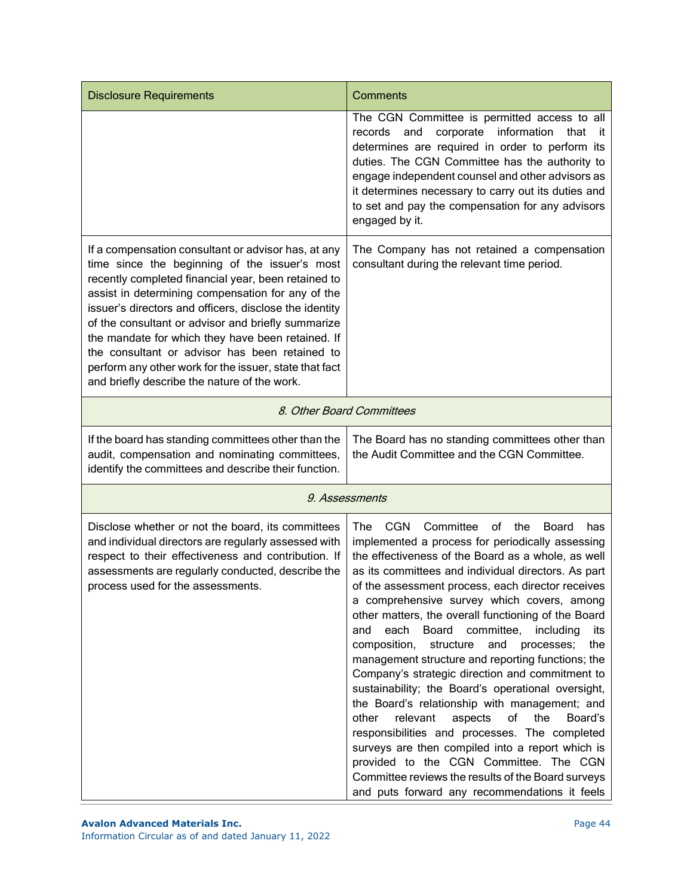| Disclosure Requirements | Comments |
| --- | --- |
| | The CGN Committee is permitted access to all records and corporate information that it determines are required in order to perform its duties. The CGN Committee has the authority to engage independent counsel and other advisors as it determines necessary to carry out its duties and to set and pay the compensation for any advisors engaged by it. |
| If a compensation consultant or advisor has, at any time since the beginning of the issuer's most recently completed financial year, been retained to assist in determining compensation for any of the issuer's directors and officers, disclose the identity of the consultant or advisor and briefly summarize the mandate for which they have been retained. If the consultant or advisor has been retained to perform any other work for the issuer, state that fact and briefly describe the nature of the work. | The Company has not retained a compensation consultant during the relevant time period. |
| *8. Other Board Committees* | |
| If the board has standing committees other than the audit, compensation and nominating committees, identify the committees and describe their function. | The Board has no standing committees other than the Audit Committee and the CGN Committee. |
| *9. Assessments* | |
| Disclose whether or not the board, its committees and individual directors are regularly assessed with respect to their effectiveness and contribution. If assessments are regularly conducted, describe the process used for the assessments. | The CGN Committee of the Board has implemented a process for periodically assessing the effectiveness of the Board as a whole, as well as its committees and individual directors. As part of the assessment process, each director receives a comprehensive survey which covers, among other matters, the overall functioning of the Board and each Board committee, including its composition, structure and processes; the management structure and reporting functions; the Company's strategic direction and commitment to sustainability; the Board's operational oversight, the Board's relationship with management; and other relevant aspects of the Board's responsibilities and processes. The completed surveys are then compiled into a report which is provided to the CGN Committee. The CGN Committee reviews the results of the Board surveys and puts forward any recommendations it feels |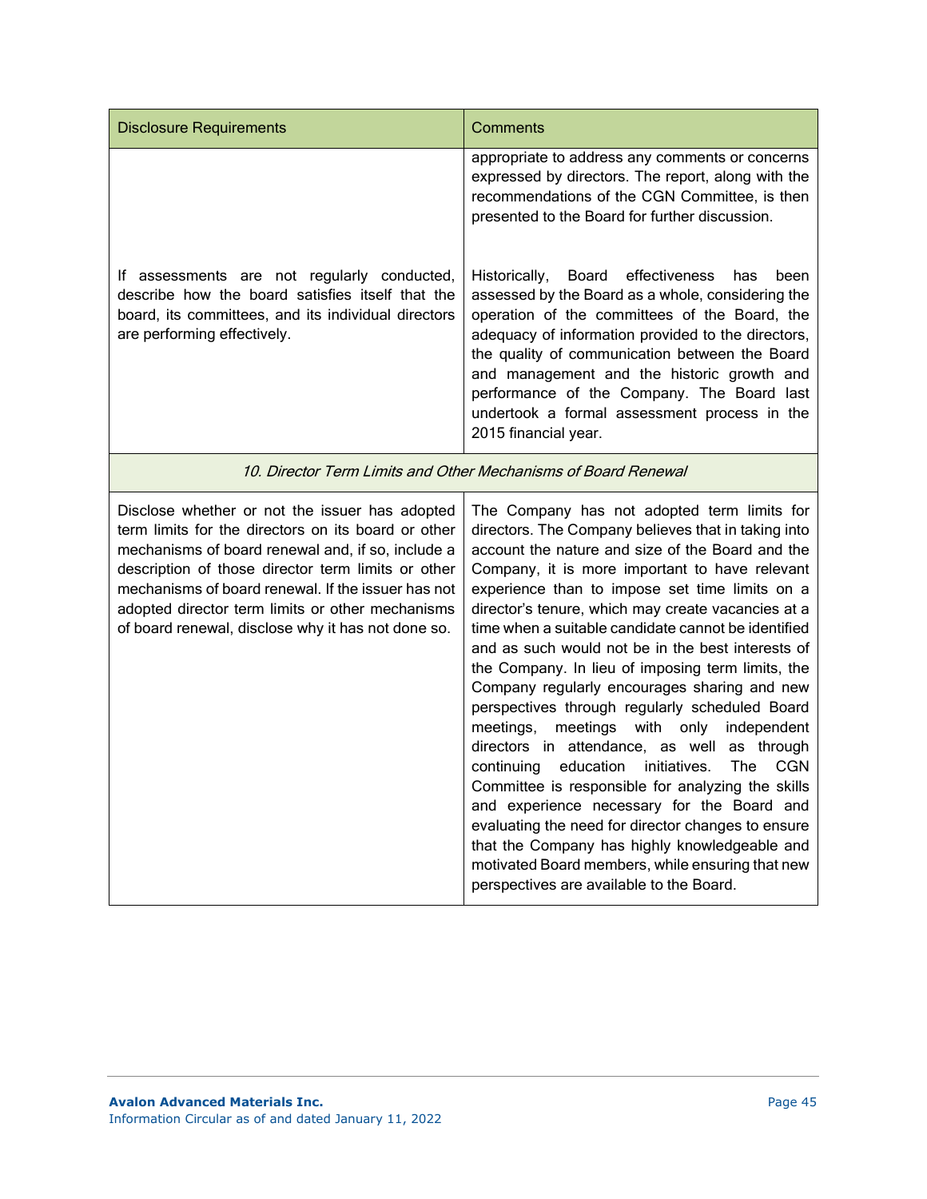| Disclosure Requirements | Comments |
|---|---|
| | appropriate to address any comments or concerns expressed by directors. The report, along with the recommendations of the CGN Committee, is then presented to the Board for further discussion. |
| If assessments are not regularly conducted, describe how the board satisfies itself that the board, its committees, and its individual directors are performing effectively. | Historically, Board effectiveness has been assessed by the Board as a whole, considering the operation of the committees of the Board, the adequacy of information provided to the directors, the quality of communication between the Board and management and the historic growth and performance of the Company. The Board last undertook a formal assessment process in the 2015 financial year. |
| *10. Director Term Limits and Other Mechanisms of Board Renewal* | |
| Disclose whether or not the issuer has adopted term limits for the directors on its board or other mechanisms of board renewal and, if so, include a description of those director term limits or other mechanisms of board renewal. If the issuer has not adopted director term limits or other mechanisms of board renewal, disclose why it has not done so. | The Company has not adopted term limits for directors. The Company believes that in taking into account the nature and size of the Board and the Company, it is more important to have relevant experience than to impose set time limits on a director's tenure, which may create vacancies at a time when a suitable candidate cannot be identified and as such would not be in the best interests of the Company. In lieu of imposing term limits, the Company regularly encourages sharing and new perspectives through regularly scheduled Board meetings, meetings with only independent directors in attendance, as well as through continuing education initiatives. The CGN Committee is responsible for analyzing the skills and experience necessary for the Board and evaluating the need for director changes to ensure that the Company has highly knowledgeable and motivated Board members, while ensuring that new perspectives are available to the Board. |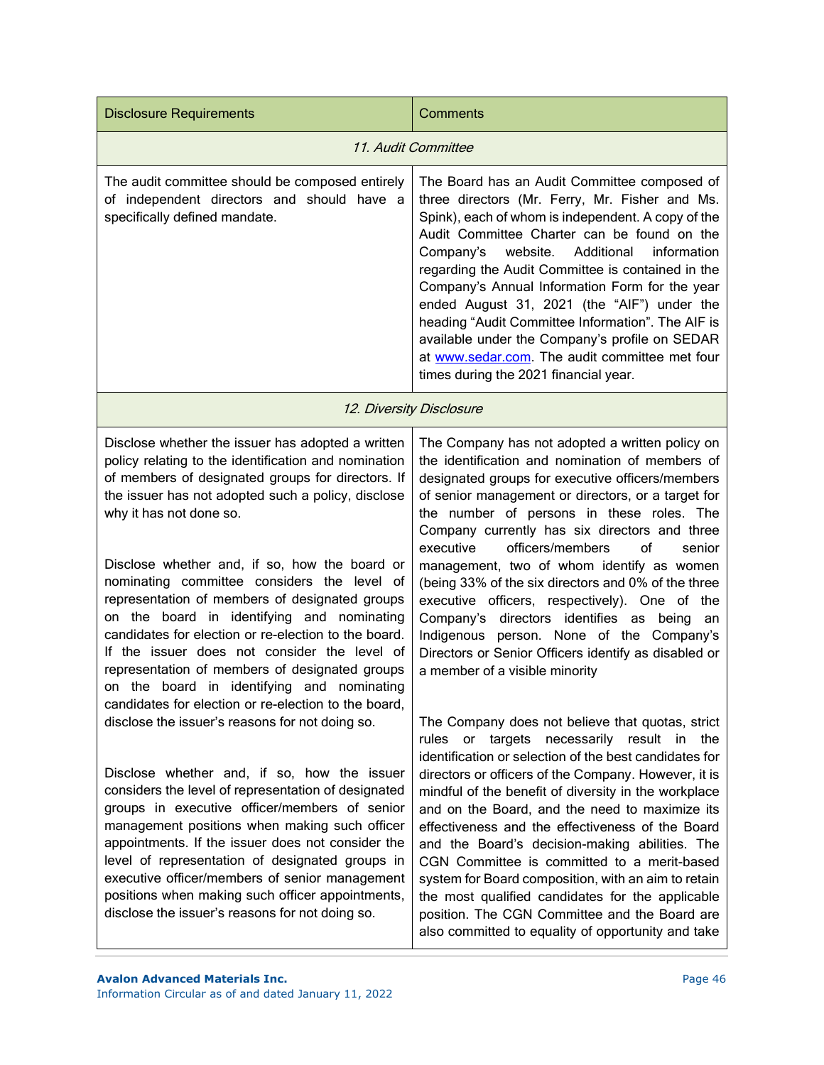| Disclosure Requirements | Comments |
|---|---|
| *11. Audit Committee* | |
| The audit committee should be composed entirely of independent directors and should have a specifically defined mandate. | The Board has an Audit Committee composed of three directors (Mr. Ferry, Mr. Fisher and Ms. Spink), each of whom is independent. A copy of the Audit Committee Charter can be found on the Company's website. Additional information regarding the Audit Committee is contained in the Company's Annual Information Form for the year ended August 31, 2021 (the "AIF") under the heading "Audit Committee Information". The AIF is available under the Company's profile on SEDAR at www.sedar.com. The audit committee met four times during the 2021 financial year. |
| *12. Diversity Disclosure* | |
| Disclose whether the issuer has adopted a written policy relating to the identification and nomination of members of designated groups for directors. If the issuer has not adopted such a policy, disclose why it has not done so.<br><br>Disclose whether and, if so, how the board or nominating committee considers the level of representation of members of designated groups on the board in identifying and nominating candidates for election or re-election to the board. If the issuer does not consider the level of representation of members of designated groups on the board in identifying and nominating candidates for election or re-election to the board, disclose the issuer's reasons for not doing so.<br><br>Disclose whether and, if so, how the issuer considers the level of representation of designated groups in executive officer/members of senior management positions when making such officer appointments. If the issuer does not consider the level of representation of designated groups in executive officer/members of senior management positions when making such officer appointments, disclose the issuer's reasons for not doing so. | The Company has not adopted a written policy on the identification and nomination of members of designated groups for executive officers/members of senior management or directors, or a target for the number of persons in these roles. The Company currently has six directors and three executive officers/members of senior management, two of whom identify as women (being 33% of the six directors and 0% of the three executive officers, respectively). One of the Company's directors identifies as being an Indigenous person. None of the Company's Directors or Senior Officers identify as disabled or a member of a visible minority<br><br>The Company does not believe that quotas, strict rules or targets necessarily result in the identification or selection of the best candidates for directors or officers of the Company. However, it is mindful of the benefit of diversity in the workplace and on the Board, and the need to maximize its effectiveness and the effectiveness of the Board and the Board's decision-making abilities. The CGN Committee is committed to a merit-based system for Board composition, with an aim to retain the most qualified candidates for the applicable position. The CGN Committee and the Board are also committed to equality of opportunity and take |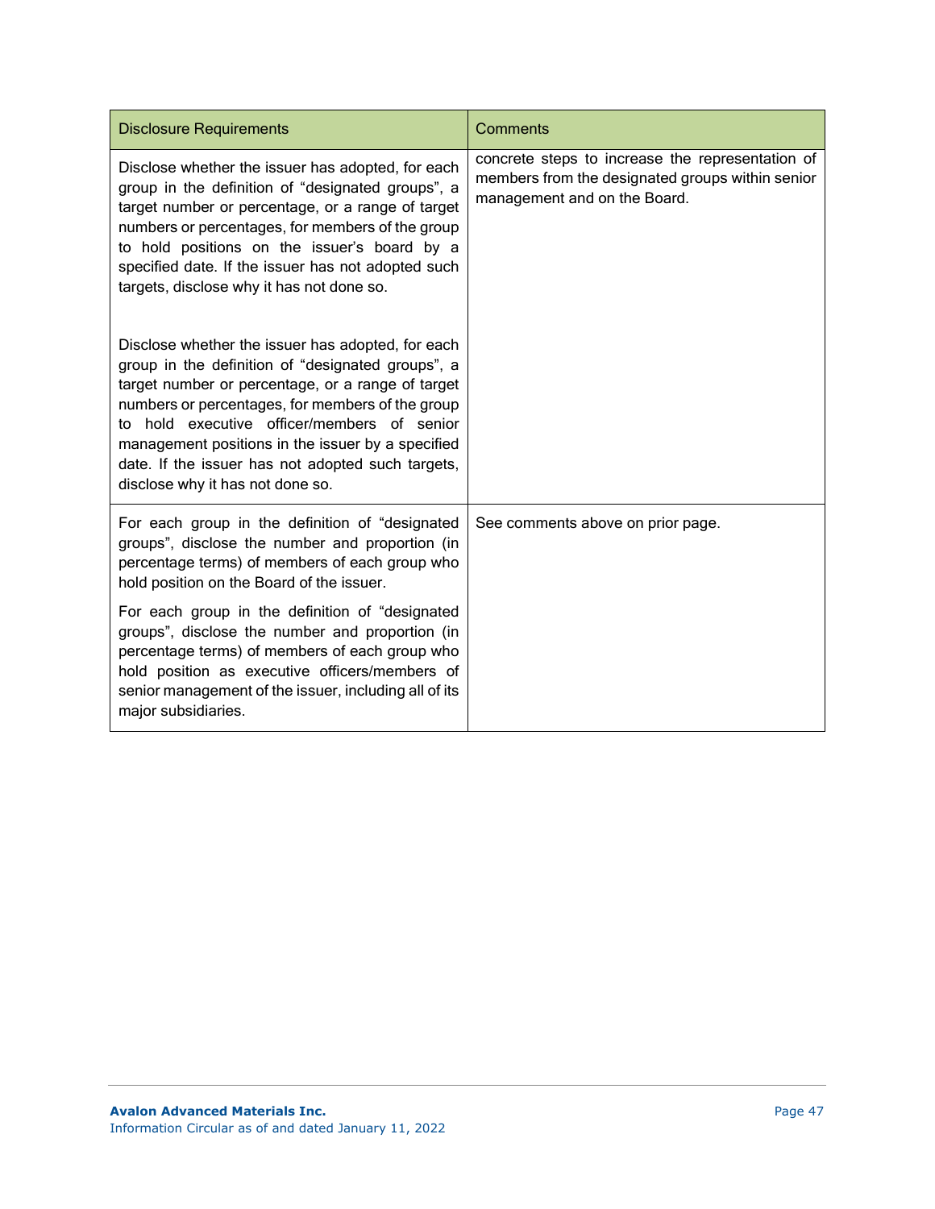| Disclosure Requirements | Comments |
|---|---|
| Disclose whether the issuer has adopted, for each group in the definition of "designated groups", a target number or percentage, or a range of target numbers or percentages, for members of the group to hold positions on the issuer's board by a specified date. If the issuer has not adopted such targets, disclose why it has not done so.<br><br>Disclose whether the issuer has adopted, for each group in the definition of "designated groups", a target number or percentage, or a range of target numbers or percentages, for members of the group to hold executive officer/members of senior management positions in the issuer by a specified date. If the issuer has not adopted such targets, disclose why it has not done so. | concrete steps to increase the representation of members from the designated groups within senior management and on the Board. |
| For each group in the definition of "designated groups", disclose the number and proportion (in percentage terms) of members of each group who hold position on the Board of the issuer.<br><br>For each group in the definition of "designated groups", disclose the number and proportion (in percentage terms) of members of each group who hold position as executive officers/members of senior management of the issuer, including all of its major subsidiaries. | See comments above on prior page. |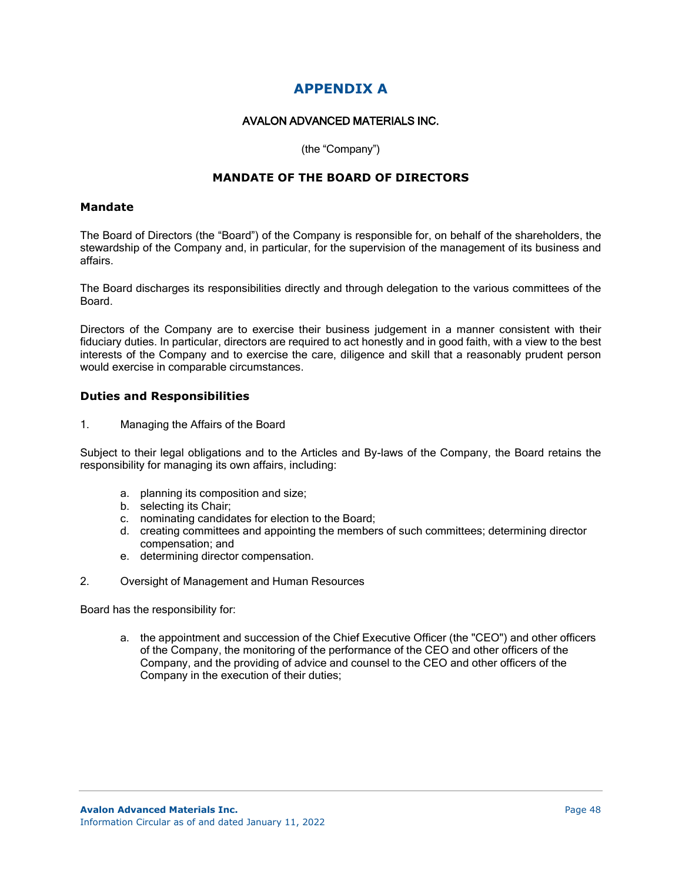# APPENDIX A

AVALON ADVANCED MATERIALS INC.

(the “Company”)

## MANDATE OF THE BOARD OF DIRECTORS

### Mandate

The Board of Directors (the “Board”) of the Company is responsible for, on behalf of the shareholders, the stewardship of the Company and, in particular, for the supervision of the management of its business and affairs.

The Board discharges its responsibilities directly and through delegation to the various committees of the Board.

Directors of the Company are to exercise their business judgement in a manner consistent with their fiduciary duties. In particular, directors are required to act honestly and in good faith, with a view to the best interests of the Company and to exercise the care, diligence and skill that a reasonably prudent person would exercise in comparable circumstances.

### Duties and Responsibilities

1. Managing the Affairs of the Board

Subject to their legal obligations and to the Articles and By-laws of the Company, the Board retains the responsibility for managing its own affairs, including:

a. planning its composition and size;
b. selecting its Chair;
c. nominating candidates for election to the Board;
d. creating committees and appointing the members of such committees; determining director compensation; and
e. determining director compensation.

2. Oversight of Management and Human Resources

Board has the responsibility for:

a. the appointment and succession of the Chief Executive Officer (the "CEO") and other officers of the Company, the monitoring of the performance of the CEO and other officers of the Company, and the providing of advice and counsel to the CEO and other officers of the Company in the execution of their duties;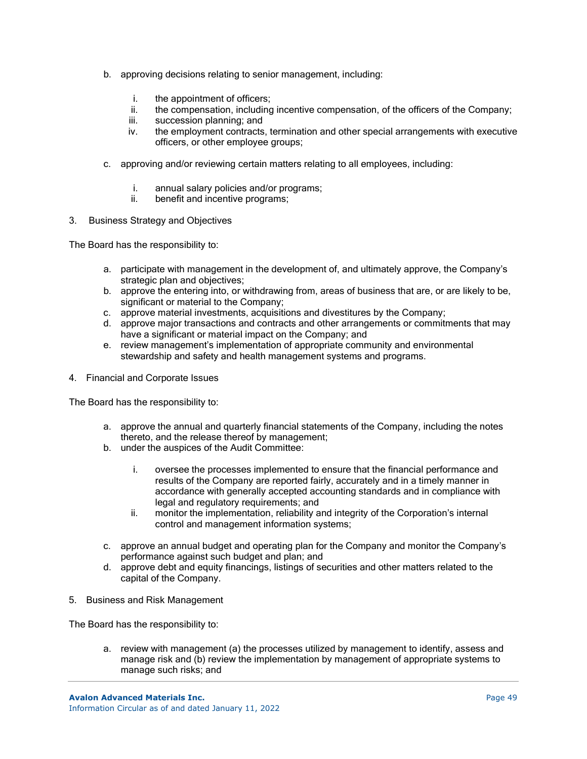b. approving decisions relating to senior management, including:

    i. the appointment of officers;
    ii. the compensation, including incentive compensation, of the officers of the Company;
    iii. succession planning; and
    iv. the employment contracts, termination and other special arrangements with executive officers, or other employee groups;

c. approving and/or reviewing certain matters relating to all employees, including:

    i. annual salary policies and/or programs;
    ii. benefit and incentive programs;

3. Business Strategy and Objectives

The Board has the responsibility to:

a. participate with management in the development of, and ultimately approve, the Company's strategic plan and objectives;
b. approve the entering into, or withdrawing from, areas of business that are, or are likely to be, significant or material to the Company;
c. approve material investments, acquisitions and divestitures by the Company;
d. approve major transactions and contracts and other arrangements or commitments that may have a significant or material impact on the Company; and
e. review management's implementation of appropriate community and environmental stewardship and safety and health management systems and programs.

4. Financial and Corporate Issues

The Board has the responsibility to:

a. approve the annual and quarterly financial statements of the Company, including the notes thereto, and the release thereof by management;
b. under the auspices of the Audit Committee:

    i. oversee the processes implemented to ensure that the financial performance and results of the Company are reported fairly, accurately and in a timely manner in accordance with generally accepted accounting standards and in compliance with legal and regulatory requirements; and
    ii. monitor the implementation, reliability and integrity of the Corporation's internal control and management information systems;

c. approve an annual budget and operating plan for the Company and monitor the Company's performance against such budget and plan; and
d. approve debt and equity financings, listings of securities and other matters related to the capital of the Company.

5. Business and Risk Management

The Board has the responsibility to:

a. review with management (a) the processes utilized by management to identify, assess and manage risk and (b) review the implementation by management of appropriate systems to manage such risks; and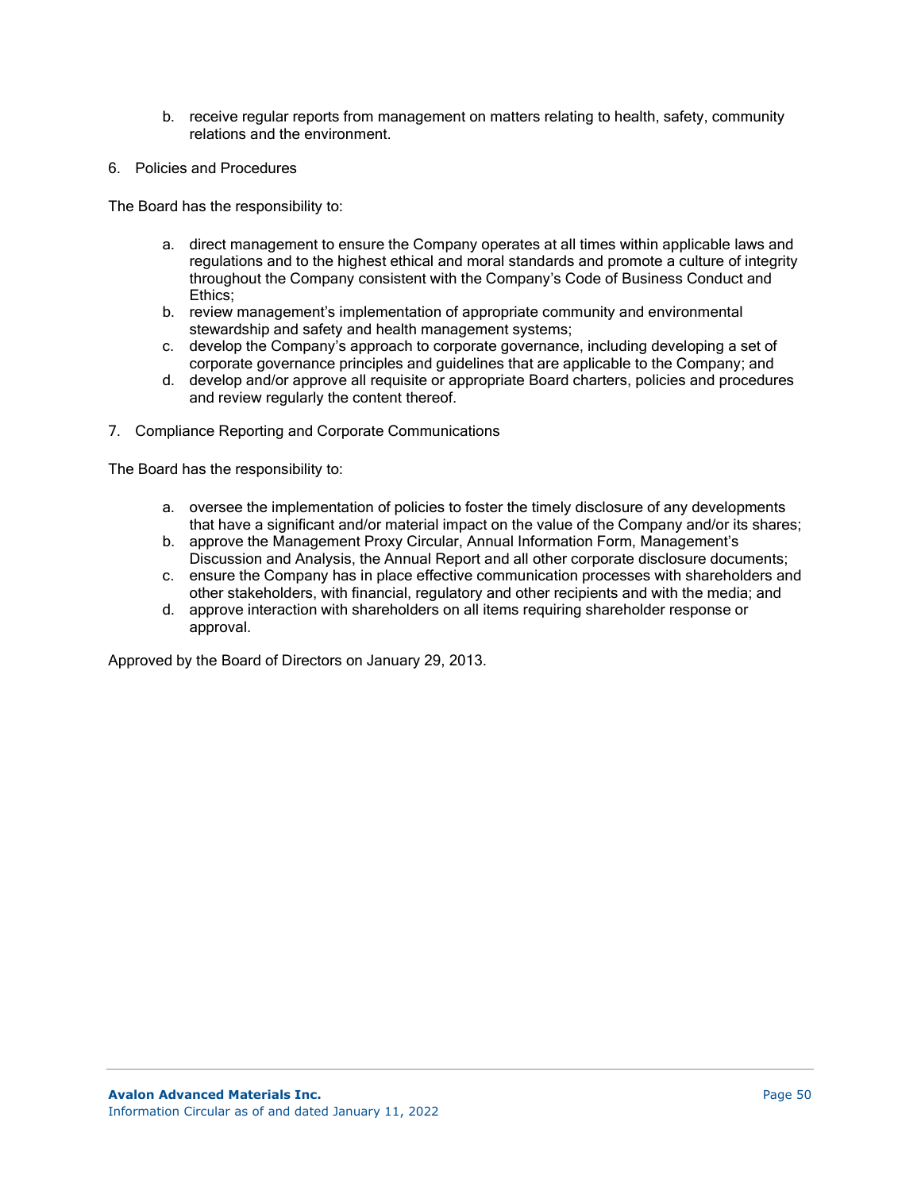b. receive regular reports from management on matters relating to health, safety, community relations and the environment.

6. Policies and Procedures

The Board has the responsibility to:

a. direct management to ensure the Company operates at all times within applicable laws and regulations and to the highest ethical and moral standards and promote a culture of integrity throughout the Company consistent with the Company's Code of Business Conduct and Ethics;
b. review management's implementation of appropriate community and environmental stewardship and safety and health management systems;
c. develop the Company's approach to corporate governance, including developing a set of corporate governance principles and guidelines that are applicable to the Company; and
d. develop and/or approve all requisite or appropriate Board charters, policies and procedures and review regularly the content thereof.

7. Compliance Reporting and Corporate Communications

The Board has the responsibility to:

a. oversee the implementation of policies to foster the timely disclosure of any developments that have a significant and/or material impact on the value of the Company and/or its shares;
b. approve the Management Proxy Circular, Annual Information Form, Management's Discussion and Analysis, the Annual Report and all other corporate disclosure documents;
c. ensure the Company has in place effective communication processes with shareholders and other stakeholders, with financial, regulatory and other recipients and with the media; and
d. approve interaction with shareholders on all items requiring shareholder response or approval.

Approved by the Board of Directors on January 29, 2013.